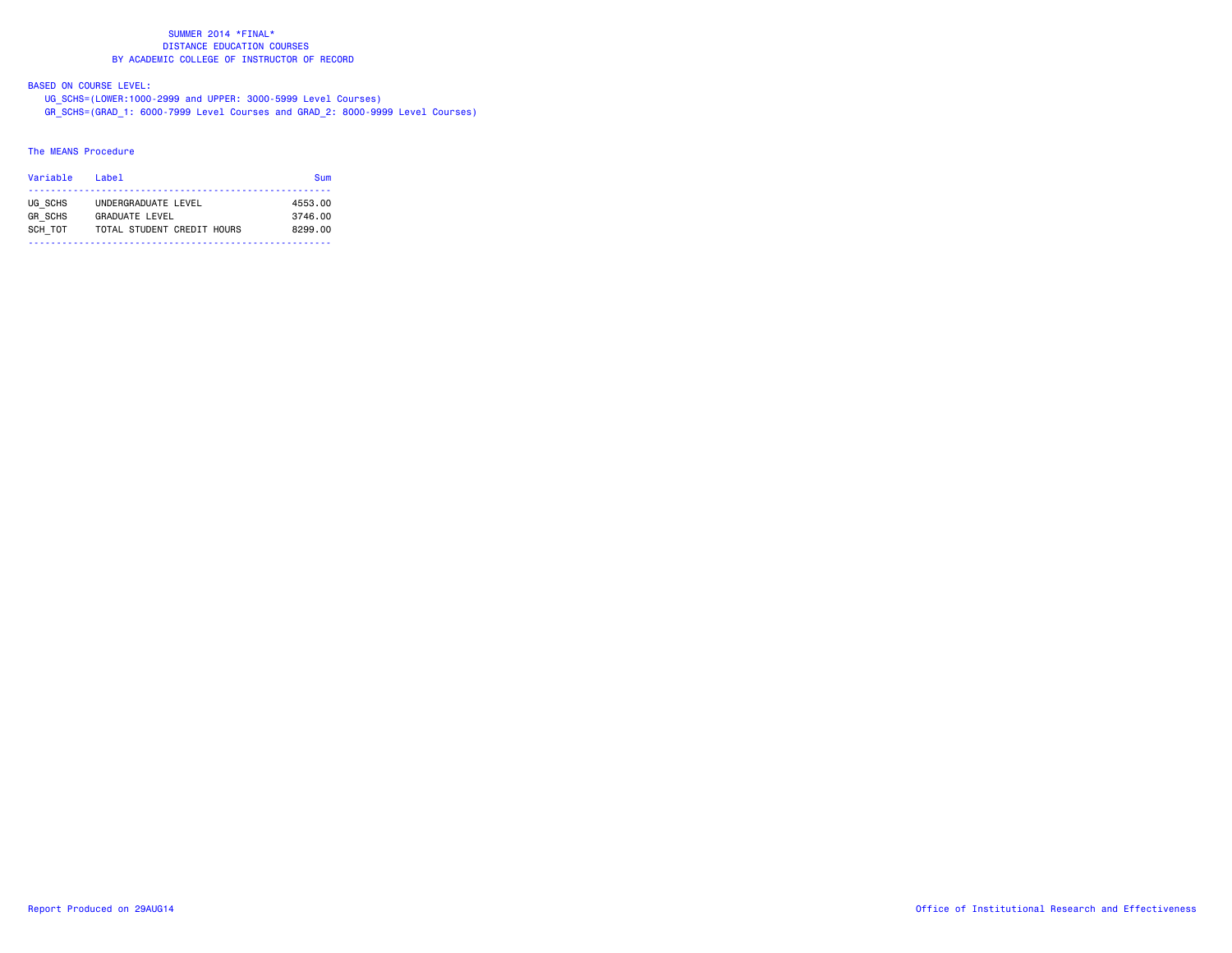# SUMMER 2014 *FINAL*
## DISTANCE EDUCATION COURSES
## BY ACADEMIC COLLEGE OF INSTRUCTOR OF RECORD

BASED ON COURSE LEVEL:

UG_SCHS=(LOWER:1000-2999 and UPPER: 3000-5999 Level Courses)

GR_SCHS=(GRAD_1: 6000-7999 Level Courses and GRAD_2: 8000-9999 Level Courses)

The MEANS Procedure

| Variable | Label | Sum |
|---|---|---|
| UG_SCHS | UNDERGRADUATE LEVEL | 4553.00 |
| GR_SCHS | GRADUATE LEVEL | 3746.00 |
| SCH_TOT | TOTAL STUDENT CREDIT HOURS | 8299.00 |

Report Produced on 29AUG14

Office of Institutional Research and Effectiveness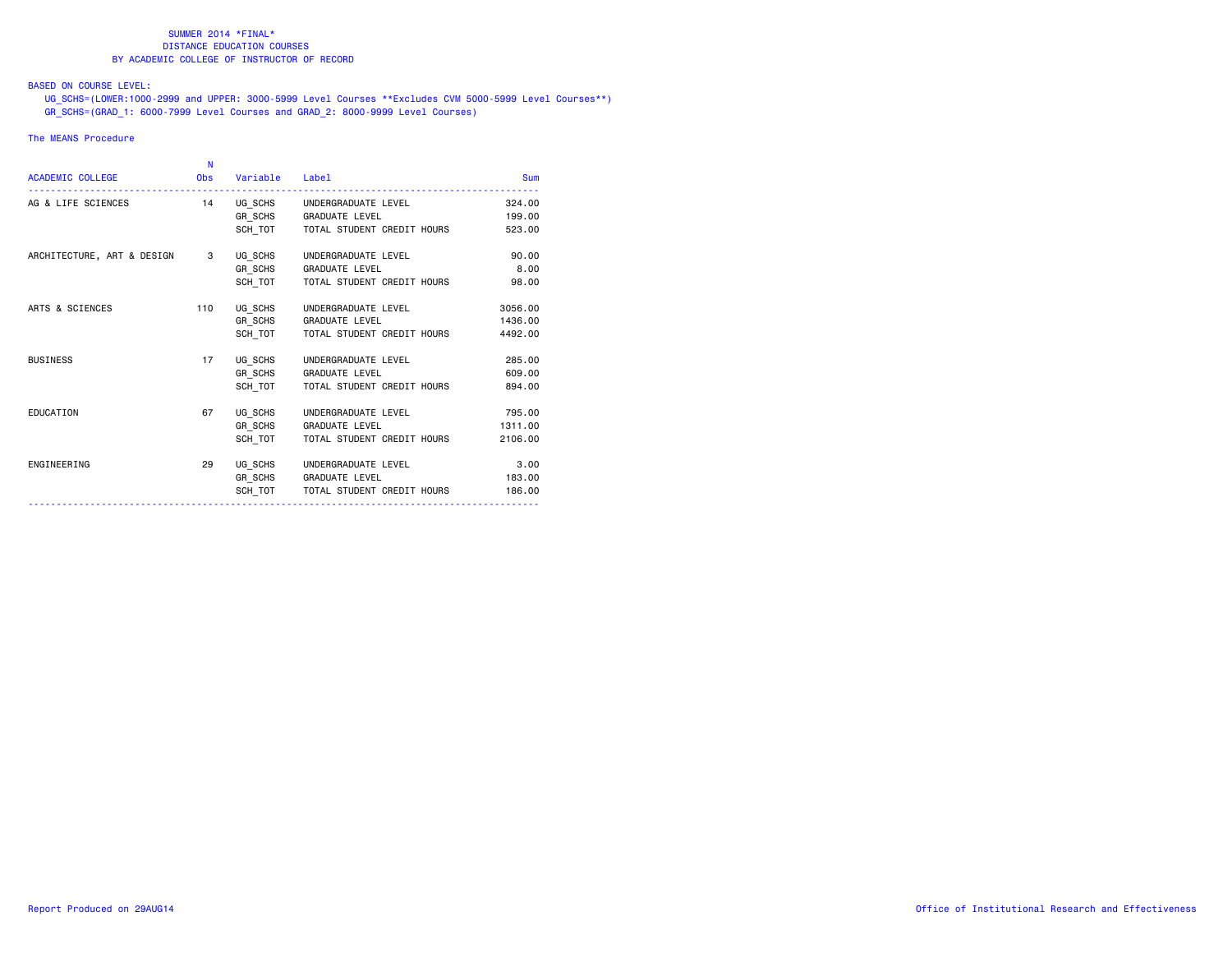SUMMER 2014 *FINAL*
DISTANCE EDUCATION COURSES
BY ACADEMIC COLLEGE OF INSTRUCTOR OF RECORD

BASED ON COURSE LEVEL:
UG_SCHS=(LOWER:1000-2999 and UPPER: 3000-5999 Level Courses **Excludes CVM 5000-5999 Level Courses**)
GR_SCHS=(GRAD_1: 6000-7999 Level Courses and GRAD_2: 8000-9999 Level Courses)

The MEANS Procedure

| ACADEMIC COLLEGE | N Obs | Variable | Label | Sum |
|---|---|---|---|---|
| AG & LIFE SCIENCES | 14 | UG_SCHS | UNDERGRADUATE LEVEL | 324.00 |
| | | GR_SCHS | GRADUATE LEVEL | 199.00 |
| | | SCH_TOT | TOTAL STUDENT CREDIT HOURS | 523.00 |
| ARCHITECTURE, ART & DESIGN | 3 | UG_SCHS | UNDERGRADUATE LEVEL | 90.00 |
| | | GR_SCHS | GRADUATE LEVEL | 8.00 |
| | | SCH_TOT | TOTAL STUDENT CREDIT HOURS | 98.00 |
| ARTS & SCIENCES | 110 | UG_SCHS | UNDERGRADUATE LEVEL | 3056.00 |
| | | GR_SCHS | GRADUATE LEVEL | 1436.00 |
| | | SCH_TOT | TOTAL STUDENT CREDIT HOURS | 4492.00 |
| BUSINESS | 17 | UG_SCHS | UNDERGRADUATE LEVEL | 285.00 |
| | | GR_SCHS | GRADUATE LEVEL | 609.00 |
| | | SCH_TOT | TOTAL STUDENT CREDIT HOURS | 894.00 |
| EDUCATION | 67 | UG_SCHS | UNDERGRADUATE LEVEL | 795.00 |
| | | GR_SCHS | GRADUATE LEVEL | 1311.00 |
| | | SCH_TOT | TOTAL STUDENT CREDIT HOURS | 2106.00 |
| ENGINEERING | 29 | UG_SCHS | UNDERGRADUATE LEVEL | 3.00 |
| | | GR_SCHS | GRADUATE LEVEL | 183.00 |
| | | SCH_TOT | TOTAL STUDENT CREDIT HOURS | 186.00 |

Report Produced on 29AUG14 Office of Institutional Research and Effectiveness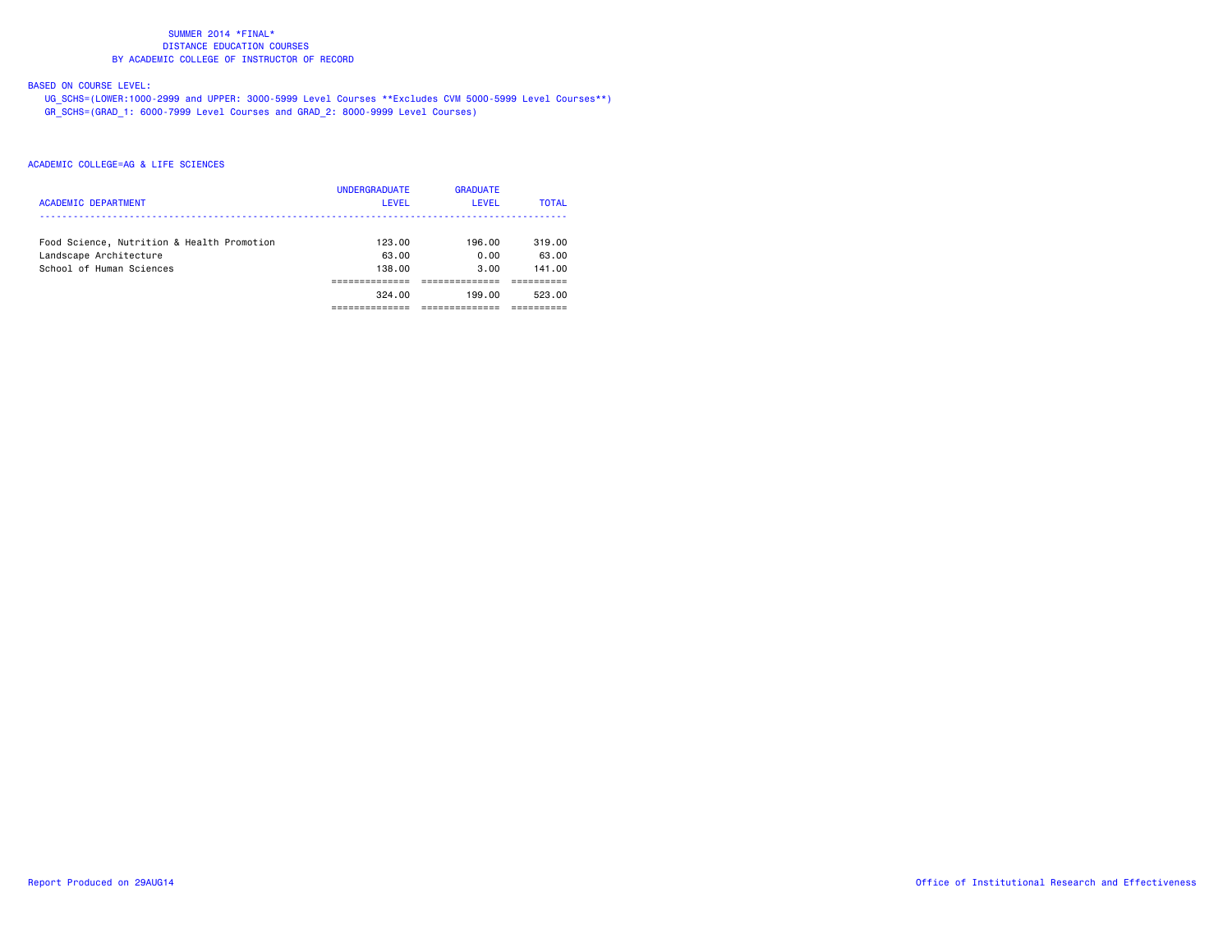# SUMMER 2014 *FINAL*
## DISTANCE EDUCATION COURSES
## BY ACADEMIC COLLEGE OF INSTRUCTOR OF RECORD

BASED ON COURSE LEVEL:

UG_SCHS=(LOWER:1000-2999 and UPPER: 3000-5999 Level Courses **Excludes CVM 5000-5999 Level Courses**)

GR_SCHS=(GRAD_1: 6000-7999 Level Courses and GRAD_2: 8000-9999 Level Courses)

ACADEMIC COLLEGE=AG & LIFE SCIENCES

| ACADEMIC DEPARTMENT | UNDERGRADUATE LEVEL | GRADUATE LEVEL | TOTAL |
|---|---|---|---|
| Food Science, Nutrition & Health Promotion | 123.00 | 196.00 | 319.00 |
| Landscape Architecture | 63.00 | 0.00 | 63.00 |
| School of Human Sciences | 138.00 | 3.00 | 141.00 |
| | 324.00 | 199.00 | 523.00 |

Report Produced on 29AUG14

Office of Institutional Research and Effectiveness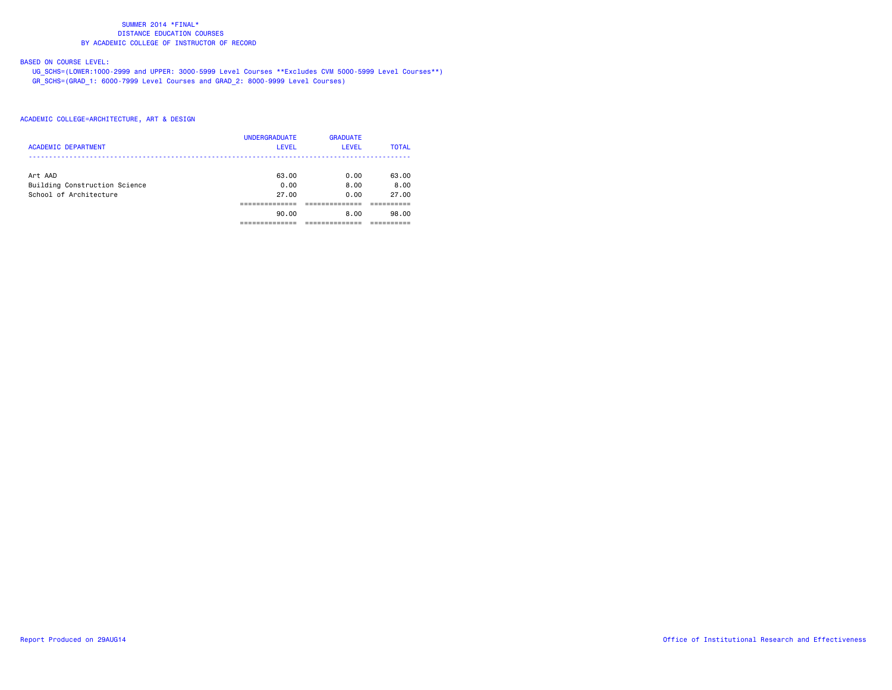SUMMER 2014 *FINAL*
DISTANCE EDUCATION COURSES
BY ACADEMIC COLLEGE OF INSTRUCTOR OF RECORD

BASED ON COURSE LEVEL:
UG_SCHS=(LOWER:1000-2999 and UPPER: 3000-5999 Level Courses **Excludes CVM 5000-5999 Level Courses**)
GR_SCHS=(GRAD_1: 6000-7999 Level Courses and GRAD_2: 8000-9999 Level Courses)

ACADEMIC COLLEGE=ARCHITECTURE, ART & DESIGN

| ACADEMIC DEPARTMENT | UNDERGRADUATE LEVEL | GRADUATE LEVEL | TOTAL |
|---|---|---|---|
| Art AAD | 63.00 | 0.00 | 63.00 |
| Building Construction Science | 0.00 | 8.00 | 8.00 |
| School of Architecture | 27.00 | 0.00 | 27.00 |
| | 90.00 | 8.00 | 98.00 |

Report Produced on 29AUG14 Office of Institutional Research and Effectiveness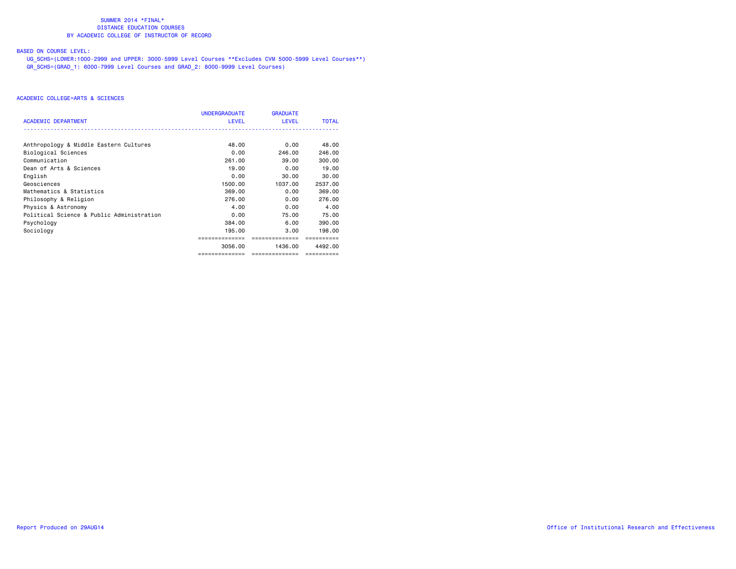SUMMER 2014 *FINAL*
DISTANCE EDUCATION COURSES
BY ACADEMIC COLLEGE OF INSTRUCTOR OF RECORD

BASED ON COURSE LEVEL:
UG_SCHS=(LOWER:1000-2999 and UPPER: 3000-5999 Level Courses **Excludes CVM 5000-5999 Level Courses**)
GR_SCHS=(GRAD_1: 6000-7999 Level Courses and GRAD_2: 8000-9999 Level Courses)

ACADEMIC COLLEGE=ARTS & SCIENCES

| ACADEMIC DEPARTMENT | UNDERGRADUATE LEVEL | GRADUATE LEVEL | TOTAL |
|---|---|---|---|
| Anthropology & Middle Eastern Cultures | 48.00 | 0.00 | 48.00 |
| Biological Sciences | 0.00 | 246.00 | 246.00 |
| Communication | 261.00 | 39.00 | 300.00 |
| Dean of Arts & Sciences | 19.00 | 0.00 | 19.00 |
| English | 0.00 | 30.00 | 30.00 |
| Geosciences | 1500.00 | 1037.00 | 2537.00 |
| Mathematics & Statistics | 369.00 | 0.00 | 369.00 |
| Philosophy & Religion | 276.00 | 0.00 | 276.00 |
| Physics & Astronomy | 4.00 | 0.00 | 4.00 |
| Political Science & Public Administration | 0.00 | 75.00 | 75.00 |
| Psychology | 384.00 | 6.00 | 390.00 |
| Sociology | 195.00 | 3.00 | 198.00 |
| | 3056.00 | 1436.00 | 4492.00 |

Report Produced on 29AUG14

Office of Institutional Research and Effectiveness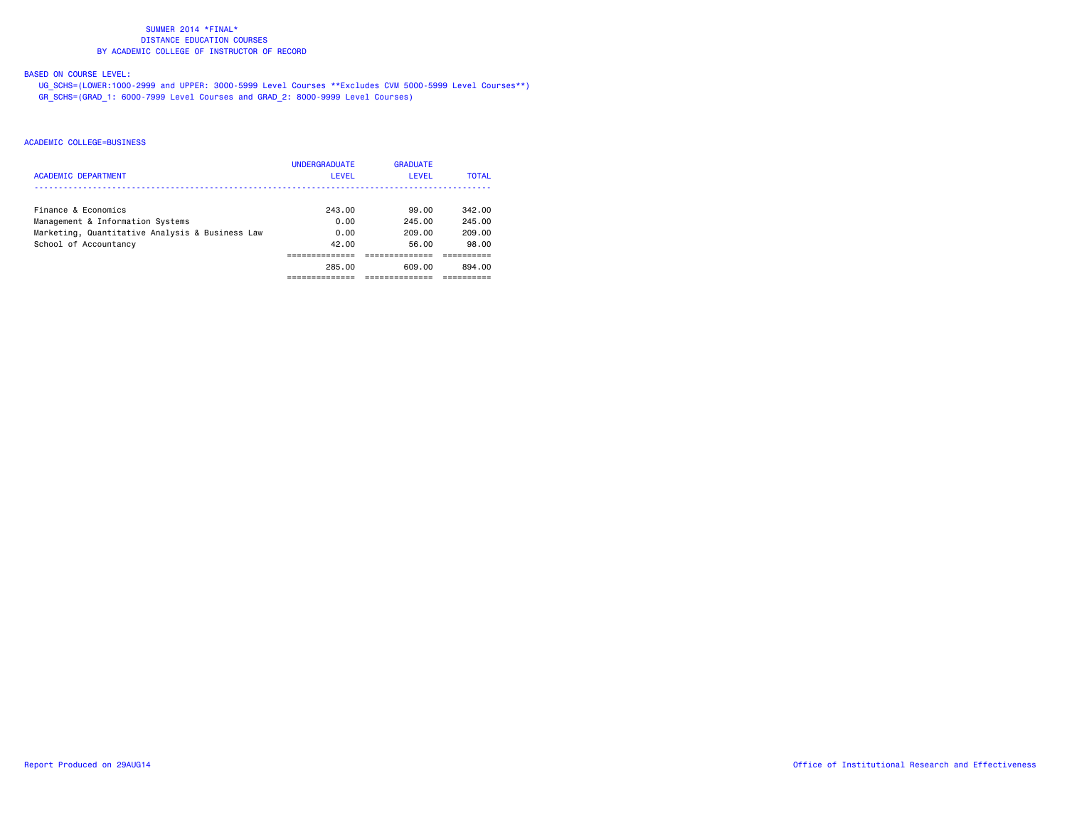SUMMER 2014 *FINAL*
DISTANCE EDUCATION COURSES
BY ACADEMIC COLLEGE OF INSTRUCTOR OF RECORD

BASED ON COURSE LEVEL:
UG_SCHS=(LOWER:1000-2999 and UPPER: 3000-5999 Level Courses **Excludes CVM 5000-5999 Level Courses**)
GR_SCHS=(GRAD_1: 6000-7999 Level Courses and GRAD_2: 8000-9999 Level Courses)

ACADEMIC COLLEGE=BUSINESS

| ACADEMIC DEPARTMENT | UNDERGRADUATE LEVEL | GRADUATE LEVEL | TOTAL |
|---|---|---|---|
| Finance & Economics | 243.00 | 99.00 | 342.00 |
| Management & Information Systems | 0.00 | 245.00 | 245.00 |
| Marketing, Quantitative Analysis & Business Law | 0.00 | 209.00 | 209.00 |
| School of Accountancy | 42.00 | 56.00 | 98.00 |
| | 285.00 | 609.00 | 894.00 |

Report Produced on 29AUG14

Office of Institutional Research and Effectiveness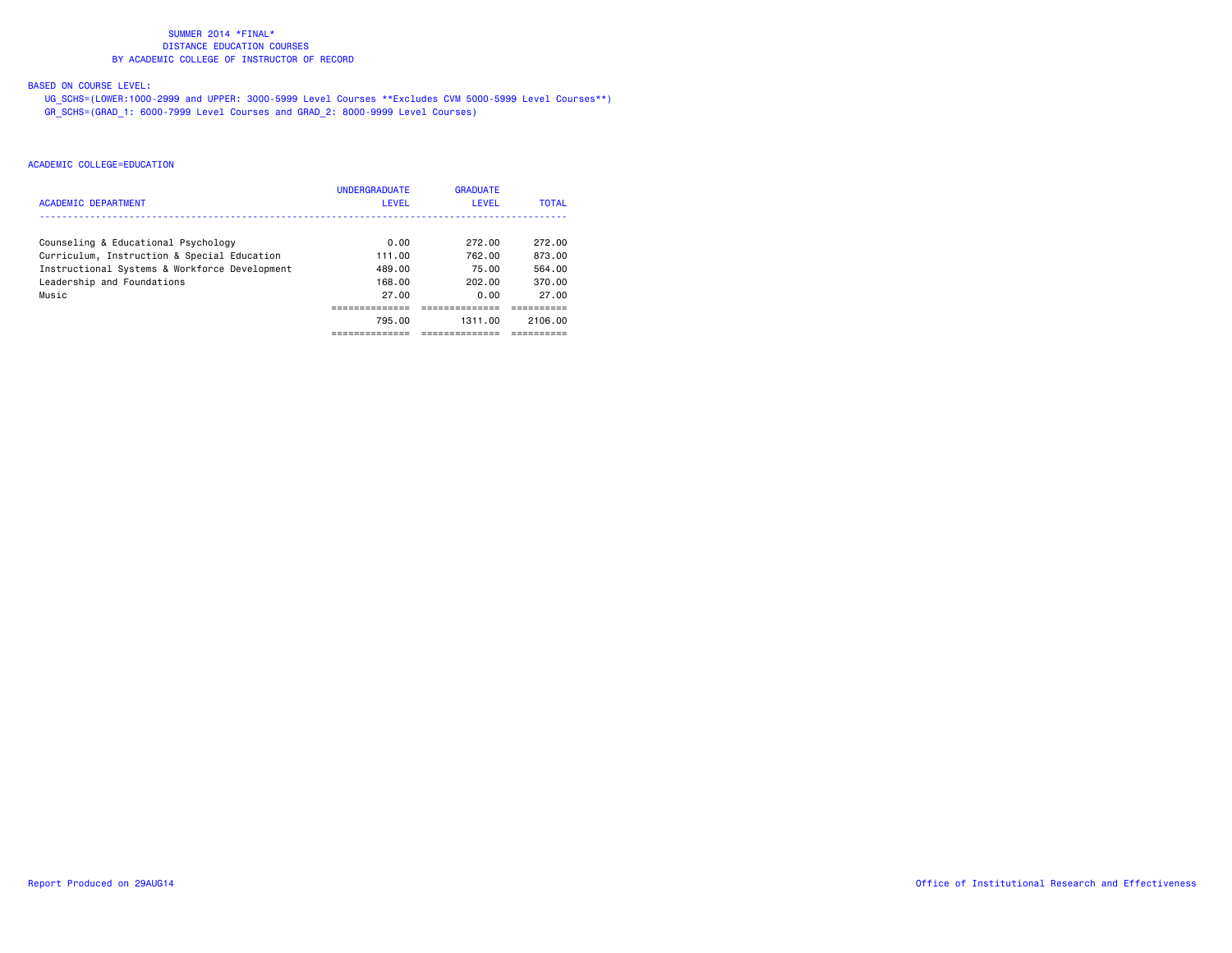SUMMER 2014 *FINAL*
DISTANCE EDUCATION COURSES
BY ACADEMIC COLLEGE OF INSTRUCTOR OF RECORD

BASED ON COURSE LEVEL:
UG_SCHS=(LOWER:1000-2999 and UPPER: 3000-5999 Level Courses **Excludes CVM 5000-5999 Level Courses**)
GR_SCHS=(GRAD_1: 6000-7999 Level Courses and GRAD_2: 8000-9999 Level Courses)

ACADEMIC COLLEGE=EDUCATION

| ACADEMIC DEPARTMENT | UNDERGRADUATE LEVEL | GRADUATE LEVEL | TOTAL |
|---|---|---|---|
| Counseling & Educational Psychology | 0.00 | 272.00 | 272.00 |
| Curriculum, Instruction & Special Education | 111.00 | 762.00 | 873.00 |
| Instructional Systems & Workforce Development | 489.00 | 75.00 | 564.00 |
| Leadership and Foundations | 168.00 | 202.00 | 370.00 |
| Music | 27.00 | 0.00 | 27.00 |
| | 795.00 | 1311.00 | 2106.00 |

Report Produced on 29AUG14

Office of Institutional Research and Effectiveness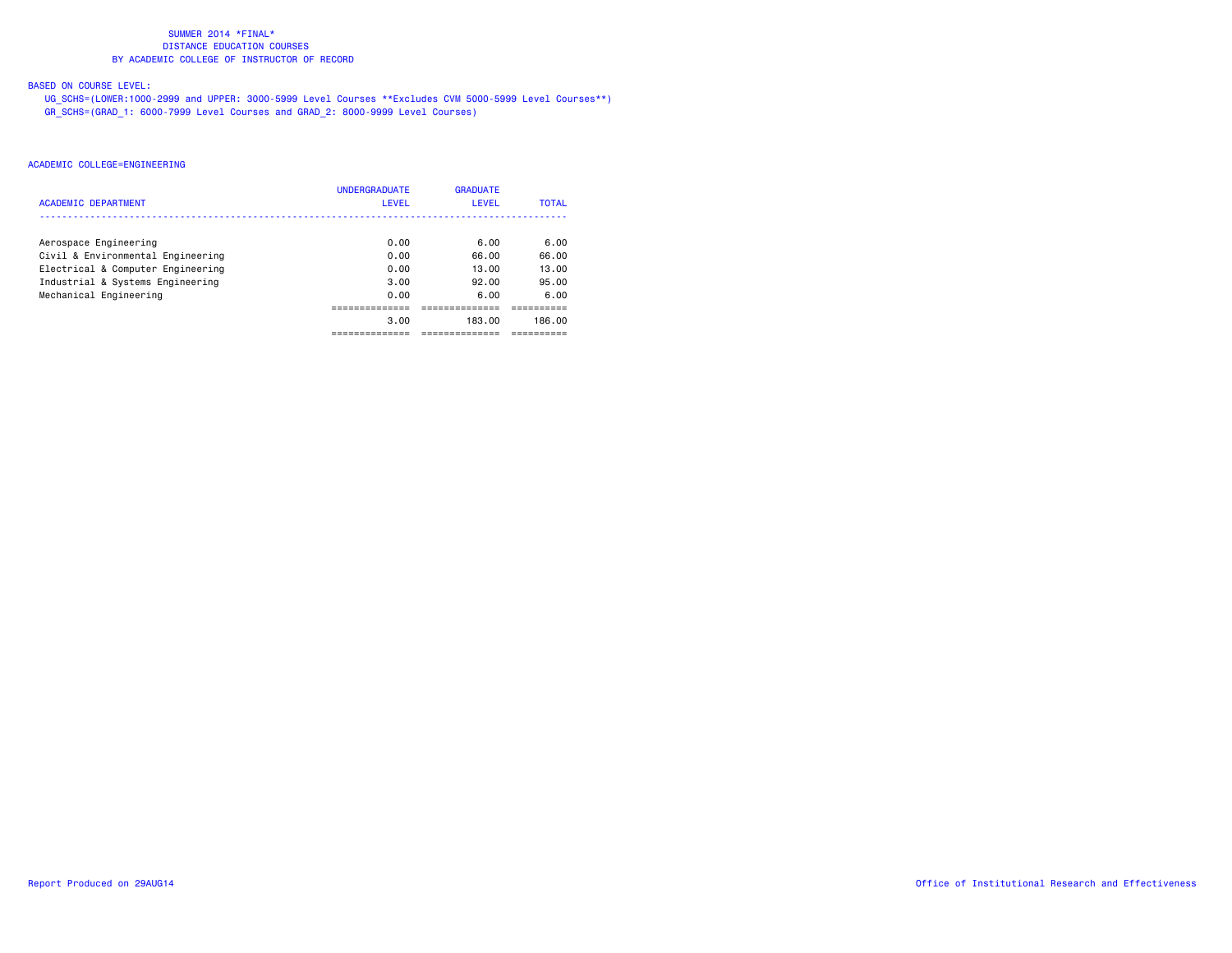SUMMER 2014 *FINAL*
DISTANCE EDUCATION COURSES
BY ACADEMIC COLLEGE OF INSTRUCTOR OF RECORD

BASED ON COURSE LEVEL:

UG_SCHS=(LOWER:1000-2999 and UPPER: 3000-5999 Level Courses **Excludes CVM 5000-5999 Level Courses**)
GR_SCHS=(GRAD_1: 6000-7999 Level Courses and GRAD_2: 8000-9999 Level Courses)

ACADEMIC COLLEGE=ENGINEERING

| ACADEMIC DEPARTMENT | UNDERGRADUATE LEVEL | GRADUATE LEVEL | TOTAL |
|---|---|---|---|
| Aerospace Engineering | 0.00 | 6.00 | 6.00 |
| Civil & Environmental Engineering | 0.00 | 66.00 | 66.00 |
| Electrical & Computer Engineering | 0.00 | 13.00 | 13.00 |
| Industrial & Systems Engineering | 3.00 | 92.00 | 95.00 |
| Mechanical Engineering | 0.00 | 6.00 | 6.00 |
| | 3.00 | 183.00 | 186.00 |

Report Produced on 29AUG14

Office of Institutional Research and Effectiveness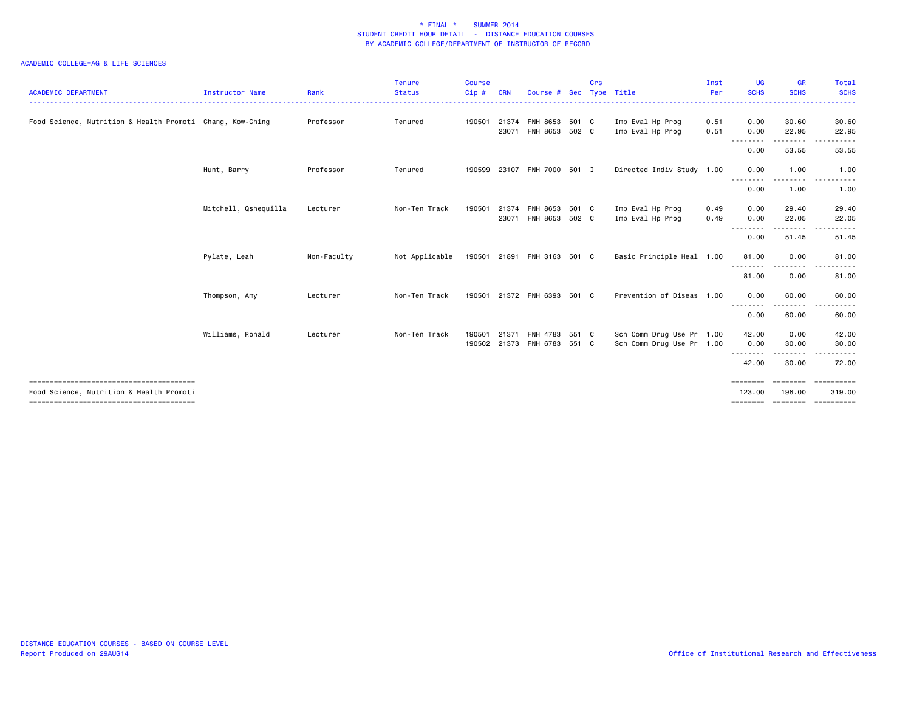\* FINAL \* SUMMER 2014
STUDENT CREDIT HOUR DETAIL - DISTANCE EDUCATION COURSES
BY ACADEMIC COLLEGE/DEPARTMENT OF INSTRUCTOR OF RECORD

ACADEMIC COLLEGE=AG & LIFE SCIENCES

| ACADEMIC DEPARTMENT | Instructor Name | Rank | Tenure Status | Course Cip # | CRN | Course # | Sec | Crs Type | Title | Inst Per | UG SCHS | GR SCHS | Total SCHS |
|---|---|---|---|---|---|---|---|---|---|---|---|---|---|
| Food Science, Nutrition & Health Promoti | Chang, Kow-Ching | Professor | Tenured | 190501 | 21374 | FNH 8653 | 501 | C | Imp Eval Hp Prog | 0.51 | 0.00 | 30.60 | 30.60 |
| | | | | | 23071 | FNH 8653 | 502 | C | Imp Eval Hp Prog | 0.51 | 0.00 | 22.95 | 22.95 |
| | | | | | | | | | | | 0.00 | 53.55 | 53.55 |
| | Hunt, Barry | Professor | Tenured | 190599 | 23107 | FNH 7000 | 501 | I | Directed Indiv Study | 1.00 | 0.00 | 1.00 | 1.00 |
| | | | | | | | | | | | 0.00 | 1.00 | 1.00 |
| | Mitchell, Qshequilla | Lecturer | Non-Ten Track | 190501 | 21374 | FNH 8653 | 501 | C | Imp Eval Hp Prog | 0.49 | 0.00 | 29.40 | 29.40 |
| | | | | | 23071 | FNH 8653 | 502 | C | Imp Eval Hp Prog | 0.49 | 0.00 | 22.05 | 22.05 |
| | | | | | | | | | | | 0.00 | 51.45 | 51.45 |
| | Pylate, Leah | Non-Faculty | Not Applicable | 190501 | 21891 | FNH 3163 | 501 | C | Basic Principle Heal | 1.00 | 81.00 | 0.00 | 81.00 |
| | | | | | | | | | | | 81.00 | 0.00 | 81.00 |
| | Thompson, Amy | Lecturer | Non-Ten Track | 190501 | 21372 | FNH 6393 | 501 | C | Prevention of Diseas | 1.00 | 0.00 | 60.00 | 60.00 |
| | | | | | | | | | | | 0.00 | 60.00 | 60.00 |
| | Williams, Ronald | Lecturer | Non-Ten Track | 190501 | 21371 | FNH 4783 | 551 | C | Sch Comm Drug Use Pr | 1.00 | 42.00 | 0.00 | 42.00 |
| | | | | 190502 | 21373 | FNH 6783 | 551 | C | Sch Comm Drug Use Pr | 1.00 | 0.00 | 30.00 | 30.00 |
| | | | | | | | | | | | 42.00 | 30.00 | 72.00 |
| Food Science, Nutrition & Health Promoti | | | | | | | | | | | 123.00 | 196.00 | 319.00 |

DISTANCE EDUCATION COURSES - BASED ON COURSE LEVEL
Report Produced on 29AUG14

Office of Institutional Research and Effectiveness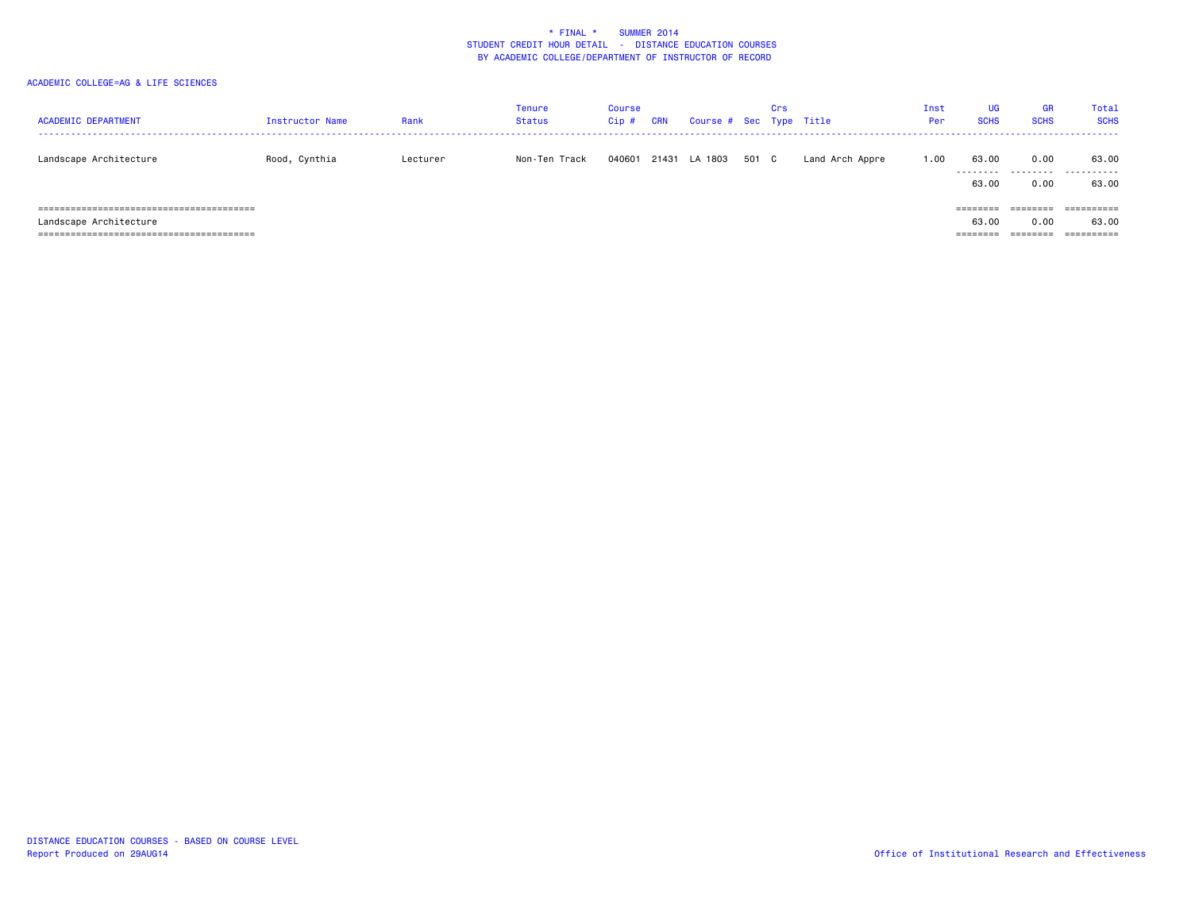\* FINAL \*    SUMMER 2014
STUDENT CREDIT HOUR DETAIL - DISTANCE EDUCATION COURSES
BY ACADEMIC COLLEGE/DEPARTMENT OF INSTRUCTOR OF RECORD

ACADEMIC COLLEGE=AG & LIFE SCIENCES

| ACADEMIC DEPARTMENT | Instructor Name | Rank | Tenure Status | Course Cip # | CRN | Course # | Sec | Crs Type | Title | Inst Per | UG SCHS | GR SCHS | Total SCHS |
|---|---|---|---|---|---|---|---|---|---|---|---|---|---|
| Landscape Architecture | Rood, Cynthia | Lecturer | Non-Ten Track | 040601 | 21431 | LA 1803 | 501 | C | Land Arch Appre | 1.00 | 63.00 | 0.00 | 63.00 |
| | | | | | | | | | | | 63.00 | 0.00 | 63.00 |
| Landscape Architecture | | | | | | | | | | | 63.00 | 0.00 | 63.00 |

DISTANCE EDUCATION COURSES - BASED ON COURSE LEVEL
Report Produced on 29AUG14

Office of Institutional Research and Effectiveness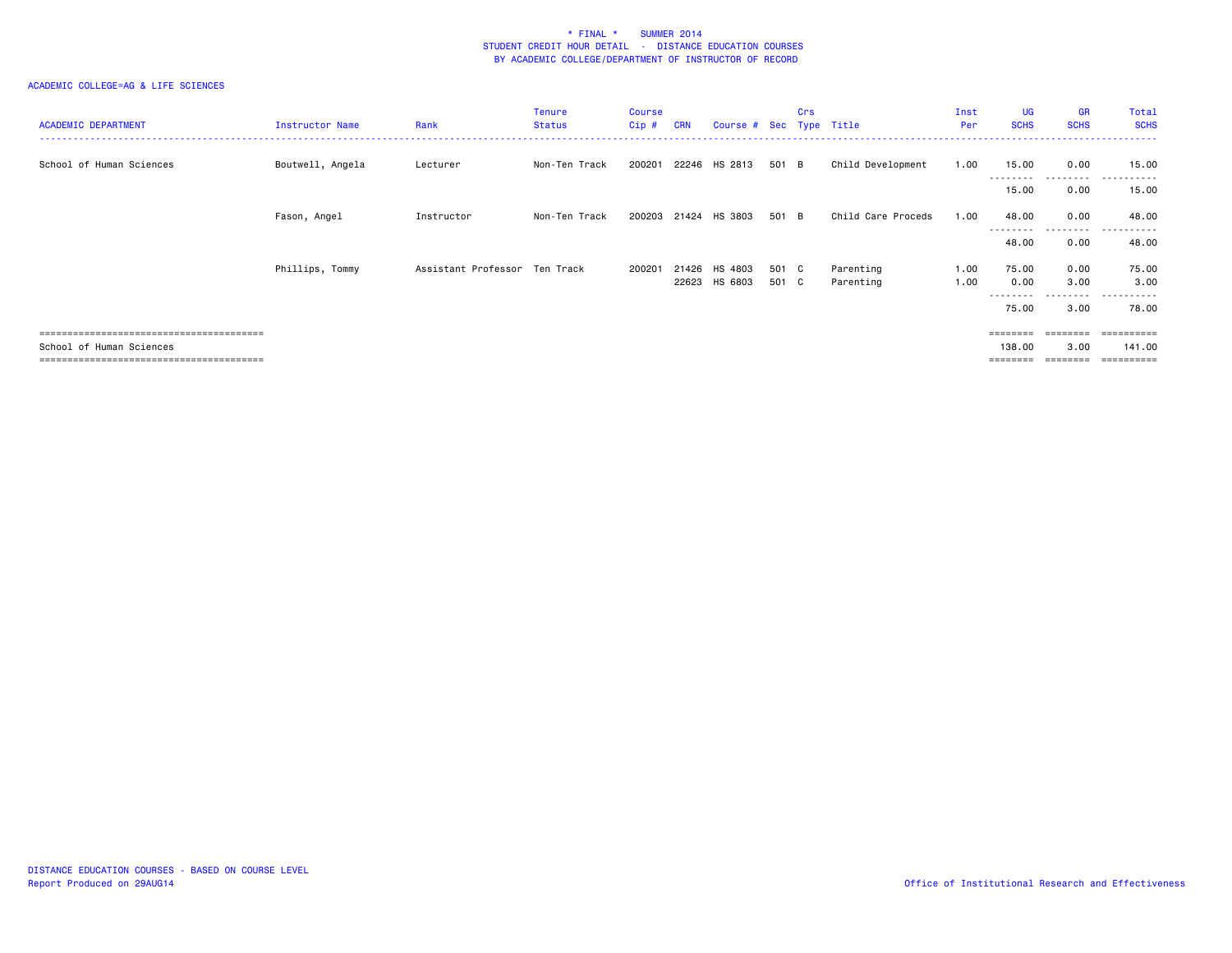# * FINAL * SUMMER 2014
## STUDENT CREDIT HOUR DETAIL - DISTANCE EDUCATION COURSES
## BY ACADEMIC COLLEGE/DEPARTMENT OF INSTRUCTOR OF RECORD

ACADEMIC COLLEGE=AG & LIFE SCIENCES

| ACADEMIC DEPARTMENT | Instructor Name | Rank | Tenure Status | Course Cip # | CRN | Course # | Sec | Crs Type | Title | Inst Per | UG SCHS | GR SCHS | Total SCHS |
|---|---|---|---|---|---|---|---|---|---|---|---|---|---|
| School of Human Sciences | Boutwell, Angela | Lecturer | Non-Ten Track | 200201 | 22246 | HS 2813 | 501 | B | Child Development | 1.00 | 15.00 | 0.00 | 15.00 |
| | | | | | | | | | | | 15.00 | 0.00 | 15.00 |
| | Fason, Angel | Instructor | Non-Ten Track | 200203 | 21424 | HS 3803 | 501 | B | Child Care Proceds | 1.00 | 48.00 | 0.00 | 48.00 |
| | | | | | | | | | | | 48.00 | 0.00 | 48.00 |
| | Phillips, Tommy | Assistant Professor | Ten Track | 200201 | 21426 | HS 4803 | 501 | C | Parenting | 1.00 | 75.00 | 0.00 | 75.00 |
| | | | | | 22623 | HS 6803 | 501 | C | Parenting | 1.00 | 0.00 | 3.00 | 3.00 |
| | | | | | | | | | | | 75.00 | 3.00 | 78.00 |
| School of Human Sciences | | | | | | | | | | | 138.00 | 3.00 | 141.00 |

DISTANCE EDUCATION COURSES - BASED ON COURSE LEVEL
Report Produced on 29AUG14

Office of Institutional Research and Effectiveness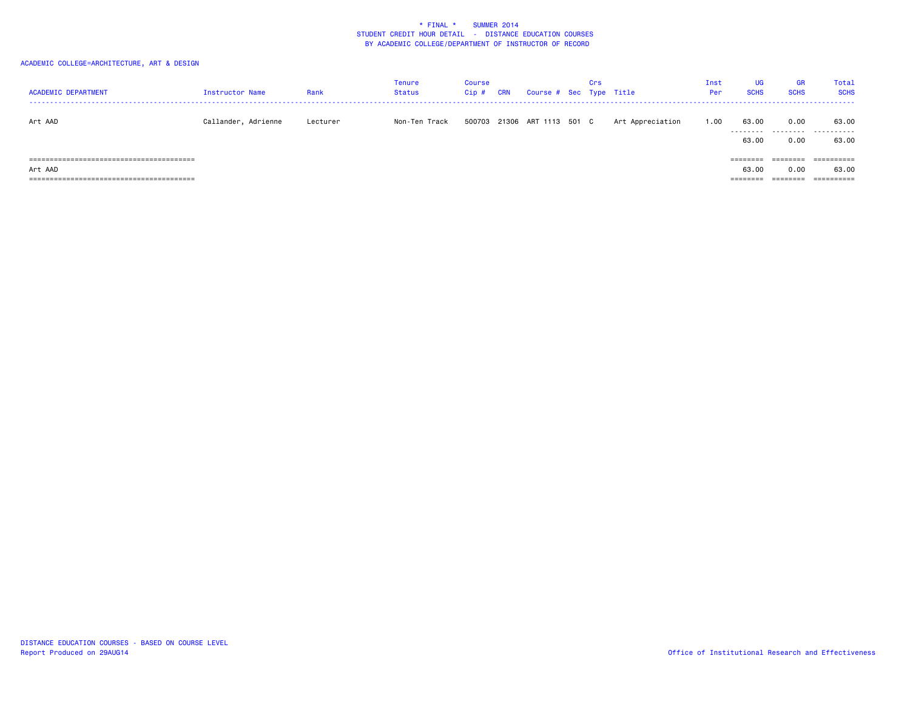\* FINAL \*    SUMMER 2014
STUDENT CREDIT HOUR DETAIL - DISTANCE EDUCATION COURSES
BY ACADEMIC COLLEGE/DEPARTMENT OF INSTRUCTOR OF RECORD

ACADEMIC COLLEGE=ARCHITECTURE, ART & DESIGN

| ACADEMIC DEPARTMENT | Instructor Name | Rank | Tenure Status | Course Cip # | CRN | Course # | Sec | Crs Type | Title | Inst Per | UG SCHS | GR SCHS | Total SCHS |
|---|---|---|---|---|---|---|---|---|---|---|---|---|---|
| Art AAD | Callander, Adrienne | Lecturer | Non-Ten Track | 500703 | 21306 | ART 1113 | 501 | C | Art Appreciation | 1.00 | 63.00 | 0.00 | 63.00 |
| | | | | | | | | | | | 63.00 | 0.00 | 63.00 |
| Art AAD | | | | | | | | | | | 63.00 | 0.00 | 63.00 |

DISTANCE EDUCATION COURSES - BASED ON COURSE LEVEL
Report Produced on 29AUG14

Office of Institutional Research and Effectiveness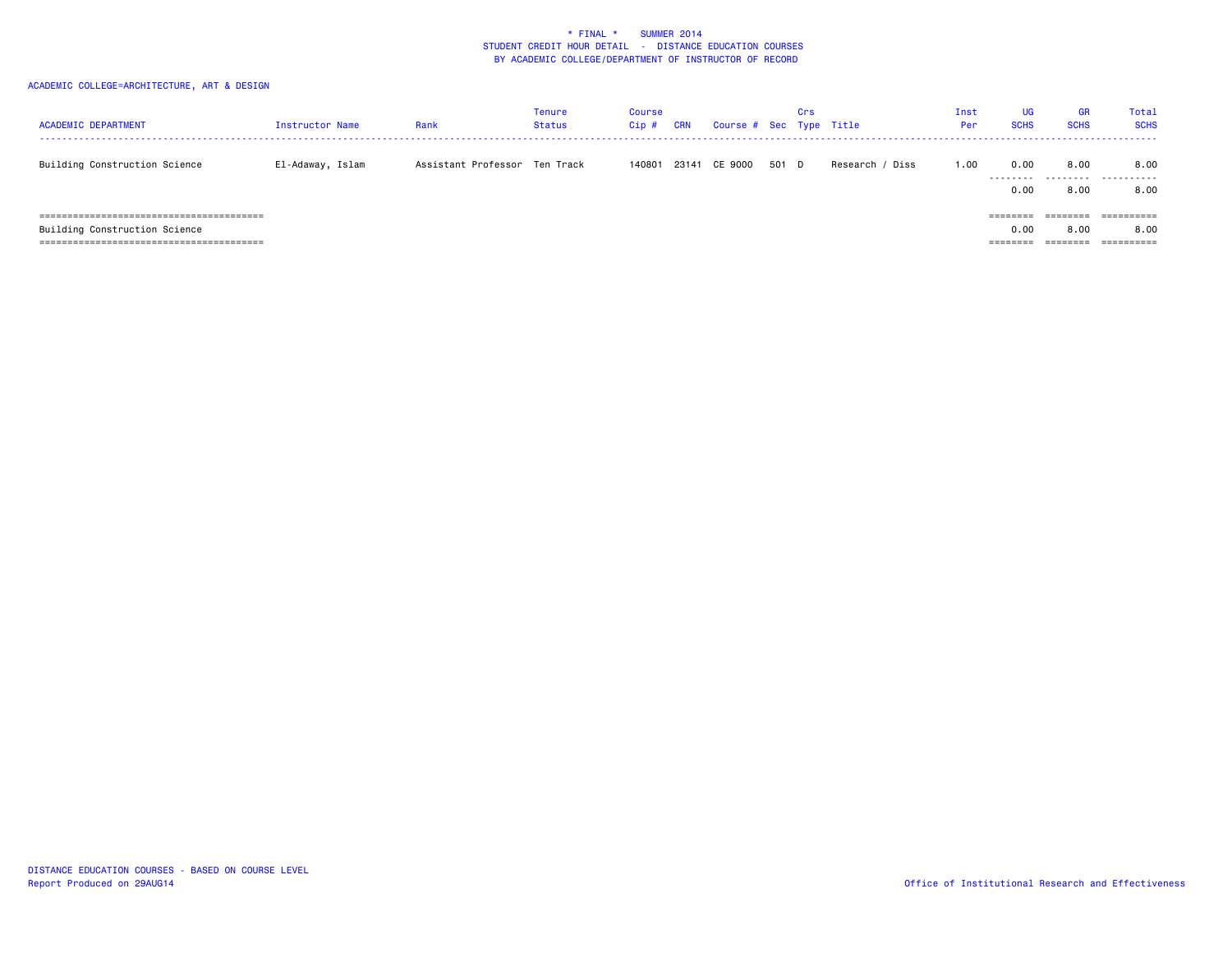\* FINAL \*    SUMMER 2014
STUDENT CREDIT HOUR DETAIL  -  DISTANCE EDUCATION COURSES
BY ACADEMIC COLLEGE/DEPARTMENT OF INSTRUCTOR OF RECORD

ACADEMIC COLLEGE=ARCHITECTURE, ART & DESIGN

| ACADEMIC DEPARTMENT | Instructor Name | Rank | Tenure Status | Course Cip # | CRN | Course # | Sec | Crs Type | Title | Inst Per | UG SCHS | GR SCHS | Total SCHS |
|---|---|---|---|---|---|---|---|---|---|---|---|---|---|
| Building Construction Science | El-Adaway, Islam | Assistant Professor | Ten Track | 140801 | 23141 | CE 9000 | 501 | D | Research / Diss | 1.00 | 0.00 | 8.00 | 8.00 |
| | | | | | | | | | | | 0.00 | 8.00 | 8.00 |
| Building Construction Science | | | | | | | | | | | 0.00 | 8.00 | 8.00 |

DISTANCE EDUCATION COURSES - BASED ON COURSE LEVEL
Report Produced on 29AUG14

Office of Institutional Research and Effectiveness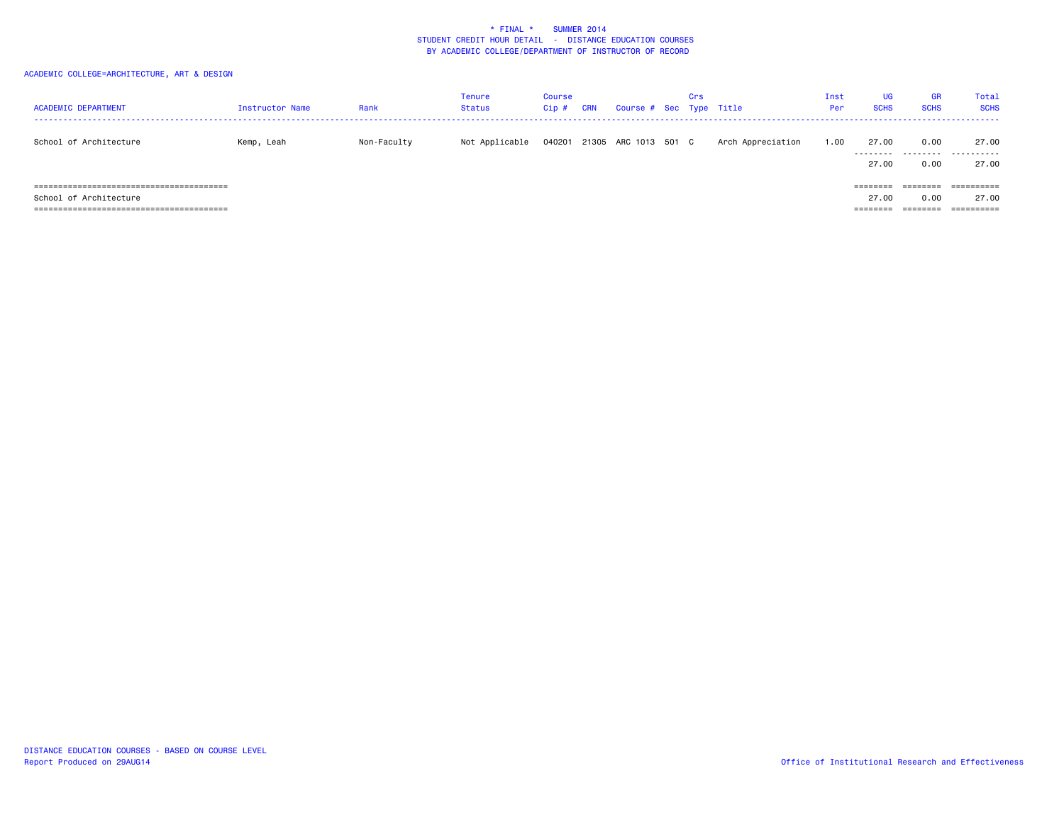\* FINAL \*    SUMMER 2014
STUDENT CREDIT HOUR DETAIL - DISTANCE EDUCATION COURSES
BY ACADEMIC COLLEGE/DEPARTMENT OF INSTRUCTOR OF RECORD

ACADEMIC COLLEGE=ARCHITECTURE, ART & DESIGN

| ACADEMIC DEPARTMENT | Instructor Name | Rank | Tenure Status | Course Cip # | CRN | Course # | Sec | Crs Type | Title | Inst Per | UG SCHS | GR SCHS | Total SCHS |
|---|---|---|---|---|---|---|---|---|---|---|---|---|---|
| School of Architecture | Kemp, Leah | Non-Faculty | Not Applicable | 040201 | 21305 | ARC 1013 | 501 | C | Arch Appreciation | 1.00 | 27.00 | 0.00 | 27.00 |
| | | | | | | | | | | | 27.00 | 0.00 | 27.00 |
| School of Architecture | | | | | | | | | | | 27.00 | 0.00 | 27.00 |

DISTANCE EDUCATION COURSES - BASED ON COURSE LEVEL
Report Produced on 29AUG14

Office of Institutional Research and Effectiveness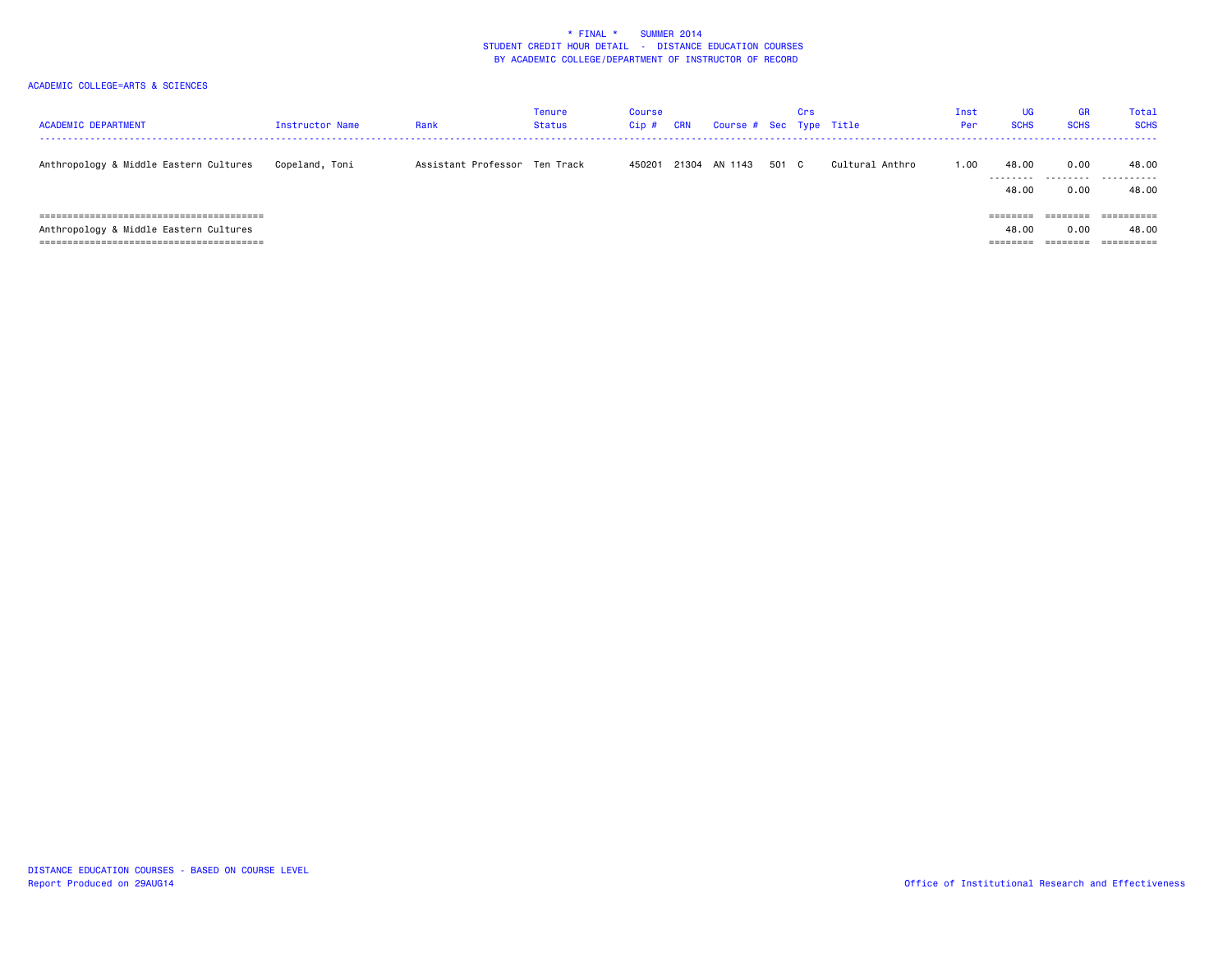\* FINAL \* SUMMER 2014
STUDENT CREDIT HOUR DETAIL - DISTANCE EDUCATION COURSES
BY ACADEMIC COLLEGE/DEPARTMENT OF INSTRUCTOR OF RECORD

ACADEMIC COLLEGE=ARTS & SCIENCES

| ACADEMIC DEPARTMENT | Instructor Name | Rank | Tenure Status | Course Cip # | CRN | Course # | Sec | Crs Type | Title | Inst Per | UG SCHS | GR SCHS | Total SCHS |
|---|---|---|---|---|---|---|---|---|---|---|---|---|---|
| Anthropology & Middle Eastern Cultures | Copeland, Toni | Assistant Professor | Ten Track | 450201 | 21304 | AN 1143 | 501 | C | Cultural Anthro | 1.00 | 48.00 | 0.00 | 48.00 |
| | | | | | | | | | | | 48.00 | 0.00 | 48.00 |
| Anthropology & Middle Eastern Cultures | | | | | | | | | | | 48.00 | 0.00 | 48.00 |

DISTANCE EDUCATION COURSES - BASED ON COURSE LEVEL
Report Produced on 29AUG14

Office of Institutional Research and Effectiveness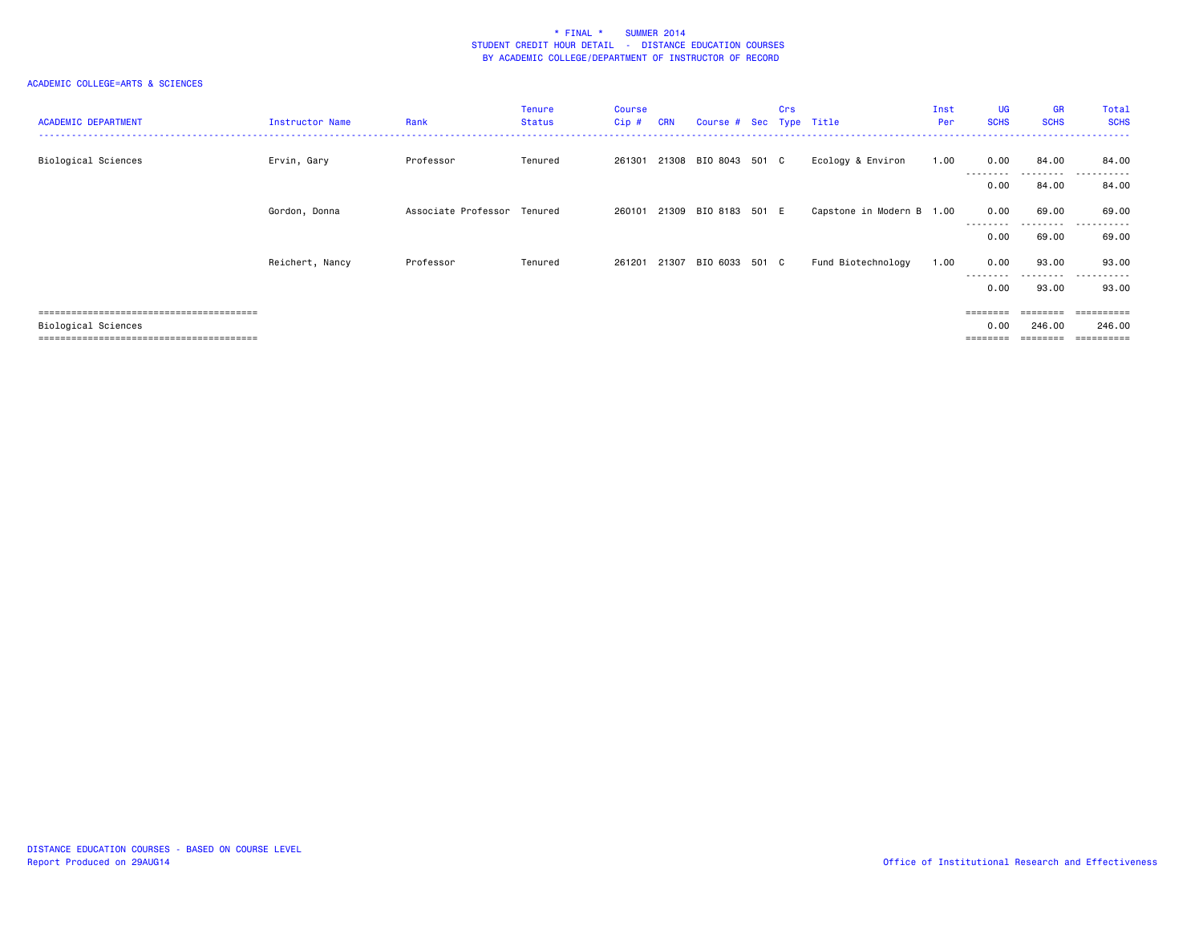\* FINAL \*    SUMMER 2014
STUDENT CREDIT HOUR DETAIL - DISTANCE EDUCATION COURSES
BY ACADEMIC COLLEGE/DEPARTMENT OF INSTRUCTOR OF RECORD

ACADEMIC COLLEGE=ARTS & SCIENCES

| ACADEMIC DEPARTMENT | Instructor Name | Rank | Tenure Status | Course Cip # | CRN | Course # | Sec | Crs Type | Title | Inst Per | UG SCHS | GR SCHS | Total SCHS |
|---|---|---|---|---|---|---|---|---|---|---|---|---|---|
| Biological Sciences | Ervin, Gary | Professor | Tenured | 261301 | 21308 | BIO 8043 | 501 | C | Ecology & Environ | 1.00 | 0.00 | 84.00 | 84.00 |
| | | | | | | | | | | | 0.00 | 84.00 | 84.00 |
| | Gordon, Donna | Associate Professor | Tenured | 260101 | 21309 | BIO 8183 | 501 | E | Capstone in Modern B | 1.00 | 0.00 | 69.00 | 69.00 |
| | | | | | | | | | | | 0.00 | 69.00 | 69.00 |
| | Reichert, Nancy | Professor | Tenured | 261201 | 21307 | BIO 6033 | 501 | C | Fund Biotechnology | 1.00 | 0.00 | 93.00 | 93.00 |
| | | | | | | | | | | | 0.00 | 93.00 | 93.00 |
| Biological Sciences | | | | | | | | | | | 0.00 | 246.00 | 246.00 |

DISTANCE EDUCATION COURSES - BASED ON COURSE LEVEL
Report Produced on 29AUG14

Office of Institutional Research and Effectiveness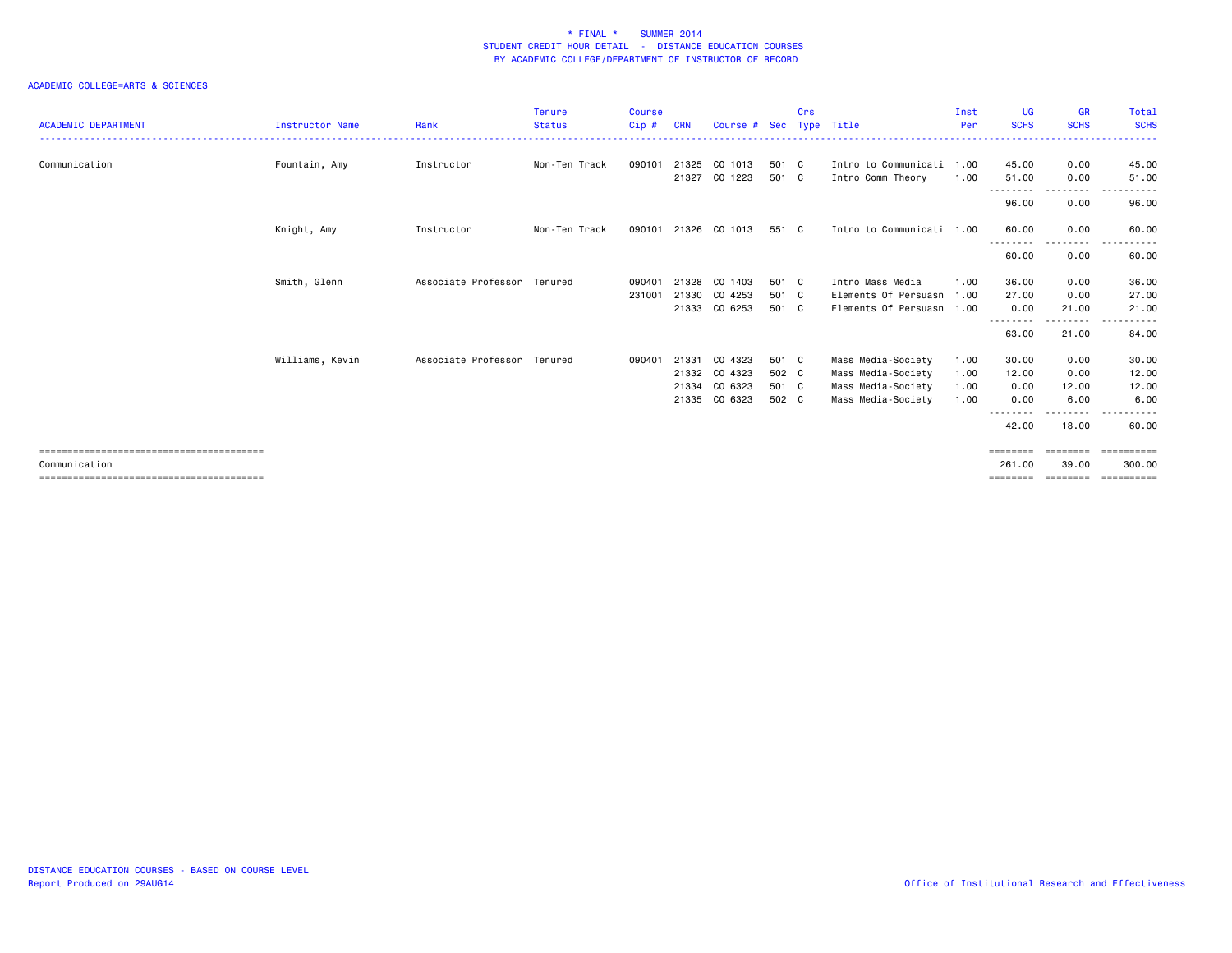\* FINAL \* SUMMER 2014
STUDENT CREDIT HOUR DETAIL - DISTANCE EDUCATION COURSES
BY ACADEMIC COLLEGE/DEPARTMENT OF INSTRUCTOR OF RECORD

ACADEMIC COLLEGE=ARTS & SCIENCES

| ACADEMIC DEPARTMENT | Instructor Name | Rank | Tenure Status | Course Cip # | CRN | Course # | Sec | Crs Type | Title | Inst Per | UG SCHS | GR SCHS | Total SCHS |
|---|---|---|---|---|---|---|---|---|---|---|---|---|---|
| Communication | Fountain, Amy | Instructor | Non-Ten Track | 090101 | 21325 | CO 1013 | 501 | C | Intro to Communicati | 1.00 | 45.00 | 0.00 | 45.00 |
| | | | | | 21327 | CO 1223 | 501 | C | Intro Comm Theory | 1.00 | 51.00 | 0.00 | 51.00 |
| | | | | | | | | | | | 96.00 | 0.00 | 96.00 |
| | Knight, Amy | Instructor | Non-Ten Track | 090101 | 21326 | CO 1013 | 551 | C | Intro to Communicati | 1.00 | 60.00 | 0.00 | 60.00 |
| | | | | | | | | | | | 60.00 | 0.00 | 60.00 |
| | Smith, Glenn | Associate Professor | Tenured | 090401 | 21328 | CO 1403 | 501 | C | Intro Mass Media | 1.00 | 36.00 | 0.00 | 36.00 |
| | | | | 231001 | 21330 | CO 4253 | 501 | C | Elements Of Persuasn | 1.00 | 27.00 | 0.00 | 27.00 |
| | | | | | 21333 | CO 6253 | 501 | C | Elements Of Persuasn | 1.00 | 0.00 | 21.00 | 21.00 |
| | | | | | | | | | | | 63.00 | 21.00 | 84.00 |
| | Williams, Kevin | Associate Professor | Tenured | 090401 | 21331 | CO 4323 | 501 | C | Mass Media-Society | 1.00 | 30.00 | 0.00 | 30.00 |
| | | | | | 21332 | CO 4323 | 502 | C | Mass Media-Society | 1.00 | 12.00 | 0.00 | 12.00 |
| | | | | | 21334 | CO 6323 | 501 | C | Mass Media-Society | 1.00 | 0.00 | 12.00 | 12.00 |
| | | | | | 21335 | CO 6323 | 502 | C | Mass Media-Society | 1.00 | 0.00 | 6.00 | 6.00 |
| | | | | | | | | | | | 42.00 | 18.00 | 60.00 |
| Communication | | | | | | | | | | | 261.00 | 39.00 | 300.00 |

DISTANCE EDUCATION COURSES - BASED ON COURSE LEVEL
Report Produced on 29AUG14

Office of Institutional Research and Effectiveness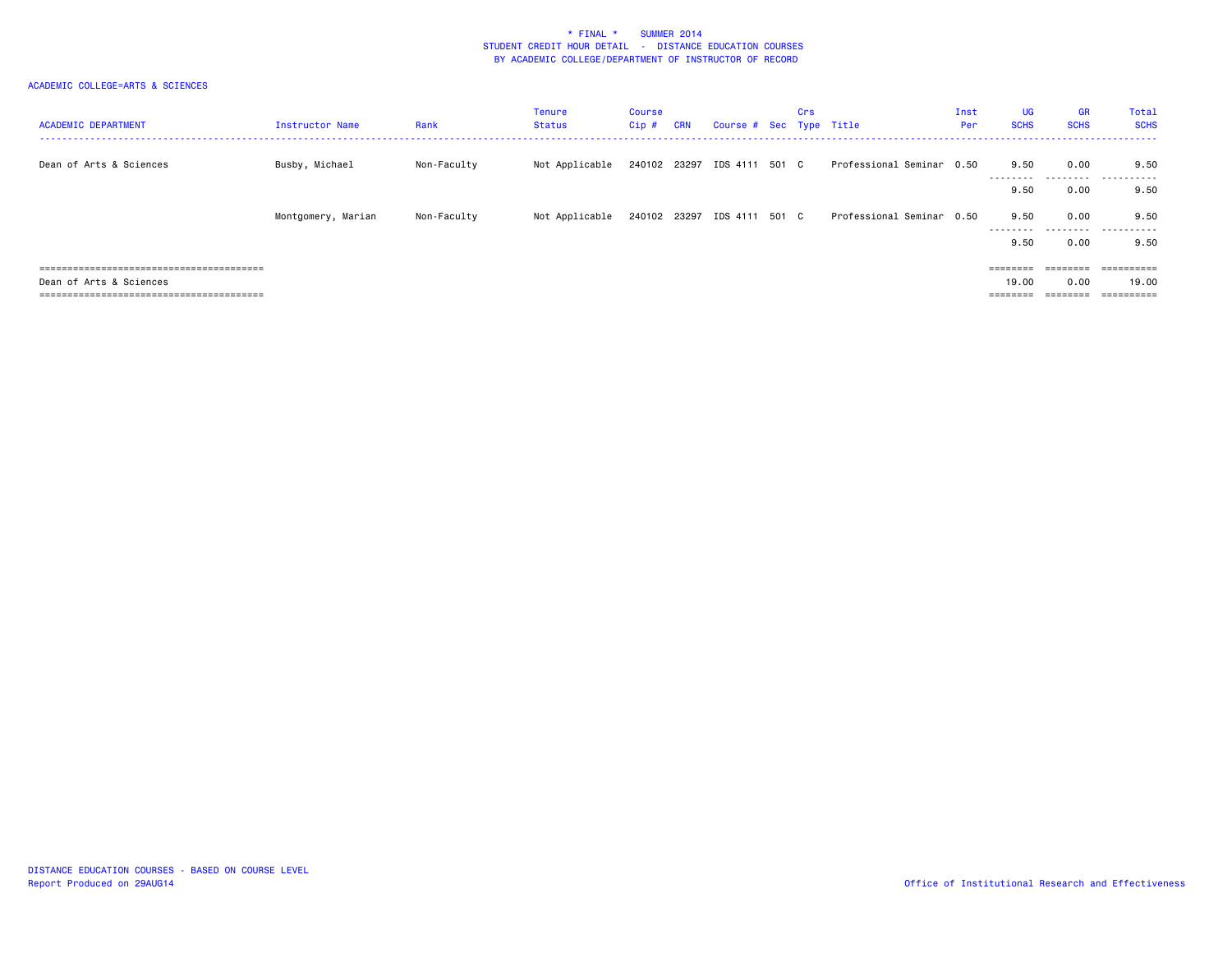\* FINAL \* SUMMER 2014
STUDENT CREDIT HOUR DETAIL - DISTANCE EDUCATION COURSES
BY ACADEMIC COLLEGE/DEPARTMENT OF INSTRUCTOR OF RECORD

ACADEMIC COLLEGE=ARTS & SCIENCES

| ACADEMIC DEPARTMENT | Instructor Name | Rank | Tenure Status | Course Cip # | CRN | Course # | Sec | Crs Type | Title | Inst Per | UG SCHS | GR SCHS | Total SCHS |
|---|---|---|---|---|---|---|---|---|---|---|---|---|---|
| Dean of Arts & Sciences | Busby, Michael | Non-Faculty | Not Applicable | 240102 | 23297 | IDS 4111 | 501 | C | Professional Seminar | 0.50 | 9.50 | 0.00 | 9.50 |
| | | | | | | | | | | | 9.50 | 0.00 | 9.50 |
| | Montgomery, Marian | Non-Faculty | Not Applicable | 240102 | 23297 | IDS 4111 | 501 | C | Professional Seminar | 0.50 | 9.50 | 0.00 | 9.50 |
| | | | | | | | | | | | 9.50 | 0.00 | 9.50 |
| Dean of Arts & Sciences | | | | | | | | | | | 19.00 | 0.00 | 19.00 |

DISTANCE EDUCATION COURSES - BASED ON COURSE LEVEL
Report Produced on 29AUG14

Office of Institutional Research and Effectiveness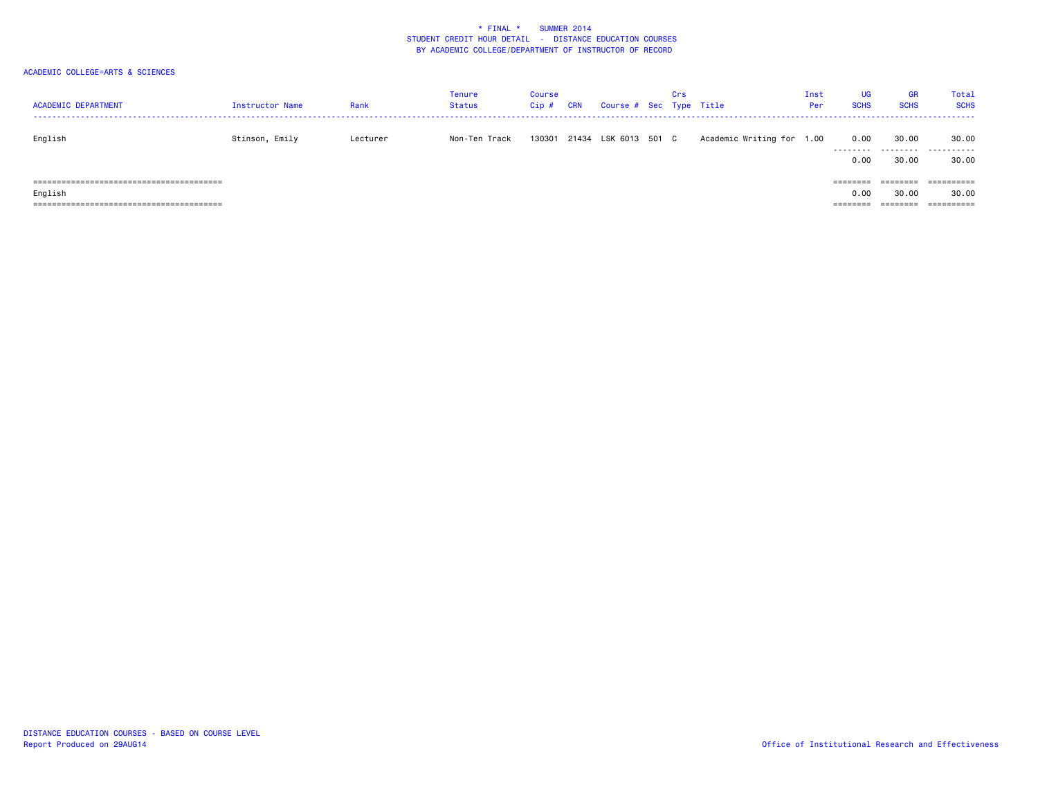\* FINAL \*    SUMMER 2014
STUDENT CREDIT HOUR DETAIL - DISTANCE EDUCATION COURSES
BY ACADEMIC COLLEGE/DEPARTMENT OF INSTRUCTOR OF RECORD

ACADEMIC COLLEGE=ARTS & SCIENCES

| ACADEMIC DEPARTMENT | Instructor Name | Rank | Tenure Status | Course Cip # | CRN | Course # | Sec | Crs Type | Title | Inst Per | UG SCHS | GR SCHS | Total SCHS |
|---|---|---|---|---|---|---|---|---|---|---|---|---|---|
| English | Stinson, Emily | Lecturer | Non-Ten Track | 130301 | 21434 | LSK 6013 | 501 | C | Academic Writing for | 1.00 | 0.00 | 30.00 | 30.00 |
| | | | | | | | | | | | 0.00 | 30.00 | 30.00 |
| English | | | | | | | | | | | 0.00 | 30.00 | 30.00 |

DISTANCE EDUCATION COURSES - BASED ON COURSE LEVEL
Report Produced on 29AUG14

Office of Institutional Research and Effectiveness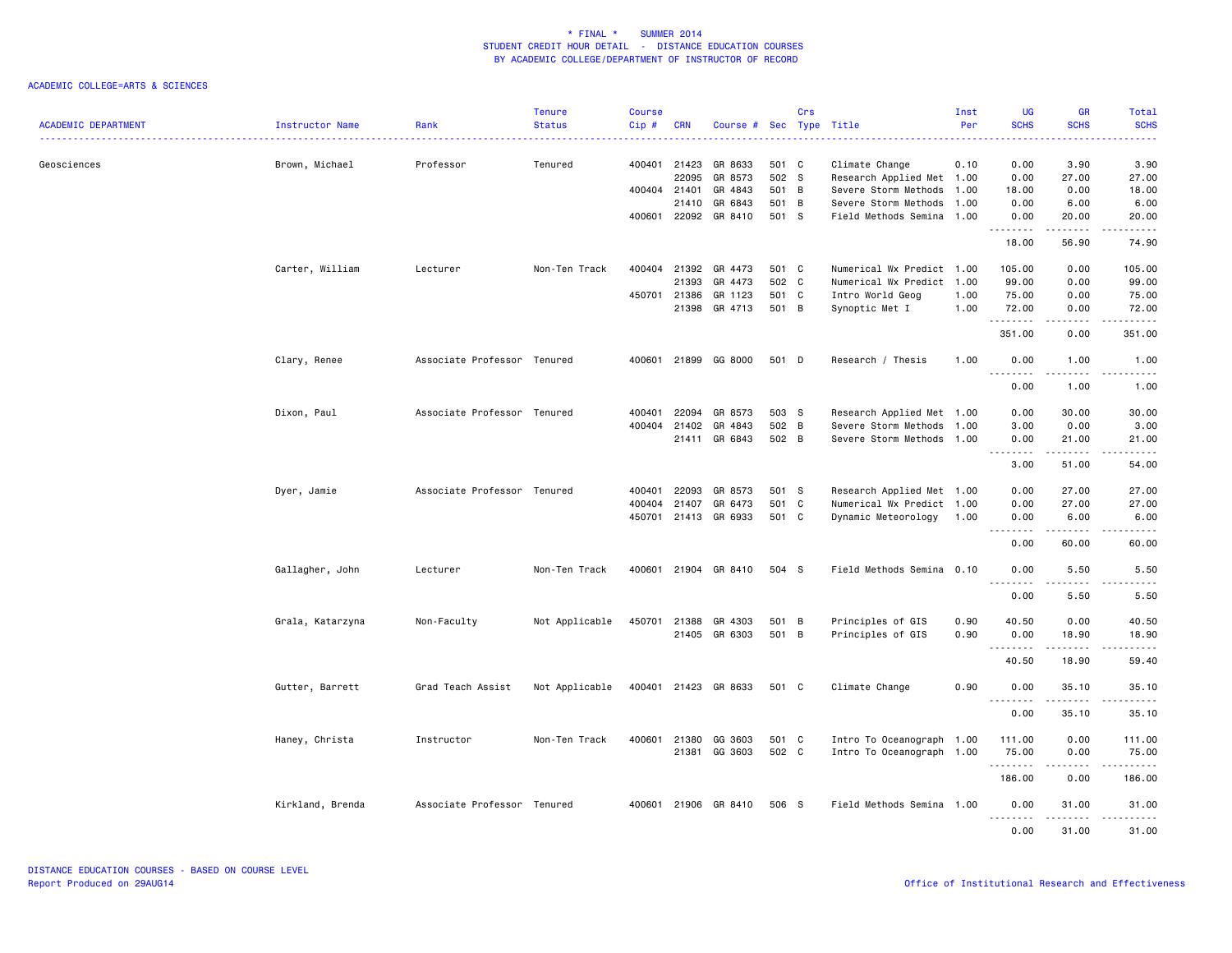\* FINAL \*    SUMMER 2014
STUDENT CREDIT HOUR DETAIL - DISTANCE EDUCATION COURSES
BY ACADEMIC COLLEGE/DEPARTMENT OF INSTRUCTOR OF RECORD

ACADEMIC COLLEGE=ARTS & SCIENCES

| ACADEMIC DEPARTMENT | Instructor Name | Rank | Tenure Status | Course Cip # | CRN | Course # | Sec | Crs Type | Title | Inst Per | UG SCHS | GR SCHS | Total SCHS |
|---|---|---|---|---|---|---|---|---|---|---|---|---|---|
| Geosciences | Brown, Michael | Professor | Tenured | 400401 | 21423 | GR 8633 | 501 | C | Climate Change | 0.10 | 0.00 | 3.90 | 3.90 |
| | | | | | 22095 | GR 8573 | 502 | S | Research Applied Met | 1.00 | 0.00 | 27.00 | 27.00 |
| | | | | 400404 | 21401 | GR 4843 | 501 | B | Severe Storm Methods | 1.00 | 18.00 | 0.00 | 18.00 |
| | | | | | 21410 | GR 6843 | 501 | B | Severe Storm Methods | 1.00 | 0.00 | 6.00 | 6.00 |
| | | | | 400601 | 22092 | GR 8410 | 501 | S | Field Methods Semina | 1.00 | 0.00 | 20.00 | 20.00 |
| | | | | | | | | | | | 18.00 | 56.90 | 74.90 |
| | Carter, William | Lecturer | Non-Ten Track | 400404 | 21392 | GR 4473 | 501 | C | Numerical Wx Predict | 1.00 | 105.00 | 0.00 | 105.00 |
| | | | | | 21393 | GR 4473 | 502 | C | Numerical Wx Predict | 1.00 | 99.00 | 0.00 | 99.00 |
| | | | | 450701 | 21386 | GR 1123 | 501 | C | Intro World Geog | 1.00 | 75.00 | 0.00 | 75.00 |
| | | | | | 21398 | GR 4713 | 501 | B | Synoptic Met I | 1.00 | 72.00 | 0.00 | 72.00 |
| | | | | | | | | | | | 351.00 | 0.00 | 351.00 |
| | Clary, Renee | Associate Professor | Tenured | 400601 | 21899 | GG 8000 | 501 | D | Research / Thesis | 1.00 | 0.00 | 1.00 | 1.00 |
| | | | | | | | | | | | 0.00 | 1.00 | 1.00 |
| | Dixon, Paul | Associate Professor | Tenured | 400401 | 22094 | GR 8573 | 503 | S | Research Applied Met | 1.00 | 0.00 | 30.00 | 30.00 |
| | | | | 400404 | 21402 | GR 4843 | 502 | B | Severe Storm Methods | 1.00 | 3.00 | 0.00 | 3.00 |
| | | | | | 21411 | GR 6843 | 502 | B | Severe Storm Methods | 1.00 | 0.00 | 21.00 | 21.00 |
| | | | | | | | | | | | 3.00 | 51.00 | 54.00 |
| | Dyer, Jamie | Associate Professor | Tenured | 400401 | 22093 | GR 8573 | 501 | S | Research Applied Met | 1.00 | 0.00 | 27.00 | 27.00 |
| | | | | 400404 | 21407 | GR 6473 | 501 | C | Numerical Wx Predict | 1.00 | 0.00 | 27.00 | 27.00 |
| | | | | 450701 | 21413 | GR 6933 | 501 | C | Dynamic Meteorology | 1.00 | 0.00 | 6.00 | 6.00 |
| | | | | | | | | | | | 0.00 | 60.00 | 60.00 |
| | Gallagher, John | Lecturer | Non-Ten Track | 400601 | 21904 | GR 8410 | 504 | S | Field Methods Semina | 0.10 | 0.00 | 5.50 | 5.50 |
| | | | | | | | | | | | 0.00 | 5.50 | 5.50 |
| | Grala, Katarzyna | Non-Faculty | Not Applicable | 450701 | 21388 | GR 4303 | 501 | B | Principles of GIS | 0.90 | 40.50 | 0.00 | 40.50 |
| | | | | | 21405 | GR 6303 | 501 | B | Principles of GIS | 0.90 | 0.00 | 18.90 | 18.90 |
| | | | | | | | | | | | 40.50 | 18.90 | 59.40 |
| | Gutter, Barrett | Grad Teach Assist | Not Applicable | 400401 | 21423 | GR 8633 | 501 | C | Climate Change | 0.90 | 0.00 | 35.10 | 35.10 |
| | | | | | | | | | | | 0.00 | 35.10 | 35.10 |
| | Haney, Christa | Instructor | Non-Ten Track | 400601 | 21380 | GG 3603 | 501 | C | Intro To Oceanograph | 1.00 | 111.00 | 0.00 | 111.00 |
| | | | | | 21381 | GG 3603 | 502 | C | Intro To Oceanograph | 1.00 | 75.00 | 0.00 | 75.00 |
| | | | | | | | | | | | 186.00 | 0.00 | 186.00 |
| | Kirkland, Brenda | Associate Professor | Tenured | 400601 | 21906 | GR 8410 | 506 | S | Field Methods Semina | 1.00 | 0.00 | 31.00 | 31.00 |
| | | | | | | | | | | | 0.00 | 31.00 | 31.00 |

DISTANCE EDUCATION COURSES - BASED ON COURSE LEVEL
Report Produced on 29AUG14

Office of Institutional Research and Effectiveness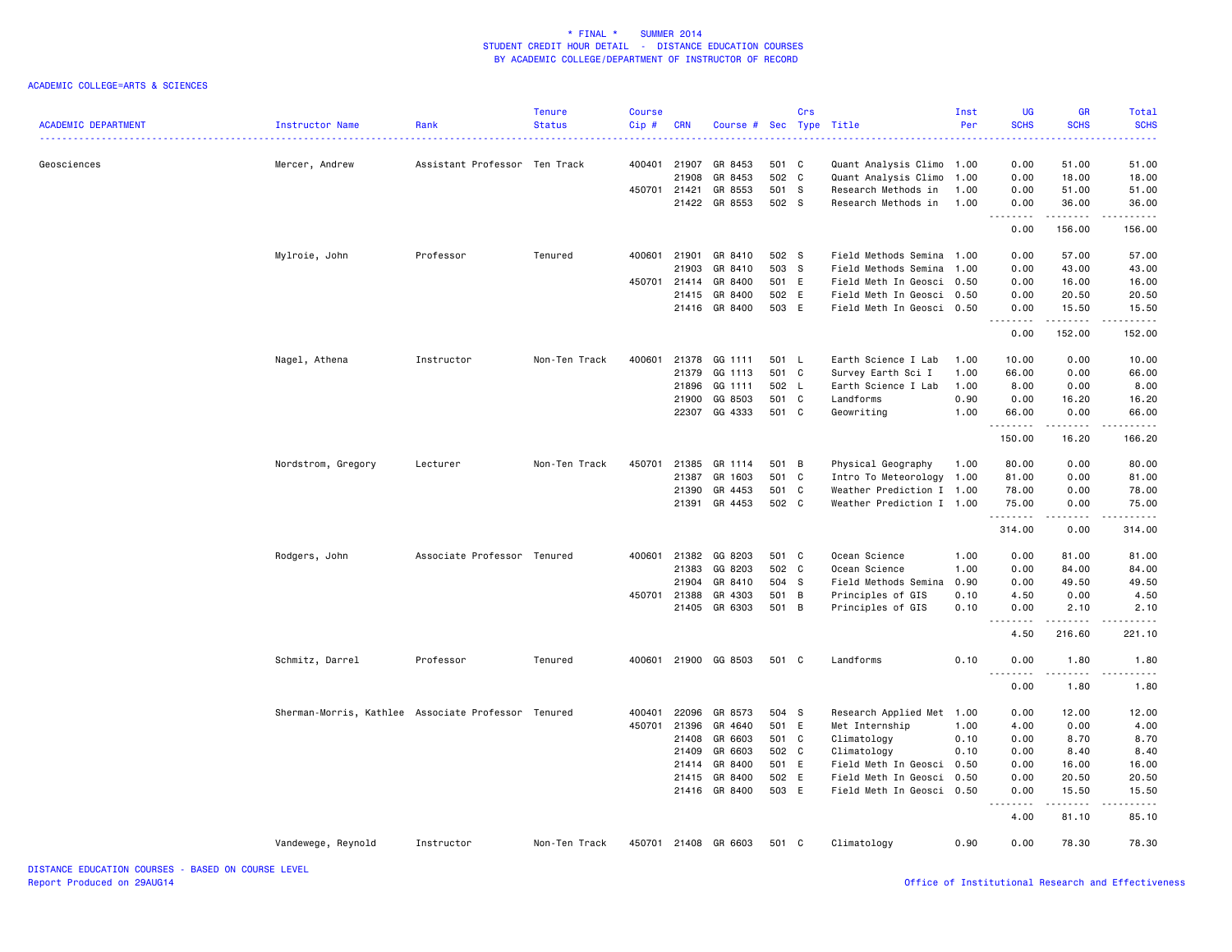* FINAL * SUMMER 2014
STUDENT CREDIT HOUR DETAIL - DISTANCE EDUCATION COURSES
BY ACADEMIC COLLEGE/DEPARTMENT OF INSTRUCTOR OF RECORD

ACADEMIC COLLEGE=ARTS & SCIENCES

| ACADEMIC DEPARTMENT | Instructor Name | Rank | Tenure Status | Course Cip # | CRN | Course # | Sec | Crs Type | Title | Inst Per | UG SCHS | GR SCHS | Total SCHS |
|---|---|---|---|---|---|---|---|---|---|---|---|---|---|
| Geosciences | Mercer, Andrew | Assistant Professor | Ten Track | 400401 | 21907 | GR 8453 | 501 | C | Quant Analysis Climo | 1.00 | 0.00 | 51.00 | 51.00 |
| | | | | | 21908 | GR 8453 | 502 | C | Quant Analysis Climo | 1.00 | 0.00 | 18.00 | 18.00 |
| | | | | 450701 | 21421 | GR 8553 | 501 | S | Research Methods in | 1.00 | 0.00 | 51.00 | 51.00 |
| | | | | | 21422 | GR 8553 | 502 | S | Research Methods in | 1.00 | 0.00 | 36.00 | 36.00 |
| | | | | | | | | | | | 0.00 | 156.00 | 156.00 |
| | Mylroie, John | Professor | Tenured | 400601 | 21901 | GR 8410 | 502 | S | Field Methods Semina | 1.00 | 0.00 | 57.00 | 57.00 |
| | | | | | 21903 | GR 8410 | 503 | S | Field Methods Semina | 1.00 | 0.00 | 43.00 | 43.00 |
| | | | | 450701 | 21414 | GR 8400 | 501 | E | Field Meth In Geosci | 0.50 | 0.00 | 16.00 | 16.00 |
| | | | | | 21415 | GR 8400 | 502 | E | Field Meth In Geosci | 0.50 | 0.00 | 20.50 | 20.50 |
| | | | | | 21416 | GR 8400 | 503 | E | Field Meth In Geosci | 0.50 | 0.00 | 15.50 | 15.50 |
| | | | | | | | | | | | 0.00 | 152.00 | 152.00 |
| | Nagel, Athena | Instructor | Non-Ten Track | 400601 | 21378 | GG 1111 | 501 | L | Earth Science I Lab | 1.00 | 10.00 | 0.00 | 10.00 |
| | | | | | 21379 | GG 1113 | 501 | C | Survey Earth Sci I | 1.00 | 66.00 | 0.00 | 66.00 |
| | | | | | 21896 | GG 1111 | 502 | L | Earth Science I Lab | 1.00 | 8.00 | 0.00 | 8.00 |
| | | | | | 21900 | GG 8503 | 501 | C | Landforms | 0.90 | 0.00 | 16.20 | 16.20 |
| | | | | | 22307 | GG 4333 | 501 | C | Geowriting | 1.00 | 66.00 | 0.00 | 66.00 |
| | | | | | | | | | | | 150.00 | 16.20 | 166.20 |
| | Nordstrom, Gregory | Lecturer | Non-Ten Track | 450701 | 21385 | GR 1114 | 501 | B | Physical Geography | 1.00 | 80.00 | 0.00 | 80.00 |
| | | | | | 21387 | GR 1603 | 501 | C | Intro To Meteorology | 1.00 | 81.00 | 0.00 | 81.00 |
| | | | | | 21390 | GR 4453 | 501 | C | Weather Prediction I | 1.00 | 78.00 | 0.00 | 78.00 |
| | | | | | 21391 | GR 4453 | 502 | C | Weather Prediction I | 1.00 | 75.00 | 0.00 | 75.00 |
| | | | | | | | | | | | 314.00 | 0.00 | 314.00 |
| | Rodgers, John | Associate Professor | Tenured | 400601 | 21382 | GG 8203 | 501 | C | Ocean Science | 1.00 | 0.00 | 81.00 | 81.00 |
| | | | | | 21383 | GG 8203 | 502 | C | Ocean Science | 1.00 | 0.00 | 84.00 | 84.00 |
| | | | | | 21904 | GR 8410 | 504 | S | Field Methods Semina | 0.90 | 0.00 | 49.50 | 49.50 |
| | | | | 450701 | 21388 | GR 4303 | 501 | B | Principles of GIS | 0.10 | 4.50 | 0.00 | 4.50 |
| | | | | | 21405 | GR 6303 | 501 | B | Principles of GIS | 0.10 | 0.00 | 2.10 | 2.10 |
| | | | | | | | | | | | 4.50 | 216.60 | 221.10 |
| | Schmitz, Darrel | Professor | Tenured | 400601 | 21900 | GG 8503 | 501 | C | Landforms | 0.10 | 0.00 | 1.80 | 1.80 |
| | | | | | | | | | | | 0.00 | 1.80 | 1.80 |
| | Sherman-Morris, Kathlee | Associate Professor | Tenured | 400401 | 22096 | GR 8573 | 504 | S | Research Applied Met | 1.00 | 0.00 | 12.00 | 12.00 |
| | | | | 450701 | 21396 | GR 4640 | 501 | E | Met Internship | 1.00 | 4.00 | 0.00 | 4.00 |
| | | | | | 21408 | GR 6603 | 501 | C | Climatology | 0.10 | 0.00 | 8.70 | 8.70 |
| | | | | | 21409 | GR 6603 | 502 | C | Climatology | 0.10 | 0.00 | 8.40 | 8.40 |
| | | | | | 21414 | GR 8400 | 501 | E | Field Meth In Geosci | 0.50 | 0.00 | 16.00 | 16.00 |
| | | | | | 21415 | GR 8400 | 502 | E | Field Meth In Geosci | 0.50 | 0.00 | 20.50 | 20.50 |
| | | | | | 21416 | GR 8400 | 503 | E | Field Meth In Geosci | 0.50 | 0.00 | 15.50 | 15.50 |
| | | | | | | | | | | | 4.00 | 81.10 | 85.10 |
| | Vandewege, Reynold | Instructor | Non-Ten Track | 450701 | 21408 | GR 6603 | 501 | C | Climatology | 0.90 | 0.00 | 78.30 | 78.30 |

DISTANCE EDUCATION COURSES - BASED ON COURSE LEVEL
Report Produced on 29AUG14

Office of Institutional Research and Effectiveness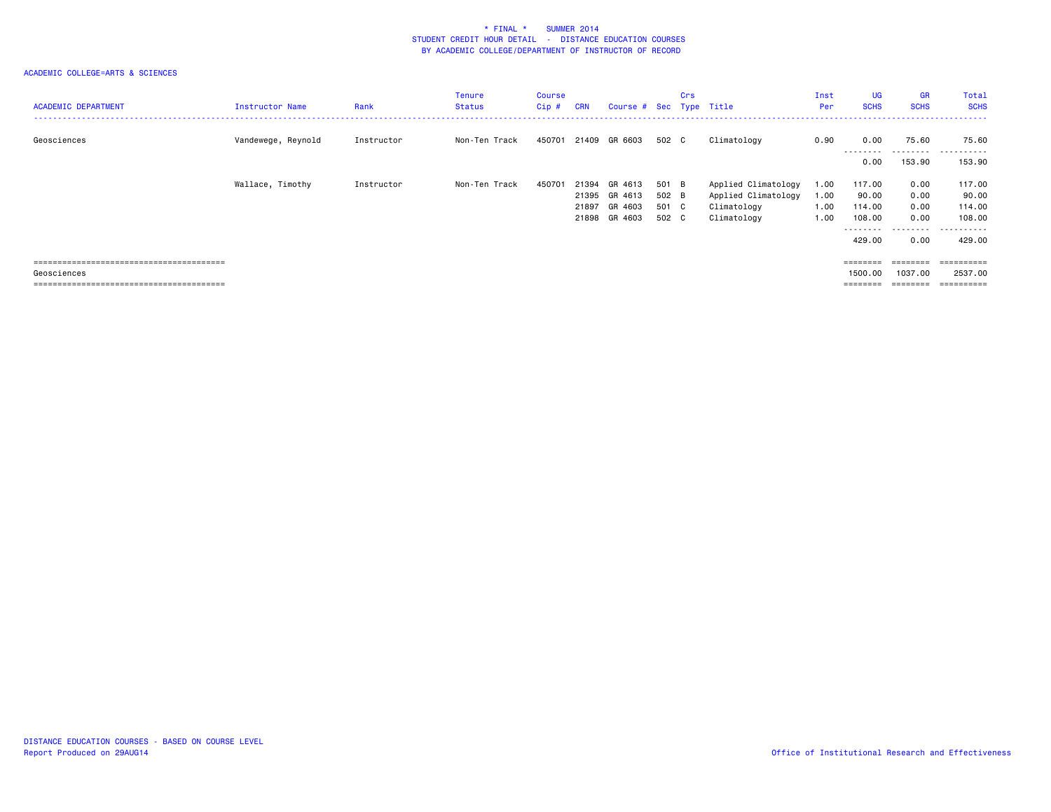# * FINAL * SUMMER 2014
## STUDENT CREDIT HOUR DETAIL - DISTANCE EDUCATION COURSES
## BY ACADEMIC COLLEGE/DEPARTMENT OF INSTRUCTOR OF RECORD

ACADEMIC COLLEGE=ARTS & SCIENCES

| ACADEMIC DEPARTMENT | Instructor Name | Rank | Tenure Status | Course Cip # | CRN | Course # | Sec | Crs Type | Title | Inst Per | UG SCHS | GR SCHS | Total SCHS |
|---|---|---|---|---|---|---|---|---|---|---|---|---|---|
| Geosciences | Vandewege, Reynold | Instructor | Non-Ten Track | 450701 | 21409 | GR 6603 | 502 | C | Climatology | 0.90 | 0.00 | 75.60 | 75.60 |
| | | | | | | | | | | | 0.00 | 153.90 | 153.90 |
| | Wallace, Timothy | Instructor | Non-Ten Track | 450701 | 21394 | GR 4613 | 501 | B | Applied Climatology | 1.00 | 117.00 | 0.00 | 117.00 |
| | | | | | 21395 | GR 4613 | 502 | B | Applied Climatology | 1.00 | 90.00 | 0.00 | 90.00 |
| | | | | | 21897 | GR 4603 | 501 | C | Climatology | 1.00 | 114.00 | 0.00 | 114.00 |
| | | | | | 21898 | GR 4603 | 502 | C | Climatology | 1.00 | 108.00 | 0.00 | 108.00 |
| | | | | | | | | | | | 429.00 | 0.00 | 429.00 |
| Geosciences | | | | | | | | | | | 1500.00 | 1037.00 | 2537.00 |

DISTANCE EDUCATION COURSES - BASED ON COURSE LEVEL
Report Produced on 29AUG14

Office of Institutional Research and Effectiveness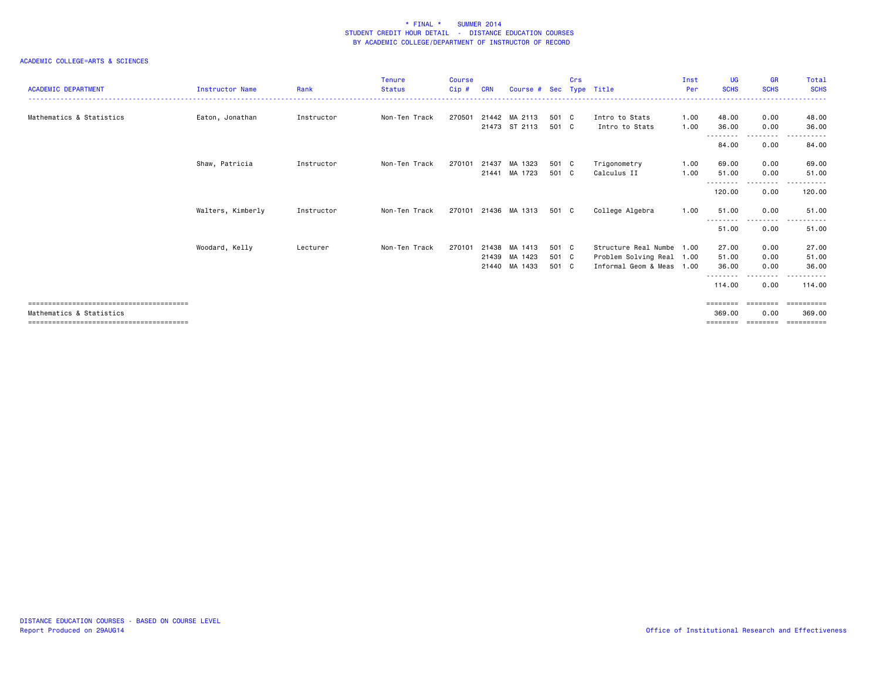\* FINAL \* SUMMER 2014
STUDENT CREDIT HOUR DETAIL - DISTANCE EDUCATION COURSES
BY ACADEMIC COLLEGE/DEPARTMENT OF INSTRUCTOR OF RECORD

ACADEMIC COLLEGE=ARTS & SCIENCES

| ACADEMIC DEPARTMENT | Instructor Name | Rank | Tenure Status | Course Cip # | CRN | Course # | Sec | Crs Type | Title | Inst Per | UG SCHS | GR SCHS | Total SCHS |
|---|---|---|---|---|---|---|---|---|---|---|---|---|---|
| Mathematics & Statistics | Eaton, Jonathan | Instructor | Non-Ten Track | 270501 | 21442 | MA 2113 | 501 | C | Intro to Stats | 1.00 | 48.00 | 0.00 | 48.00 |
| | | | | | 21473 | ST 2113 | 501 | C | Intro to Stats | 1.00 | 36.00 | 0.00 | 36.00 |
| | | | | | | | | | | | 84.00 | 0.00 | 84.00 |
| | Shaw, Patricia | Instructor | Non-Ten Track | 270101 | 21437 | MA 1323 | 501 | C | Trigonometry | 1.00 | 69.00 | 0.00 | 69.00 |
| | | | | | 21441 | MA 1723 | 501 | C | Calculus II | 1.00 | 51.00 | 0.00 | 51.00 |
| | | | | | | | | | | | 120.00 | 0.00 | 120.00 |
| | Walters, Kimberly | Instructor | Non-Ten Track | 270101 | 21436 | MA 1313 | 501 | C | College Algebra | 1.00 | 51.00 | 0.00 | 51.00 |
| | | | | | | | | | | | 51.00 | 0.00 | 51.00 |
| | Woodard, Kelly | Lecturer | Non-Ten Track | 270101 | 21438 | MA 1413 | 501 | C | Structure Real Numbe | 1.00 | 27.00 | 0.00 | 27.00 |
| | | | | | 21439 | MA 1423 | 501 | C | Problem Solving Real | 1.00 | 51.00 | 0.00 | 51.00 |
| | | | | | 21440 | MA 1433 | 501 | C | Informal Geom & Meas | 1.00 | 36.00 | 0.00 | 36.00 |
| | | | | | | | | | | | 114.00 | 0.00 | 114.00 |
| Mathematics & Statistics | | | | | | | | | | | 369.00 | 0.00 | 369.00 |

DISTANCE EDUCATION COURSES - BASED ON COURSE LEVEL
Report Produced on 29AUG14

Office of Institutional Research and Effectiveness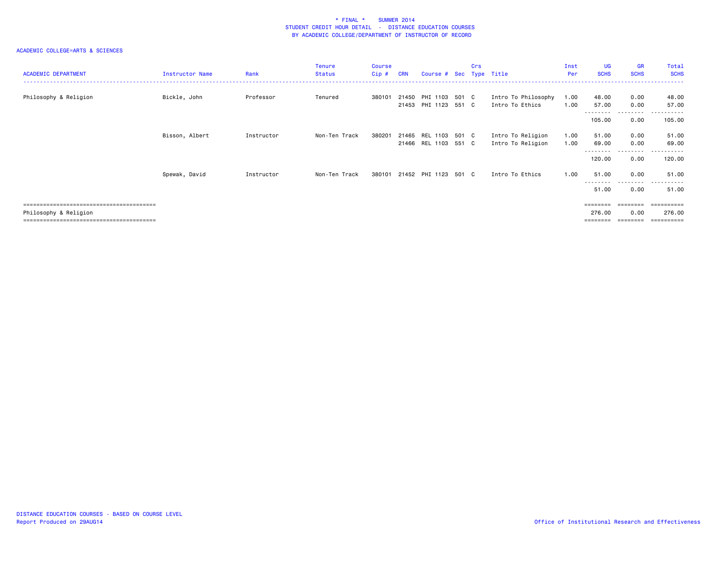# * FINAL * SUMMER 2014

## STUDENT CREDIT HOUR DETAIL - DISTANCE EDUCATION COURSES

### BY ACADEMIC COLLEGE/DEPARTMENT OF INSTRUCTOR OF RECORD

ACADEMIC COLLEGE=ARTS & SCIENCES

| ACADEMIC DEPARTMENT | Instructor Name | Rank | Tenure Status | Course Cip # | CRN | Course # | Sec | Crs Type | Title | Inst Per | UG SCHS | GR SCHS | Total SCHS |
|---|---|---|---|---|---|---|---|---|---|---|---|---|---|
| Philosophy & Religion | Bickle, John | Professor | Tenured | 380101 | 21450 | PHI 1103 | 501 | C | Intro To Philosophy | 1.00 | 48.00 | 0.00 | 48.00 |
| | | | | | 21453 | PHI 1123 | 551 | C | Intro To Ethics | 1.00 | 57.00 | 0.00 | 57.00 |
| | | | | | | | | | | | 105.00 | 0.00 | 105.00 |
| | Bisson, Albert | Instructor | Non-Ten Track | 380201 | 21465 | REL 1103 | 501 | C | Intro To Religion | 1.00 | 51.00 | 0.00 | 51.00 |
| | | | | | 21466 | REL 1103 | 551 | C | Intro To Religion | 1.00 | 69.00 | 0.00 | 69.00 |
| | | | | | | | | | | | 120.00 | 0.00 | 120.00 |
| | Spewak, David | Instructor | Non-Ten Track | 380101 | 21452 | PHI 1123 | 501 | C | Intro To Ethics | 1.00 | 51.00 | 0.00 | 51.00 |
| | | | | | | | | | | | 51.00 | 0.00 | 51.00 |
| Philosophy & Religion | | | | | | | | | | | 276.00 | 0.00 | 276.00 |

DISTANCE EDUCATION COURSES - BASED ON COURSE LEVEL
Report Produced on 29AUG14

Office of Institutional Research and Effectiveness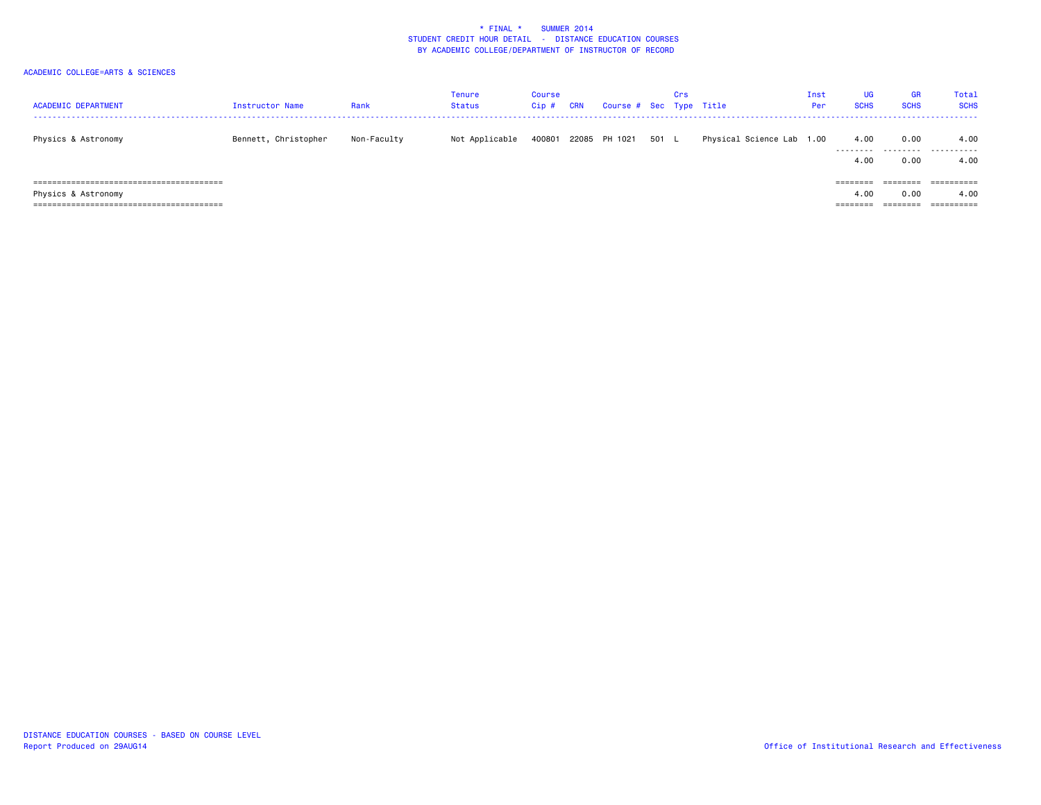\* FINAL \*    SUMMER 2014
STUDENT CREDIT HOUR DETAIL  -  DISTANCE EDUCATION COURSES
BY ACADEMIC COLLEGE/DEPARTMENT OF INSTRUCTOR OF RECORD

ACADEMIC COLLEGE=ARTS & SCIENCES

| ACADEMIC DEPARTMENT | Instructor Name | Rank | Tenure Status | Course Cip # | CRN | Course # | Sec | Crs Type | Title | Inst Per | UG SCHS | GR SCHS | Total SCHS |
|---|---|---|---|---|---|---|---|---|---|---|---|---|---|
| Physics & Astronomy | Bennett, Christopher | Non-Faculty | Not Applicable | 400801 | 22085 | PH 1021 | 501 | L | Physical Science Lab | 1.00 | 4.00 | 0.00 | 4.00 |
| | | | | | | | | | | | 4.00 | 0.00 | 4.00 |
| Physics & Astronomy | | | | | | | | | | | 4.00 | 0.00 | 4.00 |

DISTANCE EDUCATION COURSES - BASED ON COURSE LEVEL
Report Produced on 29AUG14

Office of Institutional Research and Effectiveness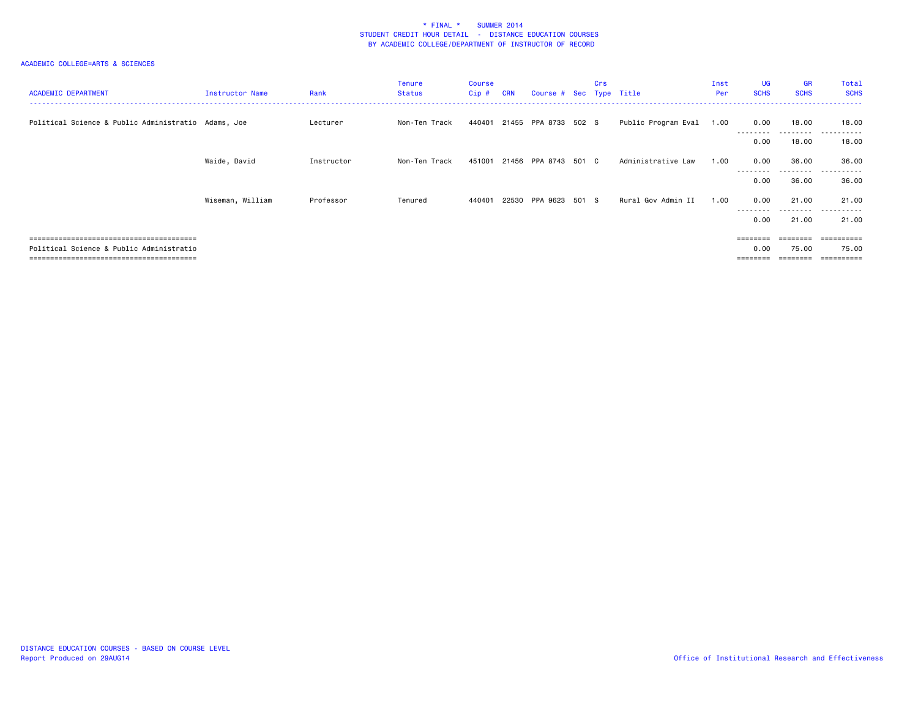\* FINAL \* SUMMER 2014
STUDENT CREDIT HOUR DETAIL - DISTANCE EDUCATION COURSES
BY ACADEMIC COLLEGE/DEPARTMENT OF INSTRUCTOR OF RECORD

ACADEMIC COLLEGE=ARTS & SCIENCES

| ACADEMIC DEPARTMENT | Instructor Name | Rank | Tenure Status | Course Cip # | CRN | Course # | Sec | Crs Type | Title | Inst Per | UG SCHS | GR SCHS | Total SCHS |
|---|---|---|---|---|---|---|---|---|---|---|---|---|---|
| Political Science & Public Administratio | Adams, Joe | Lecturer | Non-Ten Track | 440401 | 21455 | PPA 8733 | 502 | S | Public Program Eval | 1.00 | 0.00 | 18.00 | 18.00 |
| | | | | | | | | | | | 0.00 | 18.00 | 18.00 |
| | Waide, David | Instructor | Non-Ten Track | 451001 | 21456 | PPA 8743 | 501 | C | Administrative Law | 1.00 | 0.00 | 36.00 | 36.00 |
| | | | | | | | | | | | 0.00 | 36.00 | 36.00 |
| | Wiseman, William | Professor | Tenured | 440401 | 22530 | PPA 9623 | 501 | S | Rural Gov Admin II | 1.00 | 0.00 | 21.00 | 21.00 |
| | | | | | | | | | | | 0.00 | 21.00 | 21.00 |
| Political Science & Public Administratio | | | | | | | | | | | 0.00 | 75.00 | 75.00 |

DISTANCE EDUCATION COURSES - BASED ON COURSE LEVEL
Report Produced on 29AUG14

Office of Institutional Research and Effectiveness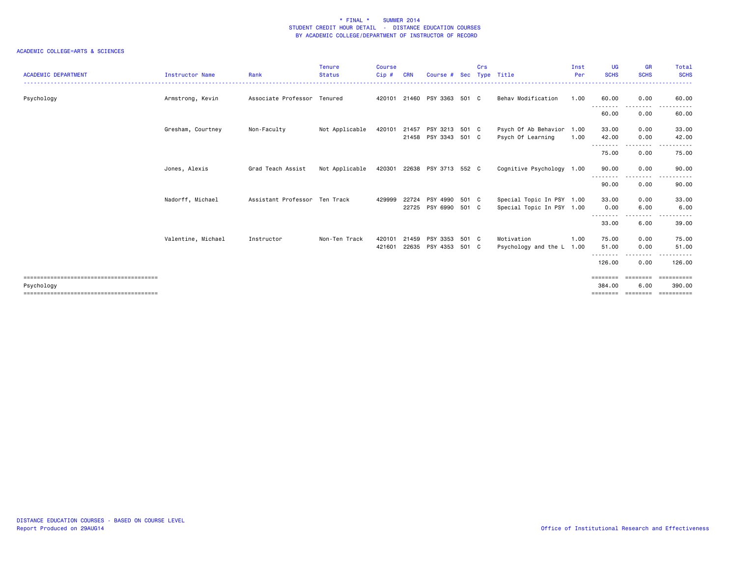\* FINAL \*    SUMMER 2014
STUDENT CREDIT HOUR DETAIL  -  DISTANCE EDUCATION COURSES
BY ACADEMIC COLLEGE/DEPARTMENT OF INSTRUCTOR OF RECORD

ACADEMIC COLLEGE=ARTS & SCIENCES

| ACADEMIC DEPARTMENT | Instructor Name | Rank | Tenure Status | Course Cip # | CRN | Course # | Sec | Crs Type | Title | Inst Per | UG SCHS | GR SCHS | Total SCHS |
|---|---|---|---|---|---|---|---|---|---|---|---|---|---|
| Psychology | Armstrong, Kevin | Associate Professor | Tenured | 420101 | 21460 | PSY 3363 | 501 | C | Behav Modification | 1.00 | 60.00 | 0.00 | 60.00 |
| | | | | | | | | | | | 60.00 | 0.00 | 60.00 |
| | Gresham, Courtney | Non-Faculty | Not Applicable | 420101 | 21457 | PSY 3213 | 501 | C | Psych Of Ab Behavior | 1.00 | 33.00 | 0.00 | 33.00 |
| | | | | | 21458 | PSY 3343 | 501 | C | Psych Of Learning | 1.00 | 42.00 | 0.00 | 42.00 |
| | | | | | | | | | | | 75.00 | 0.00 | 75.00 |
| | Jones, Alexis | Grad Teach Assist | Not Applicable | 420301 | 22638 | PSY 3713 | 552 | C | Cognitive Psychology | 1.00 | 90.00 | 0.00 | 90.00 |
| | | | | | | | | | | | 90.00 | 0.00 | 90.00 |
| | Nadorff, Michael | Assistant Professor | Ten Track | 429999 | 22724 | PSY 4990 | 501 | C | Special Topic In PSY | 1.00 | 33.00 | 0.00 | 33.00 |
| | | | | | 22725 | PSY 6990 | 501 | C | Special Topic In PSY | 1.00 | 0.00 | 6.00 | 6.00 |
| | | | | | | | | | | | 33.00 | 6.00 | 39.00 |
| | Valentine, Michael | Instructor | Non-Ten Track | 420101 | 21459 | PSY 3353 | 501 | C | Motivation | 1.00 | 75.00 | 0.00 | 75.00 |
| | | | | 421601 | 22635 | PSY 4353 | 501 | C | Psychology and the L | 1.00 | 51.00 | 0.00 | 51.00 |
| | | | | | | | | | | | 126.00 | 0.00 | 126.00 |
| Psychology | | | | | | | | | | | 384.00 | 6.00 | 390.00 |

DISTANCE EDUCATION COURSES - BASED ON COURSE LEVEL
Report Produced on 29AUG14

Office of Institutional Research and Effectiveness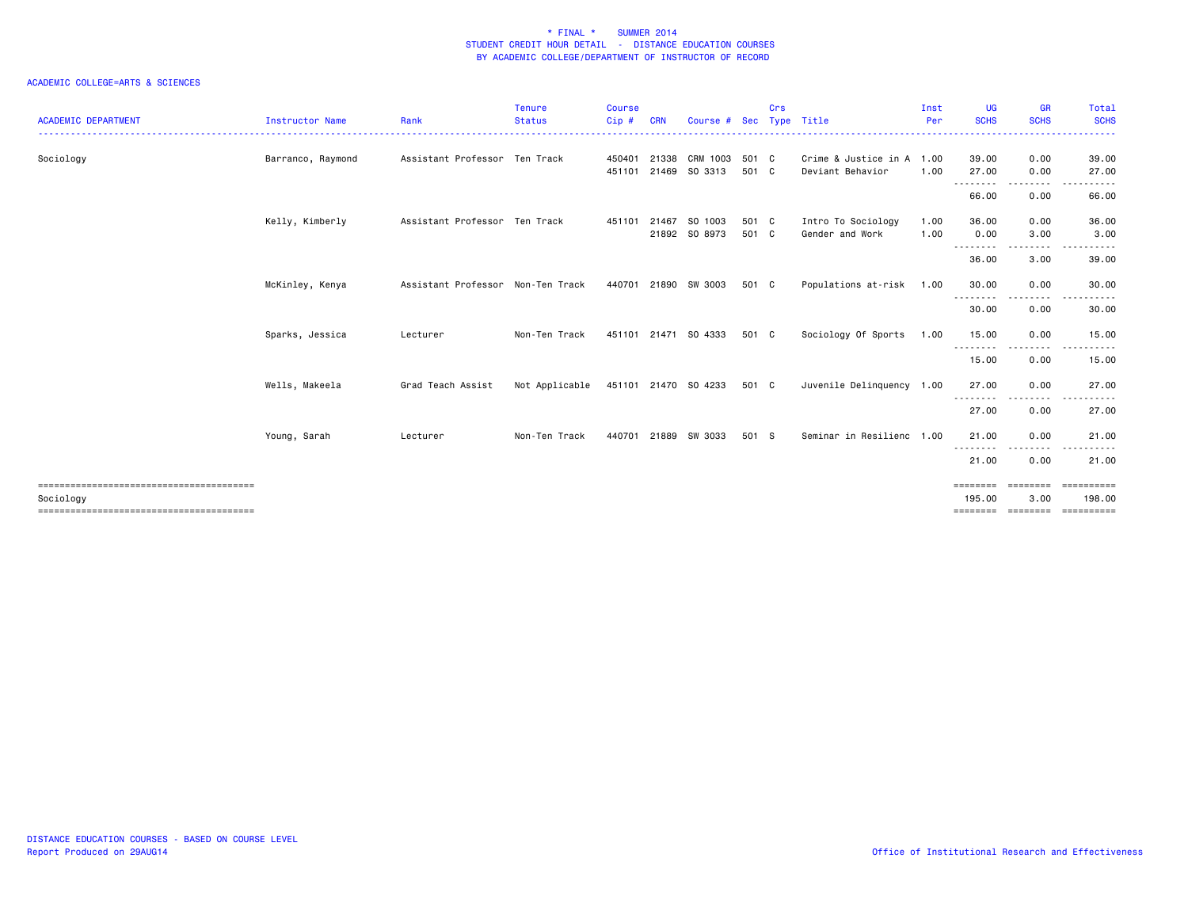# * FINAL * SUMMER 2014
## STUDENT CREDIT HOUR DETAIL - DISTANCE EDUCATION COURSES
### BY ACADEMIC COLLEGE/DEPARTMENT OF INSTRUCTOR OF RECORD

ACADEMIC COLLEGE=ARTS & SCIENCES

| ACADEMIC DEPARTMENT | Instructor Name | Rank | Tenure Status | Course Cip # | CRN | Course # | Sec | Crs Type | Title | Inst Per | UG SCHS | GR SCHS | Total SCHS |
|---|---|---|---|---|---|---|---|---|---|---|---|---|---|
| Sociology | Barranco, Raymond | Assistant Professor | Ten Track | 450401 | 21338 | CRM 1003 | 501 | C | Crime & Justice in A | 1.00 | 39.00 | 0.00 | 39.00 |
| | | | | 451101 | 21469 | SO 3313 | 501 | C | Deviant Behavior | 1.00 | 27.00 | 0.00 | 27.00 |
| | | | | | | | | | | | 66.00 | 0.00 | 66.00 |
| | Kelly, Kimberly | Assistant Professor | Ten Track | 451101 | 21467 | SO 1003 | 501 | C | Intro To Sociology | 1.00 | 36.00 | 0.00 | 36.00 |
| | | | | | 21892 | SO 8973 | 501 | C | Gender and Work | 1.00 | 0.00 | 3.00 | 3.00 |
| | | | | | | | | | | | 36.00 | 3.00 | 39.00 |
| | McKinley, Kenya | Assistant Professor | Non-Ten Track | 440701 | 21890 | SW 3003 | 501 | C | Populations at-risk | 1.00 | 30.00 | 0.00 | 30.00 |
| | | | | | | | | | | | 30.00 | 0.00 | 30.00 |
| | Sparks, Jessica | Lecturer | Non-Ten Track | 451101 | 21471 | SO 4333 | 501 | C | Sociology Of Sports | 1.00 | 15.00 | 0.00 | 15.00 |
| | | | | | | | | | | | 15.00 | 0.00 | 15.00 |
| | Wells, Makeela | Grad Teach Assist | Not Applicable | 451101 | 21470 | SO 4233 | 501 | C | Juvenile Delinquency | 1.00 | 27.00 | 0.00 | 27.00 |
| | | | | | | | | | | | 27.00 | 0.00 | 27.00 |
| | Young, Sarah | Lecturer | Non-Ten Track | 440701 | 21889 | SW 3033 | 501 | S | Seminar in Resilienc | 1.00 | 21.00 | 0.00 | 21.00 |
| | | | | | | | | | | | 21.00 | 0.00 | 21.00 |
| Sociology | | | | | | | | | | | 195.00 | 3.00 | 198.00 |

DISTANCE EDUCATION COURSES - BASED ON COURSE LEVEL
Report Produced on 29AUG14

Office of Institutional Research and Effectiveness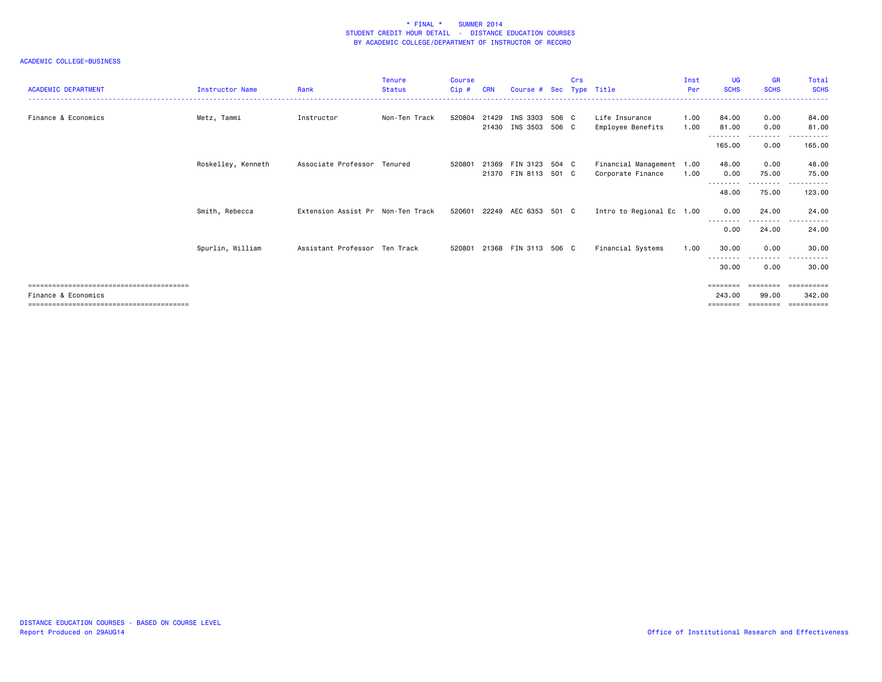\* FINAL \* SUMMER 2014
STUDENT CREDIT HOUR DETAIL - DISTANCE EDUCATION COURSES
BY ACADEMIC COLLEGE/DEPARTMENT OF INSTRUCTOR OF RECORD

ACADEMIC COLLEGE=BUSINESS

| ACADEMIC DEPARTMENT | Instructor Name | Rank | Tenure Status | Course Cip # | CRN | Course # | Sec | Crs Type | Title | Inst Per | UG SCHS | GR SCHS | Total SCHS |
|---|---|---|---|---|---|---|---|---|---|---|---|---|---|
| Finance & Economics | Metz, Tammi | Instructor | Non-Ten Track | 520804 | 21429 | INS 3303 | 506 | C | Life Insurance | 1.00 | 84.00 | 0.00 | 84.00 |
| | | | | | 21430 | INS 3503 | 506 | C | Employee Benefits | 1.00 | 81.00 | 0.00 | 81.00 |
| | | | | | | | | | | | 165.00 | 0.00 | 165.00 |
| | Roskelley, Kenneth | Associate Professor | Tenured | 520801 | 21369 | FIN 3123 | 504 | C | Financial Management | 1.00 | 48.00 | 0.00 | 48.00 |
| | | | | | 21370 | FIN 8113 | 501 | C | Corporate Finance | 1.00 | 0.00 | 75.00 | 75.00 |
| | | | | | | | | | | | 48.00 | 75.00 | 123.00 |
| | Smith, Rebecca | Extension Assist Pr | Non-Ten Track | 520601 | 22249 | AEC 6353 | 501 | C | Intro to Regional Ec | 1.00 | 0.00 | 24.00 | 24.00 |
| | | | | | | | | | | | 0.00 | 24.00 | 24.00 |
| | Spurlin, William | Assistant Professor | Ten Track | 520801 | 21368 | FIN 3113 | 506 | C | Financial Systems | 1.00 | 30.00 | 0.00 | 30.00 |
| | | | | | | | | | | | 30.00 | 0.00 | 30.00 |
| Finance & Economics | | | | | | | | | | | 243.00 | 99.00 | 342.00 |

DISTANCE EDUCATION COURSES - BASED ON COURSE LEVEL
Report Produced on 29AUG14

Office of Institutional Research and Effectiveness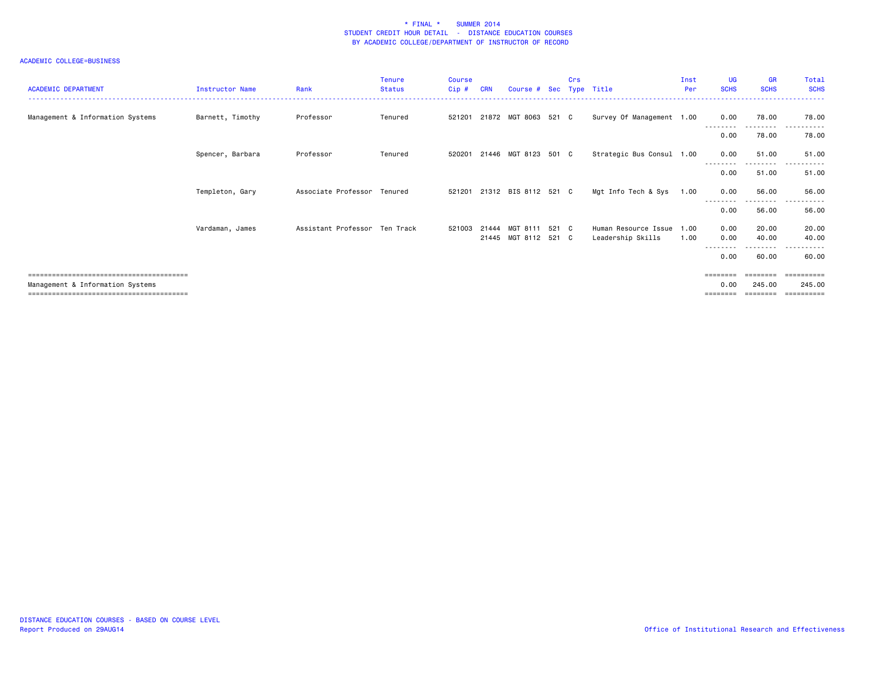# \* FINAL \*    SUMMER 2014
## STUDENT CREDIT HOUR DETAIL - DISTANCE EDUCATION COURSES
## BY ACADEMIC COLLEGE/DEPARTMENT OF INSTRUCTOR OF RECORD

ACADEMIC COLLEGE=BUSINESS

| ACADEMIC DEPARTMENT | Instructor Name | Rank | Tenure Status | Course Cip # | CRN | Course # | Sec | Crs Type | Title | Inst Per | UG SCHS | GR SCHS | Total SCHS |
|---|---|---|---|---|---|---|---|---|---|---|---|---|---|
| Management & Information Systems | Barnett, Timothy | Professor | Tenured | 521201 | 21872 | MGT 8063 | 521 | C | Survey Of Management | 1.00 | 0.00 | 78.00 | 78.00 |
| | | | | | | | | | | | 0.00 | 78.00 | 78.00 |
| | Spencer, Barbara | Professor | Tenured | 520201 | 21446 | MGT 8123 | 501 | C | Strategic Bus Consul | 1.00 | 0.00 | 51.00 | 51.00 |
| | | | | | | | | | | | 0.00 | 51.00 | 51.00 |
| | Templeton, Gary | Associate Professor | Tenured | 521201 | 21312 | BIS 8112 | 521 | C | Mgt Info Tech & Sys | 1.00 | 0.00 | 56.00 | 56.00 |
| | | | | | | | | | | | 0.00 | 56.00 | 56.00 |
| | Vardaman, James | Assistant Professor | Ten Track | 521003 | 21444 | MGT 8111 | 521 | C | Human Resource Issue | 1.00 | 0.00 | 20.00 | 20.00 |
| | | | | | 21445 | MGT 8112 | 521 | C | Leadership Skills | 1.00 | 0.00 | 40.00 | 40.00 |
| | | | | | | | | | | | 0.00 | 60.00 | 60.00 |
| Management & Information Systems | | | | | | | | | | | 0.00 | 245.00 | 245.00 |

DISTANCE EDUCATION COURSES - BASED ON COURSE LEVEL
Report Produced on 29AUG14

Office of Institutional Research and Effectiveness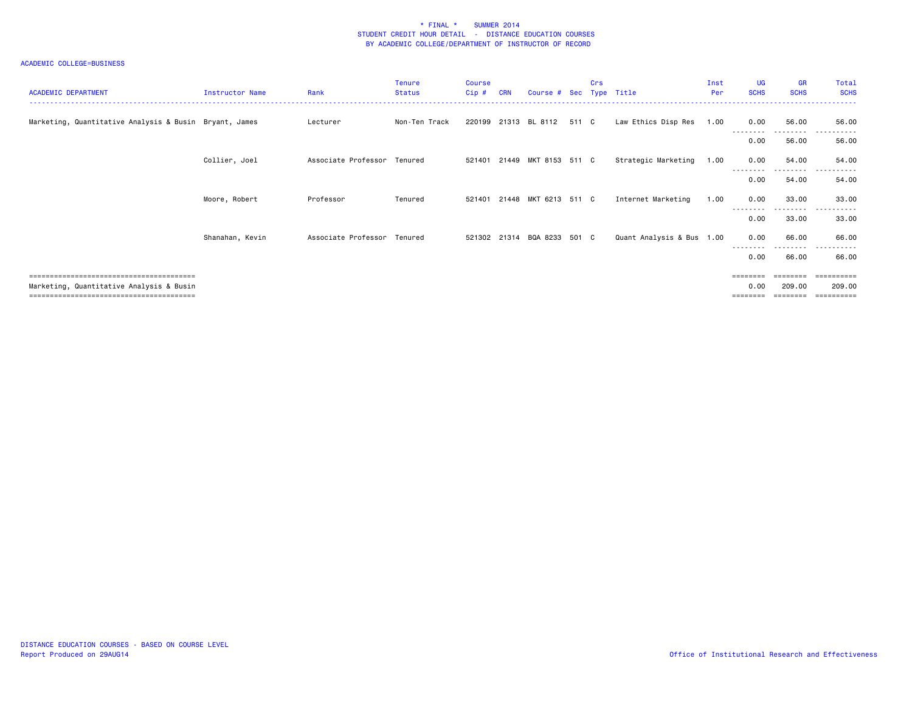# * FINAL * SUMMER 2014
## STUDENT CREDIT HOUR DETAIL - DISTANCE EDUCATION COURSES
## BY ACADEMIC COLLEGE/DEPARTMENT OF INSTRUCTOR OF RECORD

ACADEMIC COLLEGE=BUSINESS

| ACADEMIC DEPARTMENT | Instructor Name | Rank | Tenure Status | Course Cip # | CRN | Course # | Sec | Crs Type | Title | Inst Per | UG SCHS | GR SCHS | Total SCHS |
|---|---|---|---|---|---|---|---|---|---|---|---|---|---|
| Marketing, Quantitative Analysis & Busin | Bryant, James | Lecturer | Non-Ten Track | 220199 | 21313 | BL 8112 | 511 | C | Law Ethics Disp Res | 1.00 | 0.00 | 56.00 | 56.00 |
| | | | | | | | | | | | 0.00 | 56.00 | 56.00 |
| | Collier, Joel | Associate Professor | Tenured | 521401 | 21449 | MKT 8153 | 511 | C | Strategic Marketing | 1.00 | 0.00 | 54.00 | 54.00 |
| | | | | | | | | | | | 0.00 | 54.00 | 54.00 |
| | Moore, Robert | Professor | Tenured | 521401 | 21448 | MKT 6213 | 511 | C | Internet Marketing | 1.00 | 0.00 | 33.00 | 33.00 |
| | | | | | | | | | | | 0.00 | 33.00 | 33.00 |
| | Shanahan, Kevin | Associate Professor | Tenured | 521302 | 21314 | BQA 8233 | 501 | C | Quant Analysis & Bus | 1.00 | 0.00 | 66.00 | 66.00 |
| | | | | | | | | | | | 0.00 | 66.00 | 66.00 |
| Marketing, Quantitative Analysis & Busin | | | | | | | | | | | 0.00 | 209.00 | 209.00 |

DISTANCE EDUCATION COURSES - BASED ON COURSE LEVEL
Report Produced on 29AUG14

Office of Institutional Research and Effectiveness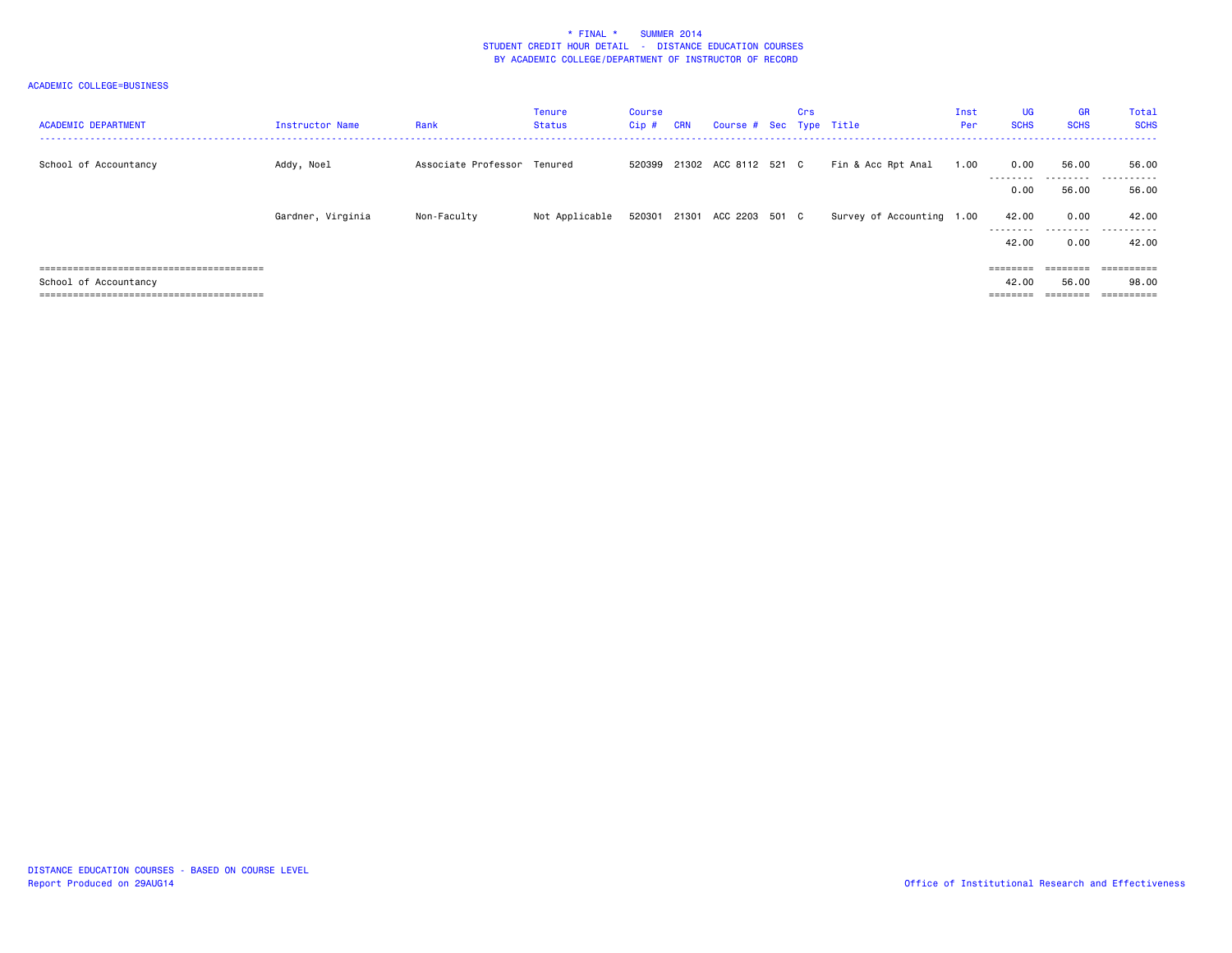\* FINAL \*    SUMMER 2014
STUDENT CREDIT HOUR DETAIL - DISTANCE EDUCATION COURSES
BY ACADEMIC COLLEGE/DEPARTMENT OF INSTRUCTOR OF RECORD

ACADEMIC COLLEGE=BUSINESS

| ACADEMIC DEPARTMENT | Instructor Name | Rank | Tenure Status | Course Cip # | CRN | Course # | Sec | Crs Type | Title | Inst Per | UG SCHS | GR SCHS | Total SCHS |
|---|---|---|---|---|---|---|---|---|---|---|---|---|---|
| School of Accountancy | Addy, Noel | Associate Professor | Tenured | 520399 | 21302 | ACC 8112 | 521 | C | Fin & Acc Rpt Anal | 1.00 | 0.00 | 56.00 | 56.00 |
| | | | | | | | | | | | 0.00 | 56.00 | 56.00 |
| | Gardner, Virginia | Non-Faculty | Not Applicable | 520301 | 21301 | ACC 2203 | 501 | C | Survey of Accounting | 1.00 | 42.00 | 0.00 | 42.00 |
| | | | | | | | | | | | 42.00 | 0.00 | 42.00 |
| School of Accountancy | | | | | | | | | | | 42.00 | 56.00 | 98.00 |

DISTANCE EDUCATION COURSES - BASED ON COURSE LEVEL
Report Produced on 29AUG14

Office of Institutional Research and Effectiveness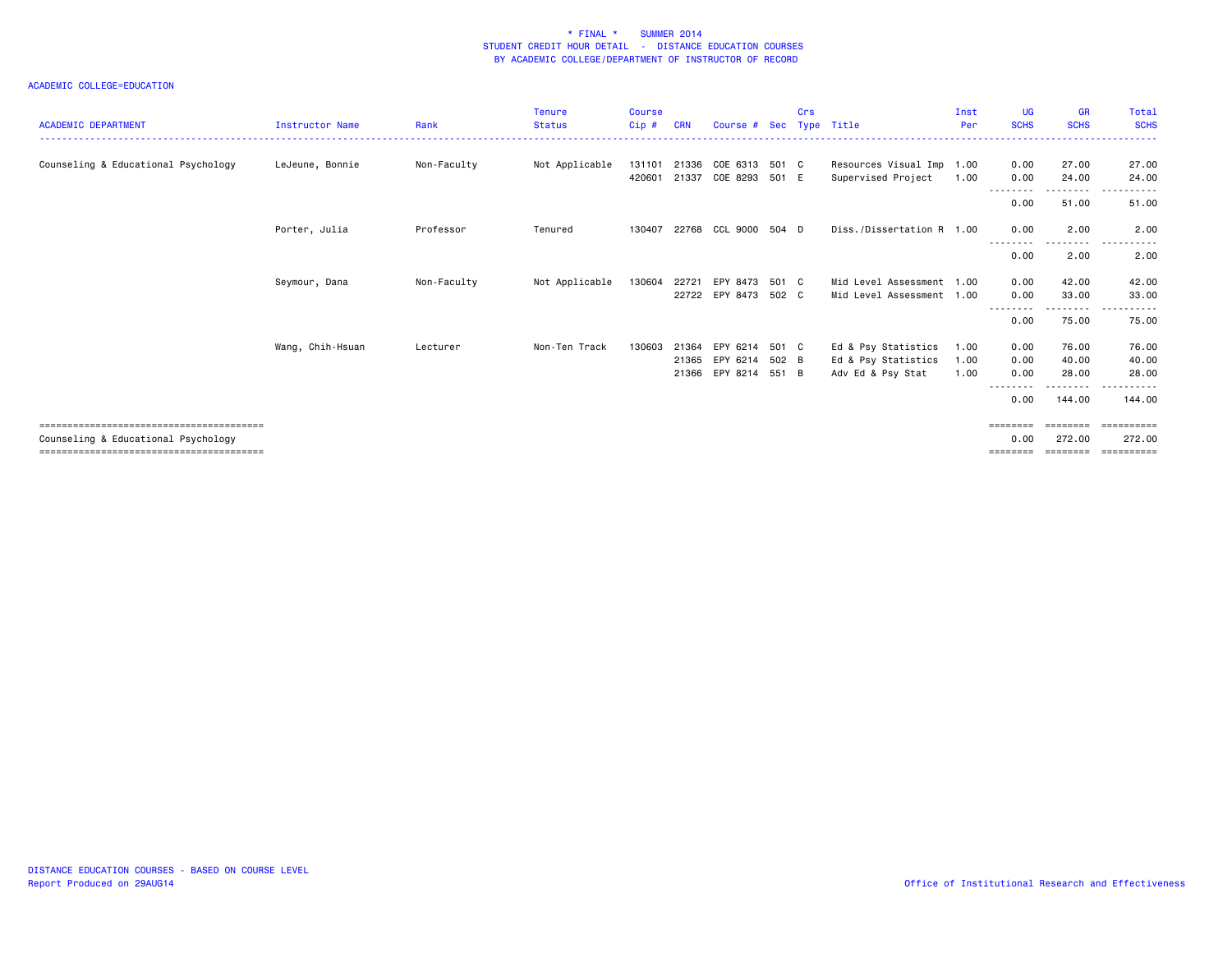\* FINAL \* SUMMER 2014
STUDENT CREDIT HOUR DETAIL - DISTANCE EDUCATION COURSES
BY ACADEMIC COLLEGE/DEPARTMENT OF INSTRUCTOR OF RECORD

ACADEMIC COLLEGE=EDUCATION

| ACADEMIC DEPARTMENT | Instructor Name | Rank | Tenure Status | Course Cip # | CRN | Course # | Sec | Crs Type | Title | Inst Per | UG SCHS | GR SCHS | Total SCHS |
|---|---|---|---|---|---|---|---|---|---|---|---|---|---|
| Counseling & Educational Psychology | LeJeune, Bonnie | Non-Faculty | Not Applicable | 131101 | 21336 | COE 6313 | 501 | C | Resources Visual Imp | 1.00 | 0.00 | 27.00 | 27.00 |
| | | | | 420601 | 21337 | COE 8293 | 501 | E | Supervised Project | 1.00 | 0.00 | 24.00 | 24.00 |
| | | | | | | | | | | | 0.00 | 51.00 | 51.00 |
| | Porter, Julia | Professor | Tenured | 130407 | 22768 | CCL 9000 | 504 | D | Diss./Dissertation R | 1.00 | 0.00 | 2.00 | 2.00 |
| | | | | | | | | | | | 0.00 | 2.00 | 2.00 |
| | Seymour, Dana | Non-Faculty | Not Applicable | 130604 | 22721 | EPY 8473 | 501 | C | Mid Level Assessment | 1.00 | 0.00 | 42.00 | 42.00 |
| | | | | | 22722 | EPY 8473 | 502 | C | Mid Level Assessment | 1.00 | 0.00 | 33.00 | 33.00 |
| | | | | | | | | | | | 0.00 | 75.00 | 75.00 |
| | Wang, Chih-Hsuan | Lecturer | Non-Ten Track | 130603 | 21364 | EPY 6214 | 501 | C | Ed & Psy Statistics | 1.00 | 0.00 | 76.00 | 76.00 |
| | | | | | 21365 | EPY 6214 | 502 | B | Ed & Psy Statistics | 1.00 | 0.00 | 40.00 | 40.00 |
| | | | | | 21366 | EPY 8214 | 551 | B | Adv Ed & Psy Stat | 1.00 | 0.00 | 28.00 | 28.00 |
| | | | | | | | | | | | 0.00 | 144.00 | 144.00 |
| Counseling & Educational Psychology | | | | | | | | | | | 0.00 | 272.00 | 272.00 |

DISTANCE EDUCATION COURSES - BASED ON COURSE LEVEL
Report Produced on 29AUG14

Office of Institutional Research and Effectiveness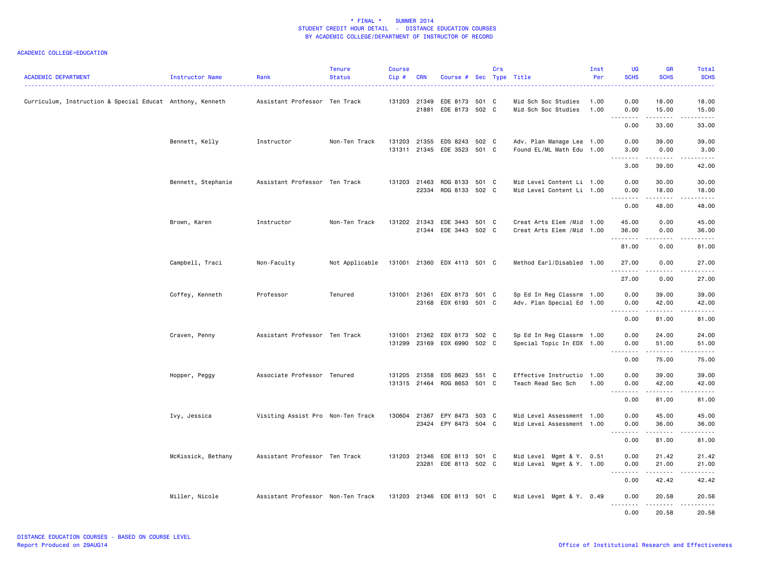\* FINAL \* SUMMER 2014
STUDENT CREDIT HOUR DETAIL - DISTANCE EDUCATION COURSES
BY ACADEMIC COLLEGE/DEPARTMENT OF INSTRUCTOR OF RECORD

ACADEMIC COLLEGE=EDUCATION

| ACADEMIC DEPARTMENT | Instructor Name | Rank | Tenure Status | Course Cip # | CRN | Course # | Sec | Crs Type | Title | Inst Per | UG SCHS | GR SCHS | Total SCHS |
|---|---|---|---|---|---|---|---|---|---|---|---|---|---|
| Curriculum, Instruction & Special Educat | Anthony, Kenneth | Assistant Professor | Ten Track | 131203 | 21349 | EDE 8173 | 501 | C | Mid Sch Soc Studies | 1.00 | 0.00 | 18.00 | 18.00 |
| | | | | | 21881 | EDE 8173 | 502 | C | Mid Sch Soc Studies | 1.00 | 0.00 | 15.00 | 15.00 |
| | | | | | | | | | | | 0.00 | 33.00 | 33.00 |
| | Bennett, Kelly | Instructor | Non-Ten Track | 131203 | 21355 | EDS 8243 | 502 | C | Adv. Plan Manage Lea | 1.00 | 0.00 | 39.00 | 39.00 |
| | | | | 131311 | 21345 | EDE 3523 | 501 | C | Found EL/ML Math Edu | 1.00 | 3.00 | 0.00 | 3.00 |
| | | | | | | | | | | | 3.00 | 39.00 | 42.00 |
| | Bennett, Stephanie | Assistant Professor | Ten Track | 131203 | 21463 | RDG 8133 | 501 | C | Mid Level Content Li | 1.00 | 0.00 | 30.00 | 30.00 |
| | | | | | 22334 | RDG 8133 | 502 | C | Mid Level Content Li | 1.00 | 0.00 | 18.00 | 18.00 |
| | | | | | | | | | | | 0.00 | 48.00 | 48.00 |
| | Brown, Karen | Instructor | Non-Ten Track | 131202 | 21343 | EDE 3443 | 501 | C | Creat Arts Elem /Mid | 1.00 | 45.00 | 0.00 | 45.00 |
| | | | | | 21344 | EDE 3443 | 502 | C | Creat Arts Elem /Mid | 1.00 | 36.00 | 0.00 | 36.00 |
| | | | | | | | | | | | 81.00 | 0.00 | 81.00 |
| | Campbell, Traci | Non-Faculty | Not Applicable | 131001 | 21360 | EDX 4113 | 501 | C | Method Earl/Disabled | 1.00 | 27.00 | 0.00 | 27.00 |
| | | | | | | | | | | | 27.00 | 0.00 | 27.00 |
| | Coffey, Kenneth | Professor | Tenured | 131001 | 21361 | EDX 8173 | 501 | C | Sp Ed In Reg Classrm | 1.00 | 0.00 | 39.00 | 39.00 |
| | | | | | 23168 | EDX 6193 | 501 | C | Adv. Plan Special Ed | 1.00 | 0.00 | 42.00 | 42.00 |
| | | | | | | | | | | | 0.00 | 81.00 | 81.00 |
| | Craven, Penny | Assistant Professor | Ten Track | 131001 | 21362 | EDX 8173 | 502 | C | Sp Ed In Reg Classrm | 1.00 | 0.00 | 24.00 | 24.00 |
| | | | | 131299 | 23169 | EDX 6990 | 502 | C | Special Topic In EDX | 1.00 | 0.00 | 51.00 | 51.00 |
| | | | | | | | | | | | 0.00 | 75.00 | 75.00 |
| | Hopper, Peggy | Associate Professor | Tenured | 131205 | 21358 | EDS 8623 | 551 | C | Effective Instructio | 1.00 | 0.00 | 39.00 | 39.00 |
| | | | | 131315 | 21464 | RDG 8653 | 501 | C | Teach Read Sec Sch | 1.00 | 0.00 | 42.00 | 42.00 |
| | | | | | | | | | | | 0.00 | 81.00 | 81.00 |
| | Ivy, Jessica | Visiting Assist Pro | Non-Ten Track | 130604 | 21367 | EPY 8473 | 503 | C | Mid Level Assessment | 1.00 | 0.00 | 45.00 | 45.00 |
| | | | | | 23424 | EPY 8473 | 504 | C | Mid Level Assessment | 1.00 | 0.00 | 36.00 | 36.00 |
| | | | | | | | | | | | 0.00 | 81.00 | 81.00 |
| | McKissick, Bethany | Assistant Professor | Ten Track | 131203 | 21346 | EDE 8113 | 501 | C | Mid Level Mgmt & Y. | 0.51 | 0.00 | 21.42 | 21.42 |
| | | | | | 23281 | EDE 8113 | 502 | C | Mid Level Mgmt & Y. | 1.00 | 0.00 | 21.00 | 21.00 |
| | | | | | | | | | | | 0.00 | 42.42 | 42.42 |
| | Miller, Nicole | Assistant Professor | Non-Ten Track | 131203 | 21346 | EDE 8113 | 501 | C | Mid Level Mgmt & Y. | 0.49 | 0.00 | 20.58 | 20.58 |
| | | | | | | | | | | | 0.00 | 20.58 | 20.58 |

DISTANCE EDUCATION COURSES - BASED ON COURSE LEVEL
Report Produced on 29AUG14

Office of Institutional Research and Effectiveness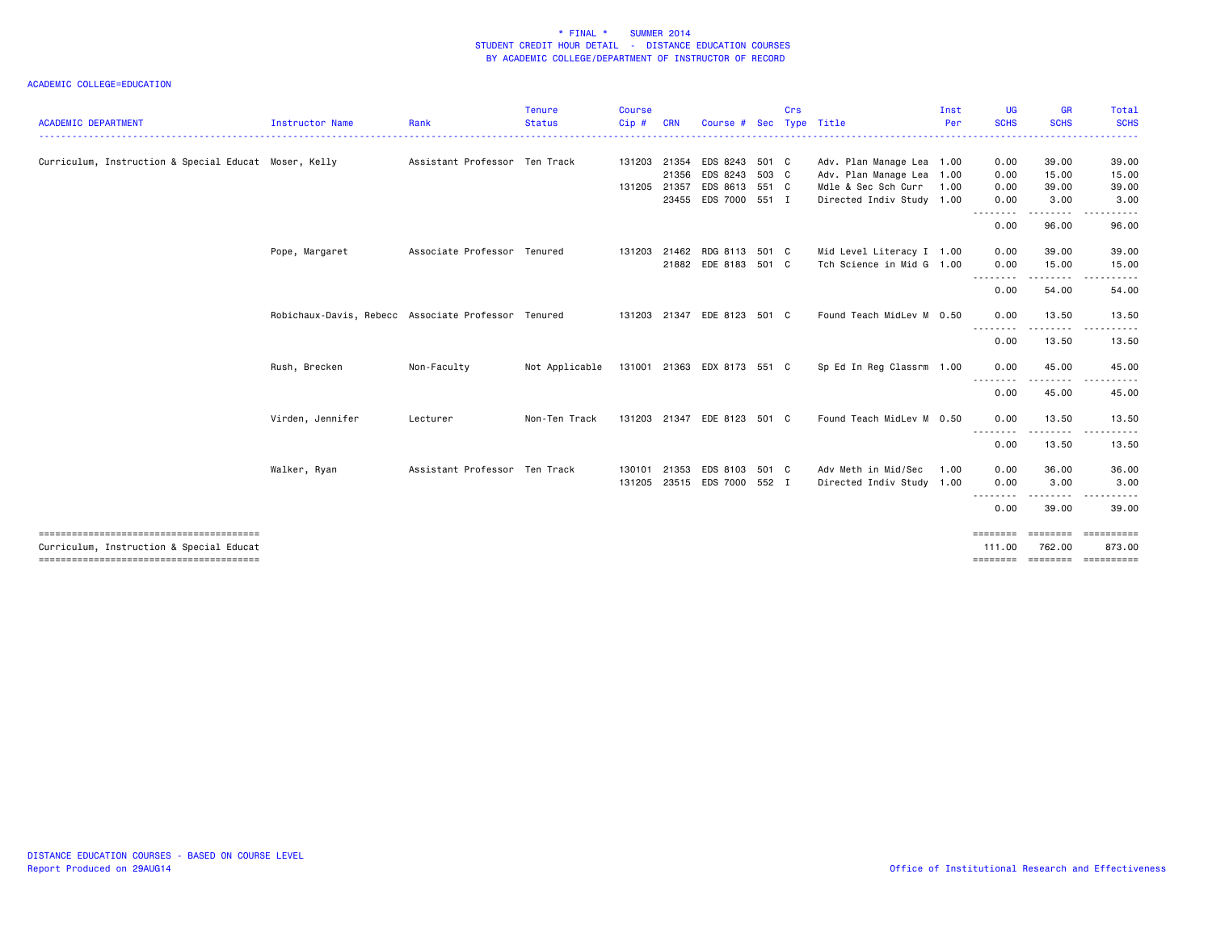\* FINAL \* SUMMER 2014
STUDENT CREDIT HOUR DETAIL - DISTANCE EDUCATION COURSES
BY ACADEMIC COLLEGE/DEPARTMENT OF INSTRUCTOR OF RECORD

ACADEMIC COLLEGE=EDUCATION

| ACADEMIC DEPARTMENT | Instructor Name | Rank | Tenure Status | Course Cip # | CRN | Course # | Sec | Crs Type | Title | Inst Per | UG SCHS | GR SCHS | Total SCHS |
|---|---|---|---|---|---|---|---|---|---|---|---|---|---|
| Curriculum, Instruction & Special Educat | Moser, Kelly | Assistant Professor | Ten Track | 131203 | 21354 | EDS 8243 | 501 | C | Adv. Plan Manage Lea | 1.00 | 0.00 | 39.00 | 39.00 |
| | | | | | 21356 | EDS 8243 | 503 | C | Adv. Plan Manage Lea | 1.00 | 0.00 | 15.00 | 15.00 |
| | | | | 131205 | 21357 | EDS 8613 | 551 | C | Mdle & Sec Sch Curr | 1.00 | 0.00 | 39.00 | 39.00 |
| | | | | | 23455 | EDS 7000 | 551 | I | Directed Indiv Study | 1.00 | 0.00 | 3.00 | 3.00 |
| | | | | | | | | | | | 0.00 | 96.00 | 96.00 |
| | Pope, Margaret | Associate Professor | Tenured | 131203 | 21462 | RDG 8113 | 501 | C | Mid Level Literacy I | 1.00 | 0.00 | 39.00 | 39.00 |
| | | | | | 21882 | EDE 8183 | 501 | C | Tch Science in Mid G | 1.00 | 0.00 | 15.00 | 15.00 |
| | | | | | | | | | | | 0.00 | 54.00 | 54.00 |
| | Robichaux-Davis, Rebecc | Associate Professor | Tenured | 131203 | 21347 | EDE 8123 | 501 | C | Found Teach MidLev M | 0.50 | 0.00 | 13.50 | 13.50 |
| | | | | | | | | | | | 0.00 | 13.50 | 13.50 |
| | Rush, Brecken | Non-Faculty | Not Applicable | 131001 | 21363 | EDX 8173 | 551 | C | Sp Ed In Reg Classrm | 1.00 | 0.00 | 45.00 | 45.00 |
| | | | | | | | | | | | 0.00 | 45.00 | 45.00 |
| | Virden, Jennifer | Lecturer | Non-Ten Track | 131203 | 21347 | EDE 8123 | 501 | C | Found Teach MidLev M | 0.50 | 0.00 | 13.50 | 13.50 |
| | | | | | | | | | | | 0.00 | 13.50 | 13.50 |
| | Walker, Ryan | Assistant Professor | Ten Track | 130101 | 21353 | EDS 8103 | 501 | C | Adv Meth in Mid/Sec | 1.00 | 0.00 | 36.00 | 36.00 |
| | | | | 131205 | 23515 | EDS 7000 | 552 | I | Directed Indiv Study | 1.00 | 0.00 | 3.00 | 3.00 |
| | | | | | | | | | | | 0.00 | 39.00 | 39.00 |
| Curriculum, Instruction & Special Educat | | | | | | | | | | | 111.00 | 762.00 | 873.00 |

DISTANCE EDUCATION COURSES - BASED ON COURSE LEVEL
Report Produced on 29AUG14

Office of Institutional Research and Effectiveness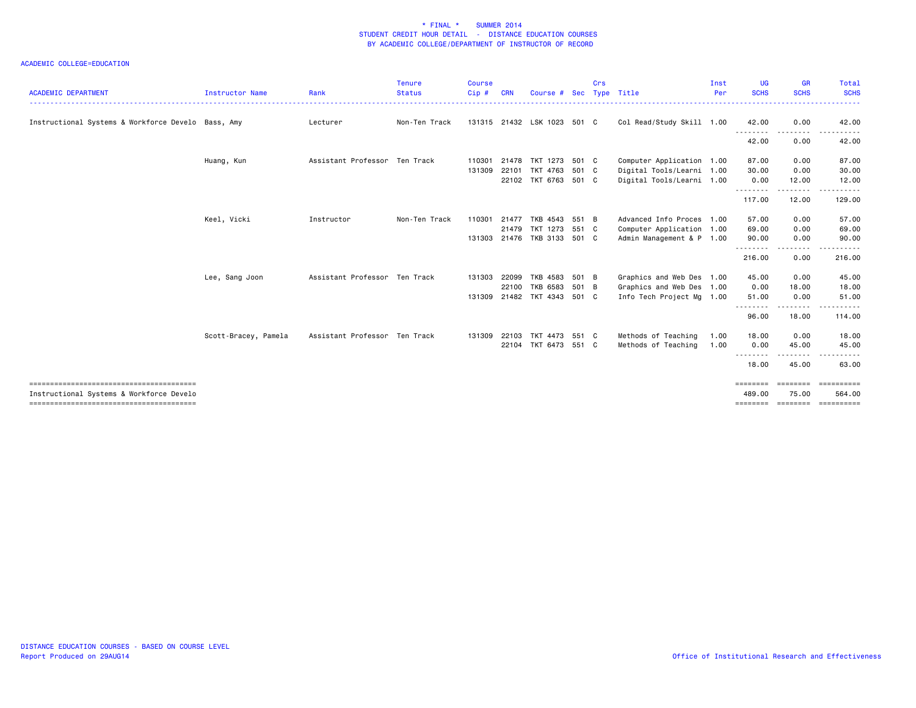\* FINAL \*    SUMMER 2014
STUDENT CREDIT HOUR DETAIL - DISTANCE EDUCATION COURSES
BY ACADEMIC COLLEGE/DEPARTMENT OF INSTRUCTOR OF RECORD

ACADEMIC COLLEGE=EDUCATION

| ACADEMIC DEPARTMENT | Instructor Name | Rank | Tenure Status | Course Cip # | CRN | Course # | Sec | Crs Type | Title | Inst Per | UG SCHS | GR SCHS | Total SCHS |
|---|---|---|---|---|---|---|---|---|---|---|---|---|---|
| Instructional Systems & Workforce Develo | Bass, Amy | Lecturer | Non-Ten Track | 131315 | 21432 | LSK 1023 | 501 | C | Col Read/Study Skill | 1.00 | 42.00 | 0.00 | 42.00 |
| | | | | | | | | | | | 42.00 | 0.00 | 42.00 |
| | Huang, Kun | Assistant Professor | Ten Track | 110301 | 21478 | TKT 1273 | 501 | C | Computer Application | 1.00 | 87.00 | 0.00 | 87.00 |
| | | | | 131309 | 22101 | TKT 4763 | 501 | C | Digital Tools/Learni | 1.00 | 30.00 | 0.00 | 30.00 |
| | | | | | 22102 | TKT 6763 | 501 | C | Digital Tools/Learni | 1.00 | 0.00 | 12.00 | 12.00 |
| | | | | | | | | | | | 117.00 | 12.00 | 129.00 |
| | Keel, Vicki | Instructor | Non-Ten Track | 110301 | 21477 | TKB 4543 | 551 | B | Advanced Info Proces | 1.00 | 57.00 | 0.00 | 57.00 |
| | | | | | 21479 | TKT 1273 | 551 | C | Computer Application | 1.00 | 69.00 | 0.00 | 69.00 |
| | | | | 131303 | 21476 | TKB 3133 | 501 | C | Admin Management & P | 1.00 | 90.00 | 0.00 | 90.00 |
| | | | | | | | | | | | 216.00 | 0.00 | 216.00 |
| | Lee, Sang Joon | Assistant Professor | Ten Track | 131303 | 22099 | TKB 4583 | 501 | B | Graphics and Web Des | 1.00 | 45.00 | 0.00 | 45.00 |
| | | | | | 22100 | TKB 6583 | 501 | B | Graphics and Web Des | 1.00 | 0.00 | 18.00 | 18.00 |
| | | | | 131309 | 21482 | TKT 4343 | 501 | C | Info Tech Project Mg | 1.00 | 51.00 | 0.00 | 51.00 |
| | | | | | | | | | | | 96.00 | 18.00 | 114.00 |
| | Scott-Bracey, Pamela | Assistant Professor | Ten Track | 131309 | 22103 | TKT 4473 | 551 | C | Methods of Teaching | 1.00 | 18.00 | 0.00 | 18.00 |
| | | | | | 22104 | TKT 6473 | 551 | C | Methods of Teaching | 1.00 | 0.00 | 45.00 | 45.00 |
| | | | | | | | | | | | 18.00 | 45.00 | 63.00 |
| Instructional Systems & Workforce Develo | | | | | | | | | | | 489.00 | 75.00 | 564.00 |

DISTANCE EDUCATION COURSES - BASED ON COURSE LEVEL
Report Produced on 29AUG14

Office of Institutional Research and Effectiveness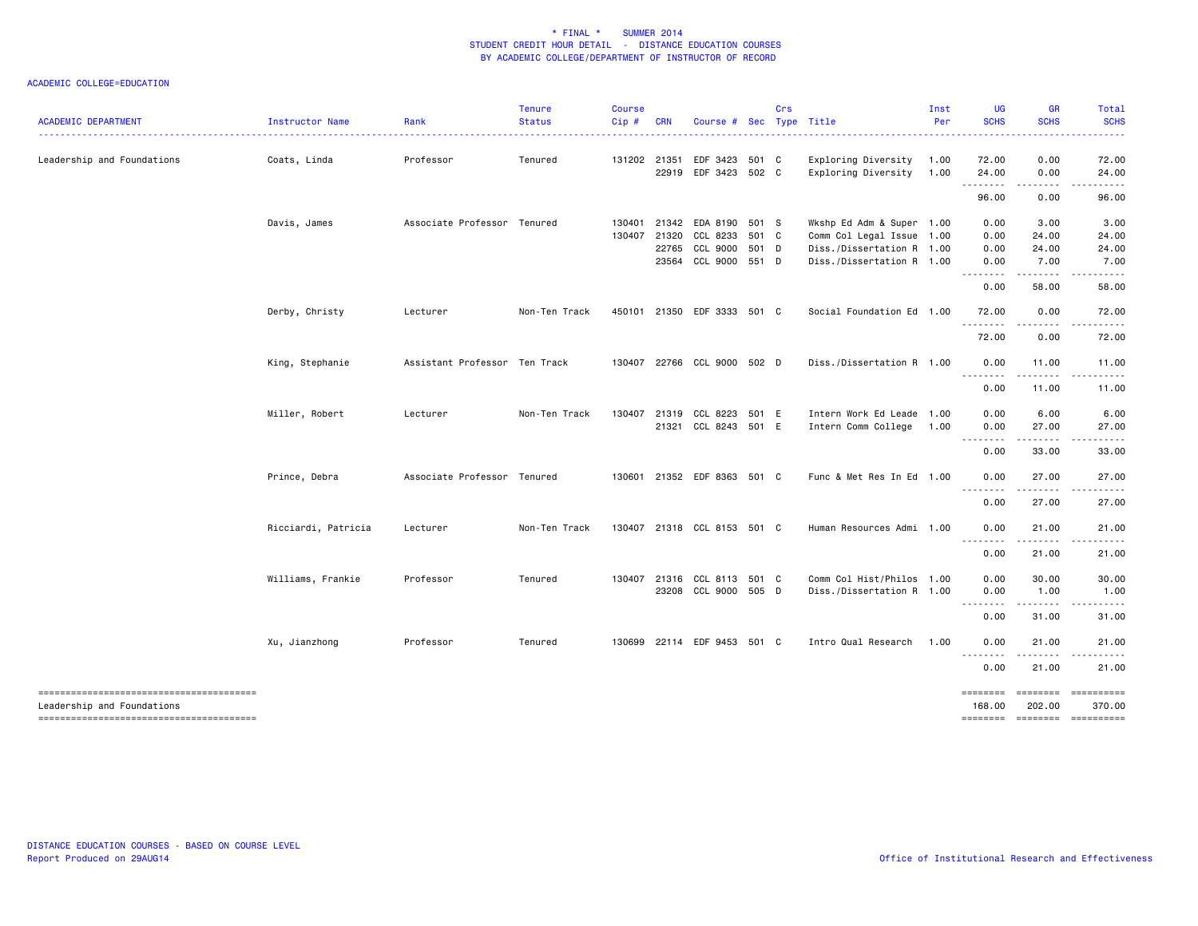\* FINAL \* SUMMER 2014
STUDENT CREDIT HOUR DETAIL - DISTANCE EDUCATION COURSES
BY ACADEMIC COLLEGE/DEPARTMENT OF INSTRUCTOR OF RECORD

ACADEMIC COLLEGE=EDUCATION

| ACADEMIC DEPARTMENT | Instructor Name | Rank | Tenure Status | Course Cip # | CRN | Course # | Sec | Crs Type | Title | Inst Per | UG SCHS | GR SCHS | Total SCHS |
|---|---|---|---|---|---|---|---|---|---|---|---|---|---|
| Leadership and Foundations | Coats, Linda | Professor | Tenured | 131202 | 21351 | EDF 3423 | 501 | C | Exploring Diversity | 1.00 | 72.00 | 0.00 | 72.00 |
| | | | | | 22919 | EDF 3423 | 502 | C | Exploring Diversity | 1.00 | 24.00 | 0.00 | 24.00 |
| | | | | | | | | | | | 96.00 | 0.00 | 96.00 |
| | Davis, James | Associate Professor | Tenured | 130401 | 21342 | EDA 8190 | 501 | S | Wkshp Ed Adm & Super | 1.00 | 0.00 | 3.00 | 3.00 |
| | | | | 130407 | 21320 | CCL 8233 | 501 | C | Comm Col Legal Issue | 1.00 | 0.00 | 24.00 | 24.00 |
| | | | | | 22765 | CCL 9000 | 501 | D | Diss./Dissertation R | 1.00 | 0.00 | 24.00 | 24.00 |
| | | | | | 23564 | CCL 9000 | 551 | D | Diss./Dissertation R | 1.00 | 0.00 | 7.00 | 7.00 |
| | | | | | | | | | | | 0.00 | 58.00 | 58.00 |
| | Derby, Christy | Lecturer | Non-Ten Track | 450101 | 21350 | EDF 3333 | 501 | C | Social Foundation Ed | 1.00 | 72.00 | 0.00 | 72.00 |
| | | | | | | | | | | | 72.00 | 0.00 | 72.00 |
| | King, Stephanie | Assistant Professor | Ten Track | 130407 | 22766 | CCL 9000 | 502 | D | Diss./Dissertation R | 1.00 | 0.00 | 11.00 | 11.00 |
| | | | | | | | | | | | 0.00 | 11.00 | 11.00 |
| | Miller, Robert | Lecturer | Non-Ten Track | 130407 | 21319 | CCL 8223 | 501 | E | Intern Work Ed Leade | 1.00 | 0.00 | 6.00 | 6.00 |
| | | | | | 21321 | CCL 8243 | 501 | E | Intern Comm College | 1.00 | 0.00 | 27.00 | 27.00 |
| | | | | | | | | | | | 0.00 | 33.00 | 33.00 |
| | Prince, Debra | Associate Professor | Tenured | 130601 | 21352 | EDF 8363 | 501 | C | Func & Met Res In Ed | 1.00 | 0.00 | 27.00 | 27.00 |
| | | | | | | | | | | | 0.00 | 27.00 | 27.00 |
| | Ricciardi, Patricia | Lecturer | Non-Ten Track | 130407 | 21318 | CCL 8153 | 501 | C | Human Resources Admi | 1.00 | 0.00 | 21.00 | 21.00 |
| | | | | | | | | | | | 0.00 | 21.00 | 21.00 |
| | Williams, Frankie | Professor | Tenured | 130407 | 21316 | CCL 8113 | 501 | C | Comm Col Hist/Philos | 1.00 | 0.00 | 30.00 | 30.00 |
| | | | | | 23208 | CCL 9000 | 505 | D | Diss./Dissertation R | 1.00 | 0.00 | 1.00 | 1.00 |
| | | | | | | | | | | | 0.00 | 31.00 | 31.00 |
| | Xu, Jianzhong | Professor | Tenured | 130699 | 22114 | EDF 9453 | 501 | C | Intro Qual Research | 1.00 | 0.00 | 21.00 | 21.00 |
| | | | | | | | | | | | 0.00 | 21.00 | 21.00 |
| Leadership and Foundations | | | | | | | | | | | 168.00 | 202.00 | 370.00 |

DISTANCE EDUCATION COURSES - BASED ON COURSE LEVEL
Report Produced on 29AUG14

Office of Institutional Research and Effectiveness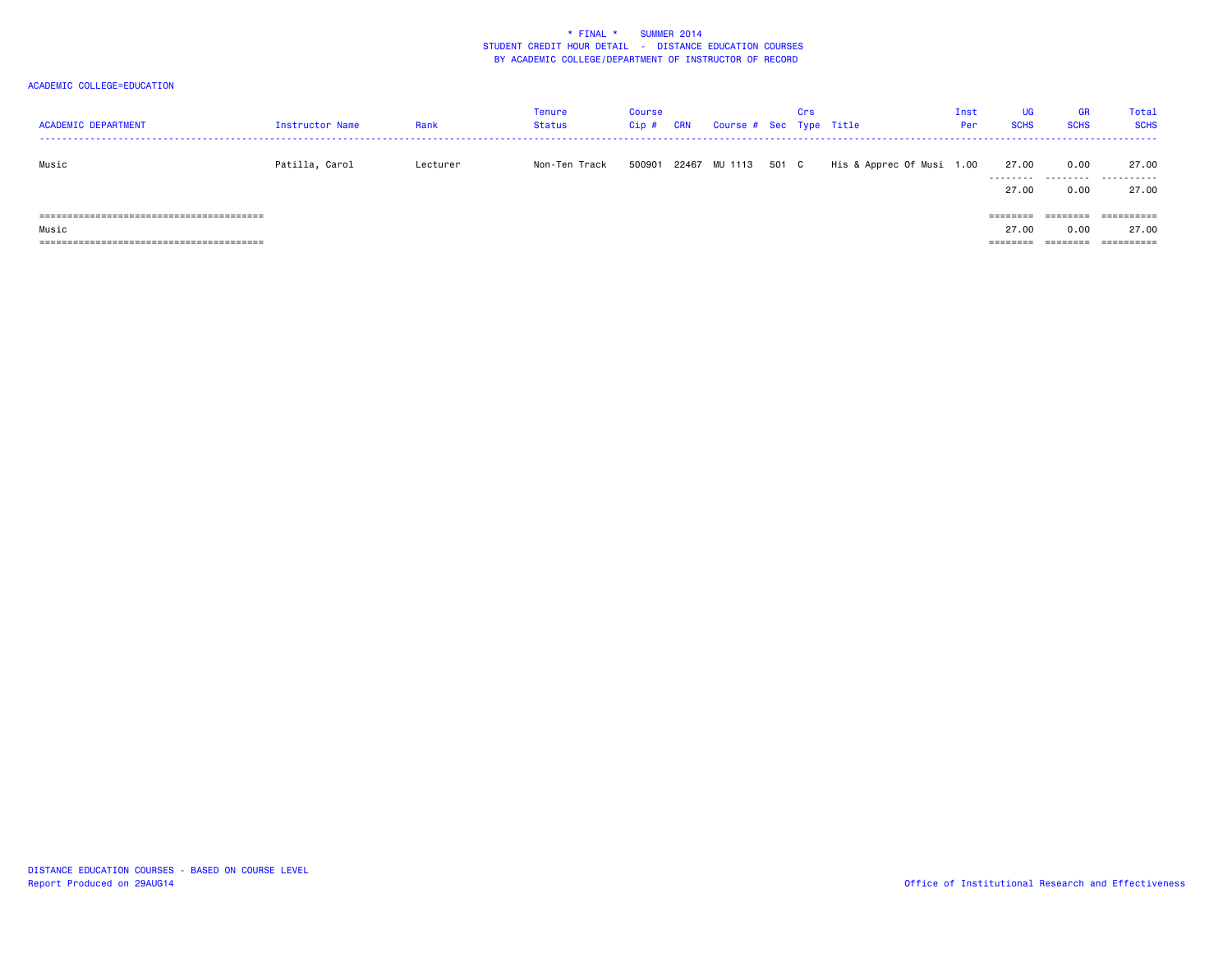\* FINAL \*    SUMMER 2014
STUDENT CREDIT HOUR DETAIL - DISTANCE EDUCATION COURSES
BY ACADEMIC COLLEGE/DEPARTMENT OF INSTRUCTOR OF RECORD

ACADEMIC COLLEGE=EDUCATION

| ACADEMIC DEPARTMENT | Instructor Name | Rank | Tenure Status | Course Cip # | CRN | Course # | Sec | Crs Type | Title | Inst Per | UG SCHS | GR SCHS | Total SCHS |
|---|---|---|---|---|---|---|---|---|---|---|---|---|---|
| Music | Patilla, Carol | Lecturer | Non-Ten Track | 500901 | 22467 | MU 1113 | 501 | C | His & Apprec Of Musi | 1.00 | 27.00 | 0.00 | 27.00 |
| | | | | | | | | | | | 27.00 | 0.00 | 27.00 |
| Music | | | | | | | | | | | 27.00 | 0.00 | 27.00 |

DISTANCE EDUCATION COURSES - BASED ON COURSE LEVEL
Report Produced on 29AUG14

Office of Institutional Research and Effectiveness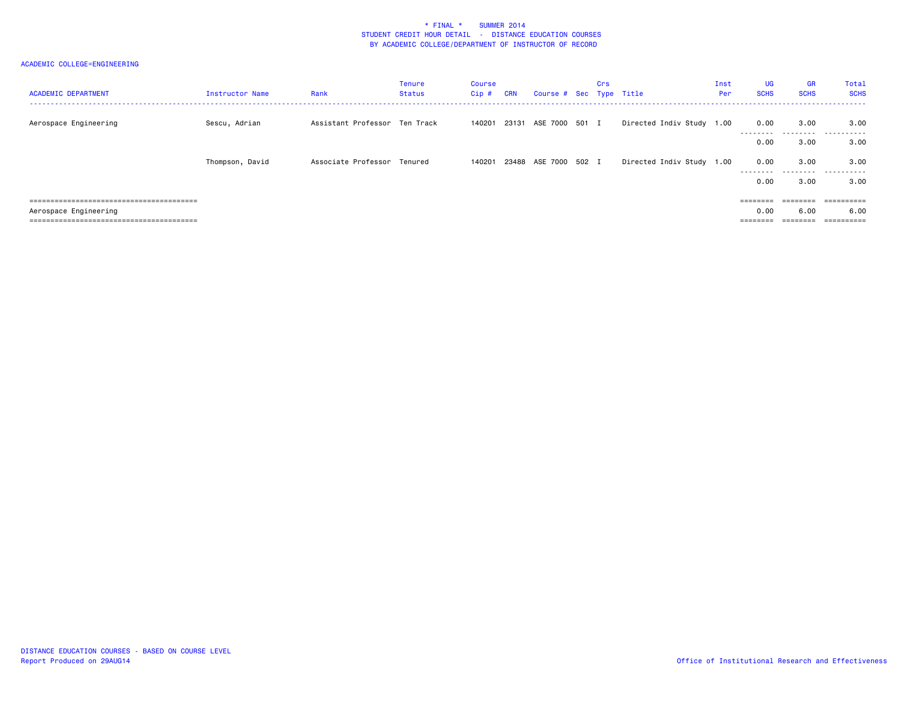\* FINAL \*    SUMMER 2014
STUDENT CREDIT HOUR DETAIL - DISTANCE EDUCATION COURSES
BY ACADEMIC COLLEGE/DEPARTMENT OF INSTRUCTOR OF RECORD

ACADEMIC COLLEGE=ENGINEERING

| ACADEMIC DEPARTMENT | Instructor Name | Rank | Tenure Status | Course Cip # | CRN | Course # | Sec | Crs Type | Title | Inst Per | UG SCHS | GR SCHS | Total SCHS |
|---|---|---|---|---|---|---|---|---|---|---|---|---|---|
| Aerospace Engineering | Sescu, Adrian | Assistant Professor | Ten Track | 140201 | 23131 | ASE 7000 | 501 | I | Directed Indiv Study | 1.00 | 0.00 | 3.00 | 3.00 |
| | | | | | | | | | | | 0.00 | 3.00 | 3.00 |
| | Thompson, David | Associate Professor | Tenured | 140201 | 23488 | ASE 7000 | 502 | I | Directed Indiv Study | 1.00 | 0.00 | 3.00 | 3.00 |
| | | | | | | | | | | | 0.00 | 3.00 | 3.00 |
| Aerospace Engineering | | | | | | | | | | | 0.00 | 6.00 | 6.00 |

DISTANCE EDUCATION COURSES - BASED ON COURSE LEVEL
Report Produced on 29AUG14

Office of Institutional Research and Effectiveness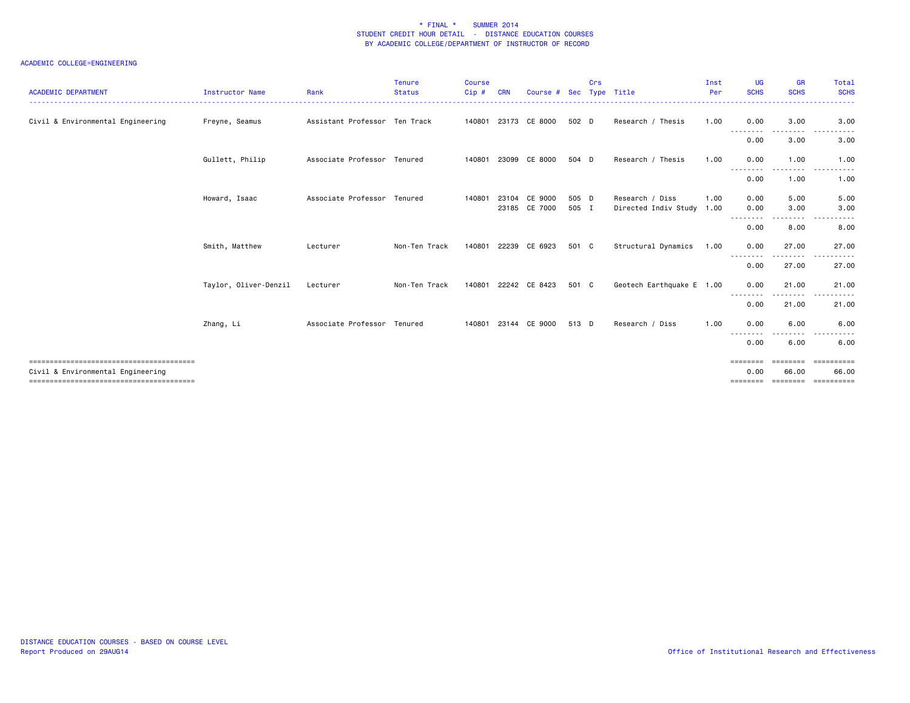# * FINAL * SUMMER 2014
## STUDENT CREDIT HOUR DETAIL - DISTANCE EDUCATION COURSES
## BY ACADEMIC COLLEGE/DEPARTMENT OF INSTRUCTOR OF RECORD

ACADEMIC COLLEGE=ENGINEERING

| ACADEMIC DEPARTMENT | Instructor Name | Rank | Tenure Status | Course Cip # | CRN | Course # | Sec | Crs Type | Title | Inst Per | UG SCHS | GR SCHS | Total SCHS |
|---|---|---|---|---|---|---|---|---|---|---|---|---|---|
| Civil & Environmental Engineering | Freyne, Seamus | Assistant Professor | Ten Track | 140801 | 23173 | CE 8000 | 502 | D | Research / Thesis | 1.00 | 0.00 | 3.00 | 3.00 |
| | | | | | | | | | | | 0.00 | 3.00 | 3.00 |
| | Gullett, Philip | Associate Professor | Tenured | 140801 | 23099 | CE 8000 | 504 | D | Research / Thesis | 1.00 | 0.00 | 1.00 | 1.00 |
| | | | | | | | | | | | 0.00 | 1.00 | 1.00 |
| | Howard, Isaac | Associate Professor | Tenured | 140801 | 23104 | CE 9000 | 505 | D | Research / Diss | 1.00 | 0.00 | 5.00 | 5.00 |
| | | | | | 23185 | CE 7000 | 505 | I | Directed Indiv Study | 1.00 | 0.00 | 3.00 | 3.00 |
| | | | | | | | | | | | 0.00 | 8.00 | 8.00 |
| | Smith, Matthew | Lecturer | Non-Ten Track | 140801 | 22239 | CE 6923 | 501 | C | Structural Dynamics | 1.00 | 0.00 | 27.00 | 27.00 |
| | | | | | | | | | | | 0.00 | 27.00 | 27.00 |
| | Taylor, Oliver-Denzil | Lecturer | Non-Ten Track | 140801 | 22242 | CE 8423 | 501 | C | Geotech Earthquake E | 1.00 | 0.00 | 21.00 | 21.00 |
| | | | | | | | | | | | 0.00 | 21.00 | 21.00 |
| | Zhang, Li | Associate Professor | Tenured | 140801 | 23144 | CE 9000 | 513 | D | Research / Diss | 1.00 | 0.00 | 6.00 | 6.00 |
| | | | | | | | | | | | 0.00 | 6.00 | 6.00 |
| Civil & Environmental Engineering | | | | | | | | | | | 0.00 | 66.00 | 66.00 |

DISTANCE EDUCATION COURSES - BASED ON COURSE LEVEL
Report Produced on 29AUG14

Office of Institutional Research and Effectiveness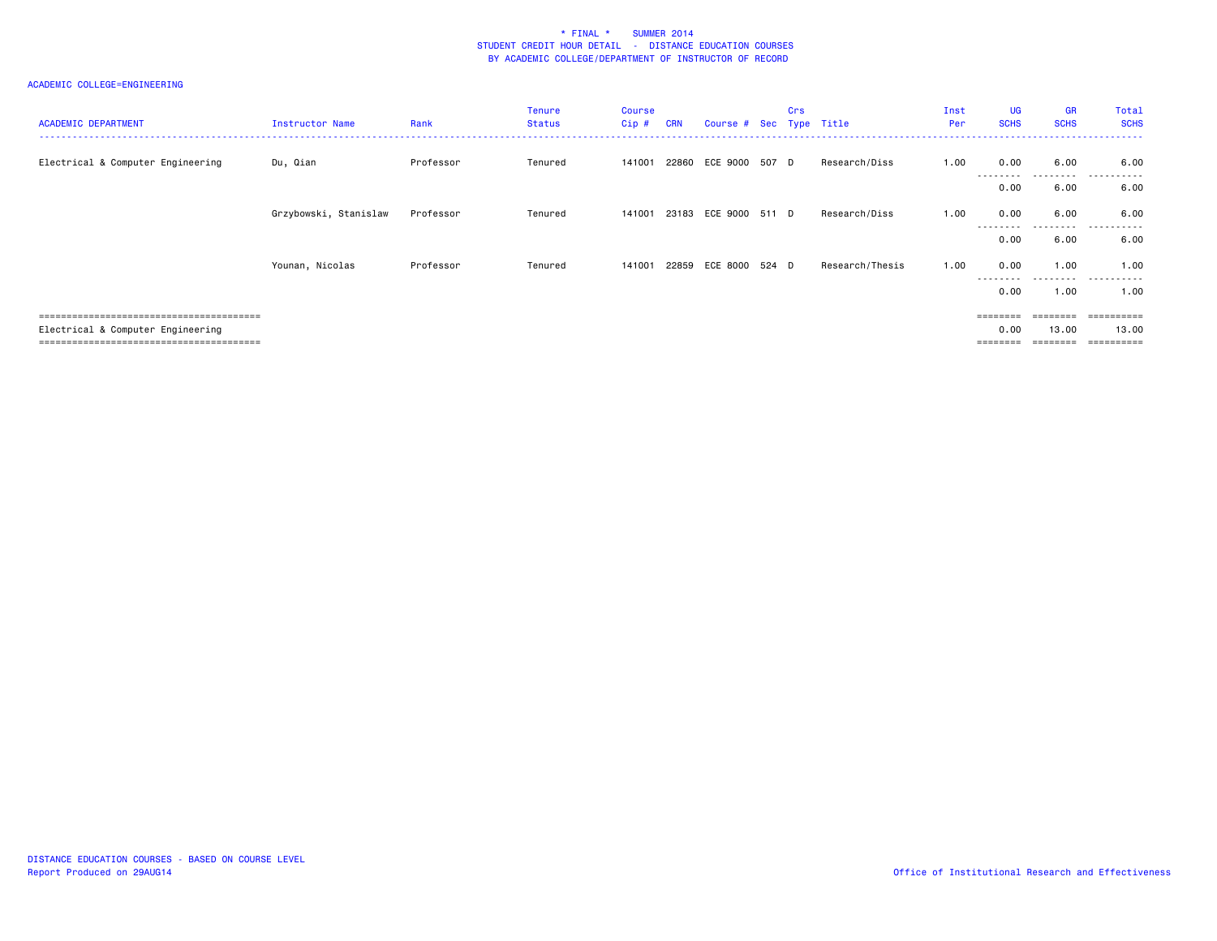\* FINAL \*    SUMMER 2014
STUDENT CREDIT HOUR DETAIL - DISTANCE EDUCATION COURSES
BY ACADEMIC COLLEGE/DEPARTMENT OF INSTRUCTOR OF RECORD

ACADEMIC COLLEGE=ENGINEERING

| ACADEMIC DEPARTMENT | Instructor Name | Rank | Tenure Status | Course Cip # | CRN | Course # | Sec | Crs Type | Title | Inst Per | UG SCHS | GR SCHS | Total SCHS |
|---|---|---|---|---|---|---|---|---|---|---|---|---|---|
| Electrical & Computer Engineering | Du, Qian | Professor | Tenured | 141001 | 22860 | ECE 9000 | 507 | D | Research/Diss | 1.00 | 0.00 | 6.00 | 6.00 |
| | | | | | | | | | | | 0.00 | 6.00 | 6.00 |
| | Grzybowski, Stanislaw | Professor | Tenured | 141001 | 23183 | ECE 9000 | 511 | D | Research/Diss | 1.00 | 0.00 | 6.00 | 6.00 |
| | | | | | | | | | | | 0.00 | 6.00 | 6.00 |
| | Younan, Nicolas | Professor | Tenured | 141001 | 22859 | ECE 8000 | 524 | D | Research/Thesis | 1.00 | 0.00 | 1.00 | 1.00 |
| | | | | | | | | | | | 0.00 | 1.00 | 1.00 |
| Electrical & Computer Engineering | | | | | | | | | | | 0.00 | 13.00 | 13.00 |

DISTANCE EDUCATION COURSES - BASED ON COURSE LEVEL
Report Produced on 29AUG14

Office of Institutional Research and Effectiveness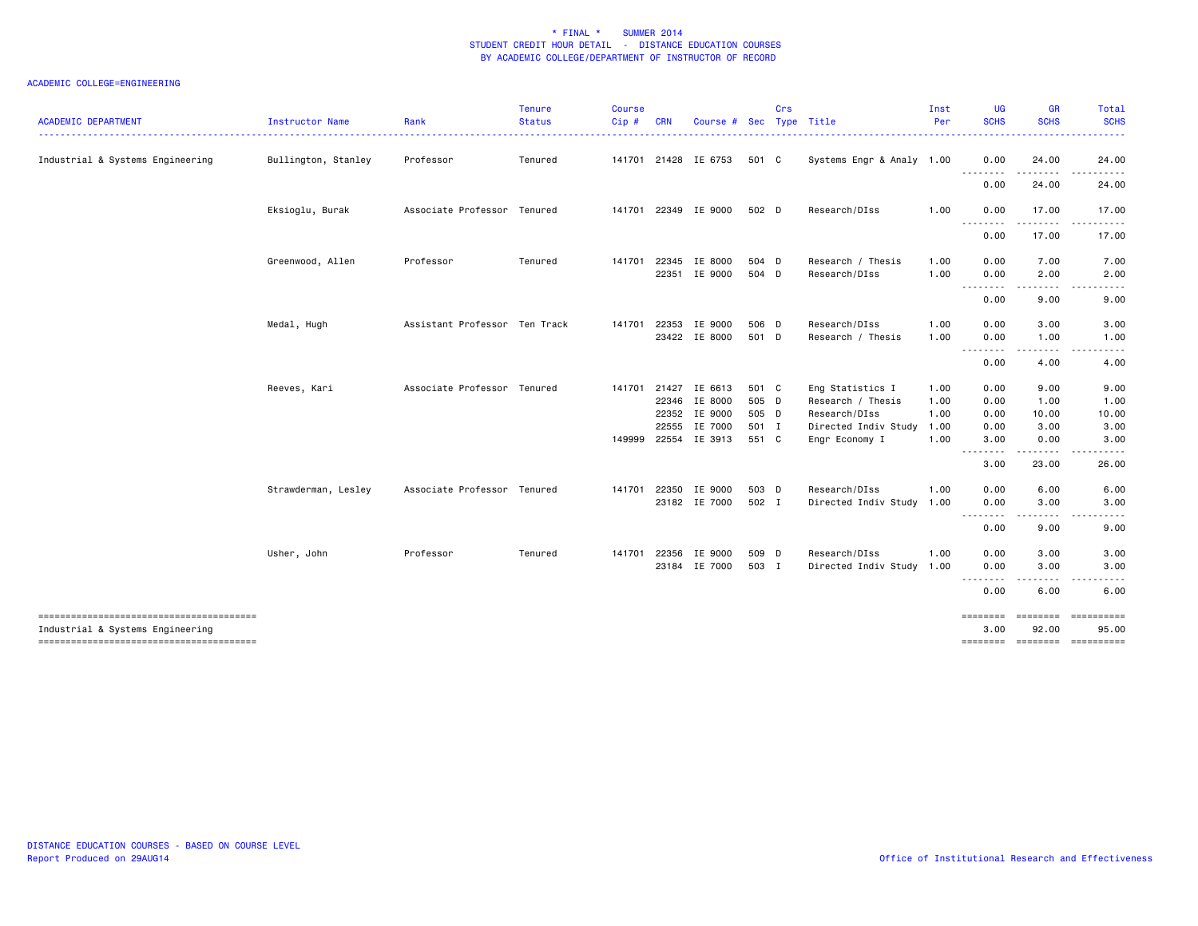**\* FINAL \* SUMMER 2014**
**STUDENT CREDIT HOUR DETAIL - DISTANCE EDUCATION COURSES**
**BY ACADEMIC COLLEGE/DEPARTMENT OF INSTRUCTOR OF RECORD**

ACADEMIC COLLEGE=ENGINEERING

| ACADEMIC DEPARTMENT | Instructor Name | Rank | Tenure Status | Course Cip # | CRN | Course # | Sec | Crs Type | Title | Inst Per | UG SCHS | GR SCHS | Total SCHS |
|---|---|---|---|---|---|---|---|---|---|---|---|---|---|
| Industrial & Systems Engineering | Bullington, Stanley | Professor | Tenured | 141701 | 21428 | IE 6753 | 501 | C | Systems Engr & Analy | 1.00 | 0.00 | 24.00 | 24.00 |
| | | | | | | | | | | | 0.00 | 24.00 | 24.00 |
| | Eksioglu, Burak | Associate Professor | Tenured | 141701 | 22349 | IE 9000 | 502 | D | Research/DIss | 1.00 | 0.00 | 17.00 | 17.00 |
| | | | | | | | | | | | 0.00 | 17.00 | 17.00 |
| | Greenwood, Allen | Professor | Tenured | 141701 | 22345 | IE 8000 | 504 | D | Research / Thesis | 1.00 | 0.00 | 7.00 | 7.00 |
| | | | | | 22351 | IE 9000 | 504 | D | Research/DIss | 1.00 | 0.00 | 2.00 | 2.00 |
| | | | | | | | | | | | 0.00 | 9.00 | 9.00 |
| | Medal, Hugh | Assistant Professor | Ten Track | 141701 | 22353 | IE 9000 | 506 | D | Research/DIss | 1.00 | 0.00 | 3.00 | 3.00 |
| | | | | | 23422 | IE 8000 | 501 | D | Research / Thesis | 1.00 | 0.00 | 1.00 | 1.00 |
| | | | | | | | | | | | 0.00 | 4.00 | 4.00 |
| | Reeves, Kari | Associate Professor | Tenured | 141701 | 21427 | IE 6613 | 501 | C | Eng Statistics I | 1.00 | 0.00 | 9.00 | 9.00 |
| | | | | | 22346 | IE 8000 | 505 | D | Research / Thesis | 1.00 | 0.00 | 1.00 | 1.00 |
| | | | | | 22352 | IE 9000 | 505 | D | Research/DIss | 1.00 | 0.00 | 10.00 | 10.00 |
| | | | | | 22555 | IE 7000 | 501 | I | Directed Indiv Study | 1.00 | 0.00 | 3.00 | 3.00 |
| | | | | 149999 | 22554 | IE 3913 | 551 | C | Engr Economy I | 1.00 | 3.00 | 0.00 | 3.00 |
| | | | | | | | | | | | 3.00 | 23.00 | 26.00 |
| | Strawderman, Lesley | Associate Professor | Tenured | 141701 | 22350 | IE 9000 | 503 | D | Research/DIss | 1.00 | 0.00 | 6.00 | 6.00 |
| | | | | | 23182 | IE 7000 | 502 | I | Directed Indiv Study | 1.00 | 0.00 | 3.00 | 3.00 |
| | | | | | | | | | | | 0.00 | 9.00 | 9.00 |
| | Usher, John | Professor | Tenured | 141701 | 22356 | IE 9000 | 509 | D | Research/DIss | 1.00 | 0.00 | 3.00 | 3.00 |
| | | | | | 23184 | IE 7000 | 503 | I | Directed Indiv Study | 1.00 | 0.00 | 3.00 | 3.00 |
| | | | | | | | | | | | 0.00 | 6.00 | 6.00 |
| Industrial & Systems Engineering | | | | | | | | | | | 3.00 | 92.00 | 95.00 |

DISTANCE EDUCATION COURSES - BASED ON COURSE LEVEL
Report Produced on 29AUG14

Office of Institutional Research and Effectiveness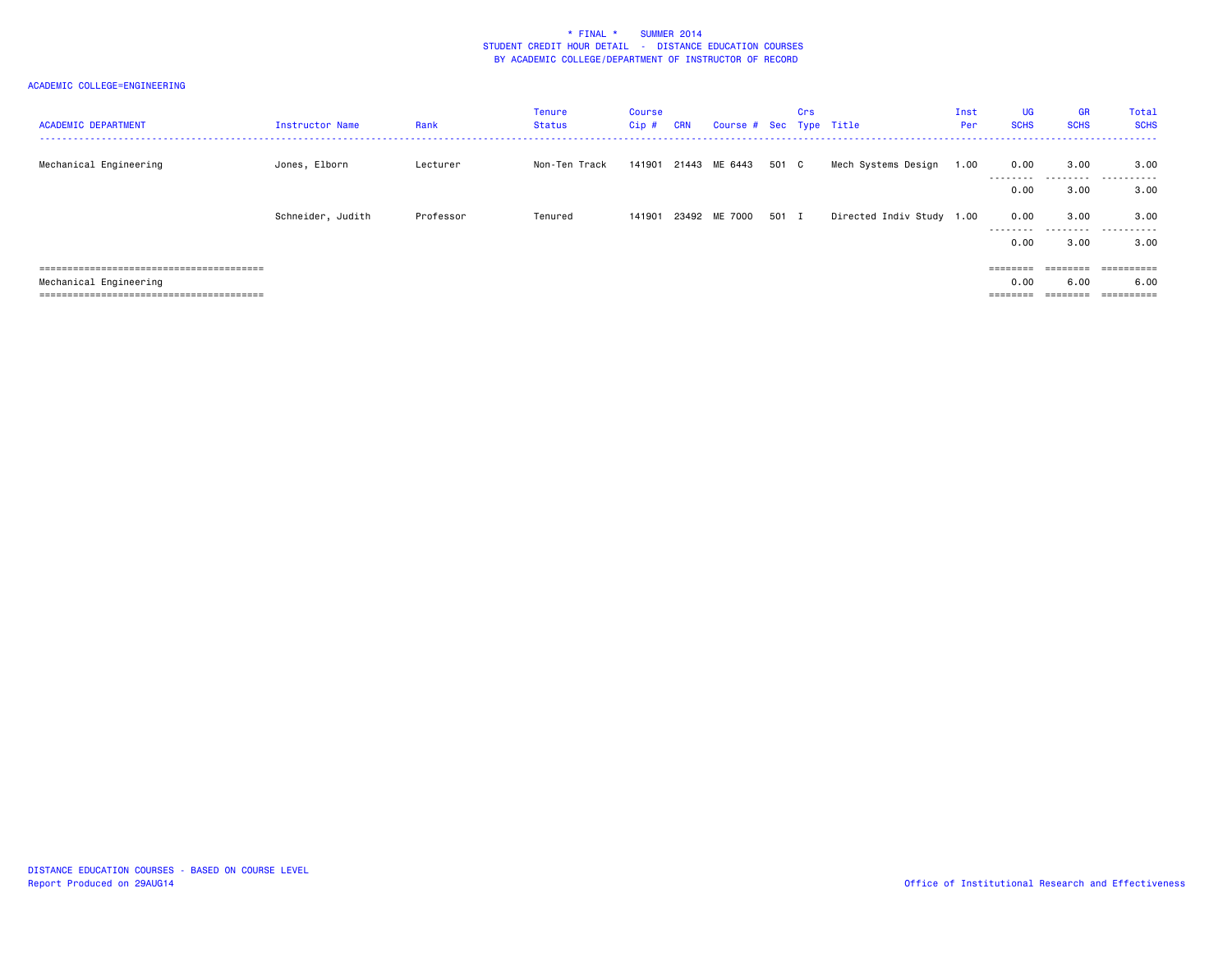\* FINAL \*    SUMMER 2014
STUDENT CREDIT HOUR DETAIL - DISTANCE EDUCATION COURSES
BY ACADEMIC COLLEGE/DEPARTMENT OF INSTRUCTOR OF RECORD

ACADEMIC COLLEGE=ENGINEERING

| ACADEMIC DEPARTMENT | Instructor Name | Rank | Tenure Status | Course Cip # | CRN | Course # | Sec | Crs Type | Title | Inst Per | UG SCHS | GR SCHS | Total SCHS |
|---|---|---|---|---|---|---|---|---|---|---|---|---|---|
| Mechanical Engineering | Jones, Elborn | Lecturer | Non-Ten Track | 141901 | 21443 | ME 6443 | 501 | C | Mech Systems Design | 1.00 | 0.00 | 3.00 | 3.00 |
| | | | | | | | | | | | 0.00 | 3.00 | 3.00 |
| | Schneider, Judith | Professor | Tenured | 141901 | 23492 | ME 7000 | 501 | I | Directed Indiv Study | 1.00 | 0.00 | 3.00 | 3.00 |
| | | | | | | | | | | | 0.00 | 3.00 | 3.00 |
| Mechanical Engineering | | | | | | | | | | | 0.00 | 6.00 | 6.00 |

DISTANCE EDUCATION COURSES - BASED ON COURSE LEVEL
Report Produced on 29AUG14

Office of Institutional Research and Effectiveness